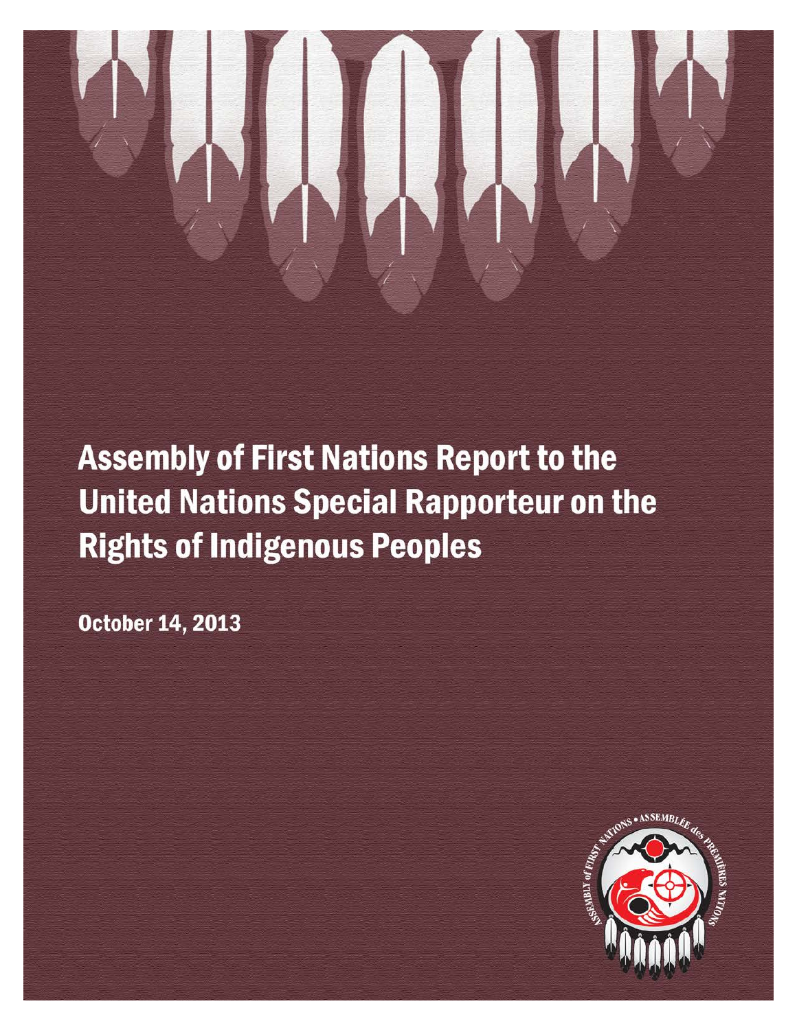# Assembly of First Nations Report to the United Nations Special Rapporteur on the Rights of Indigenous Peoples

October 14, 2013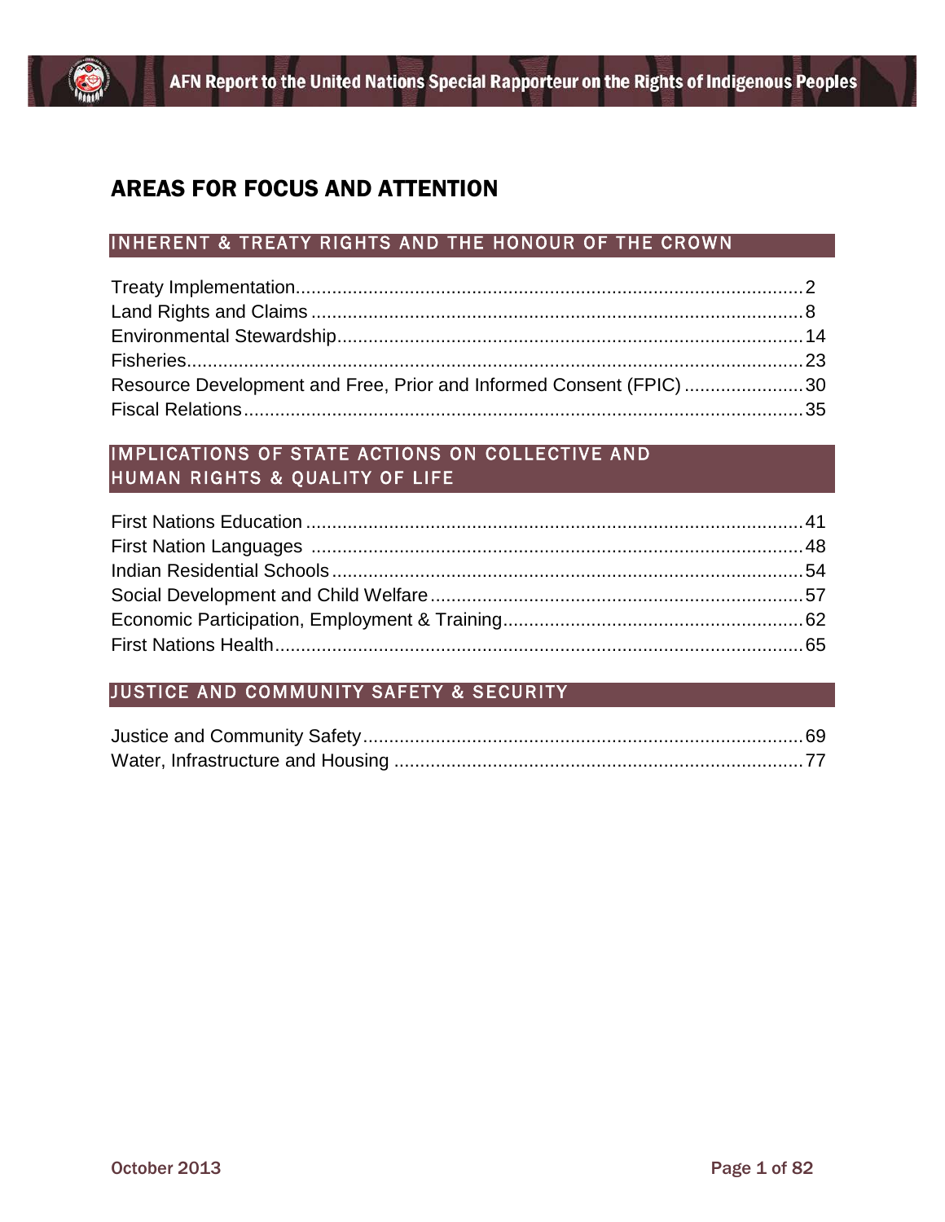# AREAS FOR FOCUS AND ATTENTION

## INHERENT & TREATY RIGHTS AND THE HONOUR OF THE CROWN

Treaty Implementation....2
Land Rights and Claims....8
Environmental Stewardship....14
Fisheries....23
Resource Development and Free, Prior and Informed Consent (FPIC)....30
Fiscal Relations....35

## IMPLICATIONS OF STATE ACTIONS ON COLLECTIVE AND HUMAN RIGHTS & QUALITY OF LIFE

First Nations Education....41
First Nation Languages....48
Indian Residential Schools....54
Social Development and Child Welfare....57
Economic Participation, Employment & Training....62
First Nations Health....65

## JUSTICE AND COMMUNITY SAFETY & SECURITY

Justice and Community Safety....69
Water, Infrastructure and Housing....77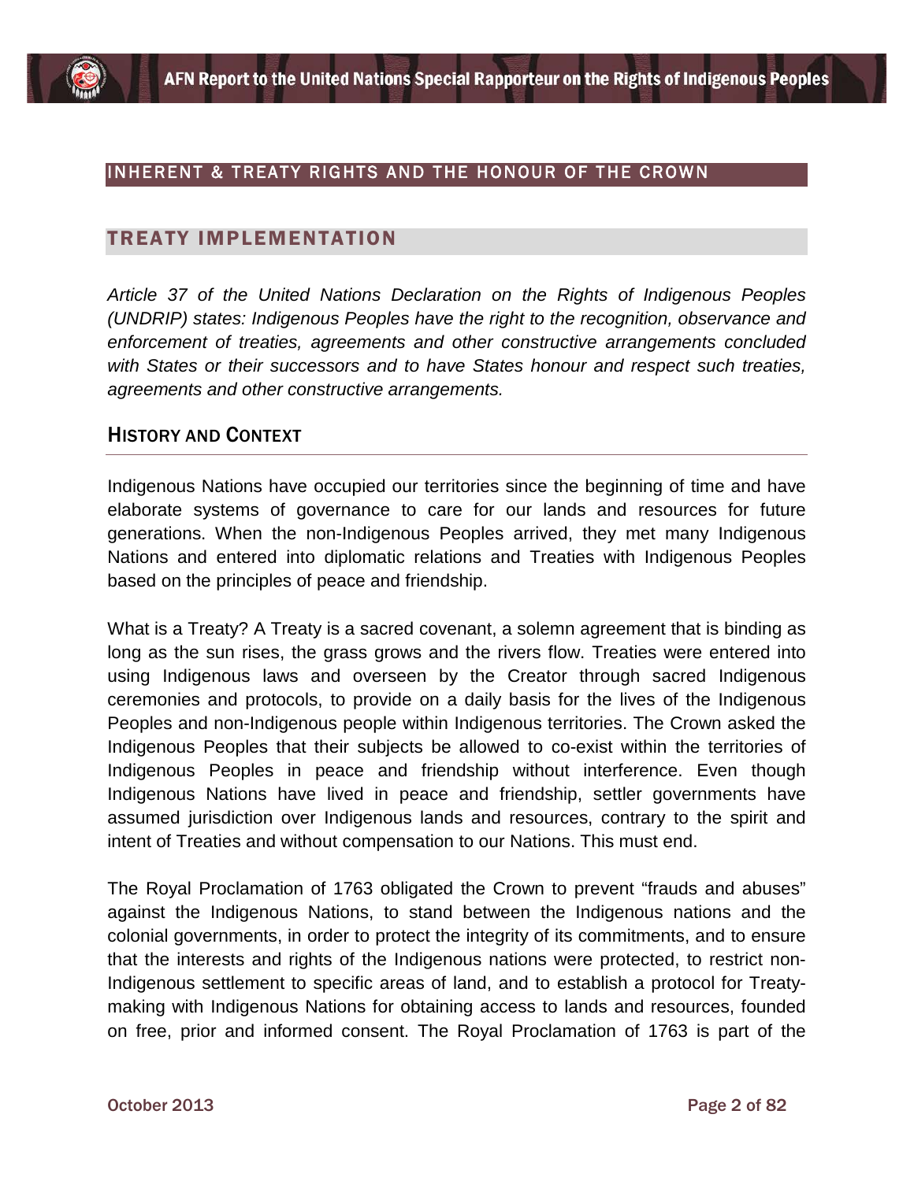## INHERENT & TREATY RIGHTS AND THE HONOUR OF THE CROWN

## TREATY IMPLEMENTATION

*Article 37 of the United Nations Declaration on the Rights of Indigenous Peoples (UNDRIP) states: Indigenous Peoples have the right to the recognition, observance and enforcement of treaties, agreements and other constructive arrangements concluded with States or their successors and to have States honour and respect such treaties, agreements and other constructive arrangements.*

### HISTORY AND CONTEXT

Indigenous Nations have occupied our territories since the beginning of time and have elaborate systems of governance to care for our lands and resources for future generations. When the non-Indigenous Peoples arrived, they met many Indigenous Nations and entered into diplomatic relations and Treaties with Indigenous Peoples based on the principles of peace and friendship.

What is a Treaty? A Treaty is a sacred covenant, a solemn agreement that is binding as long as the sun rises, the grass grows and the rivers flow. Treaties were entered into using Indigenous laws and overseen by the Creator through sacred Indigenous ceremonies and protocols, to provide on a daily basis for the lives of the Indigenous Peoples and non-Indigenous people within Indigenous territories. The Crown asked the Indigenous Peoples that their subjects be allowed to co-exist within the territories of Indigenous Peoples in peace and friendship without interference. Even though Indigenous Nations have lived in peace and friendship, settler governments have assumed jurisdiction over Indigenous lands and resources, contrary to the spirit and intent of Treaties and without compensation to our Nations. This must end.

The Royal Proclamation of 1763 obligated the Crown to prevent "frauds and abuses" against the Indigenous Nations, to stand between the Indigenous nations and the colonial governments, in order to protect the integrity of its commitments, and to ensure that the interests and rights of the Indigenous nations were protected, to restrict non-Indigenous settlement to specific areas of land, and to establish a protocol for Treaty-making with Indigenous Nations for obtaining access to lands and resources, founded on free, prior and informed consent. The Royal Proclamation of 1763 is part of the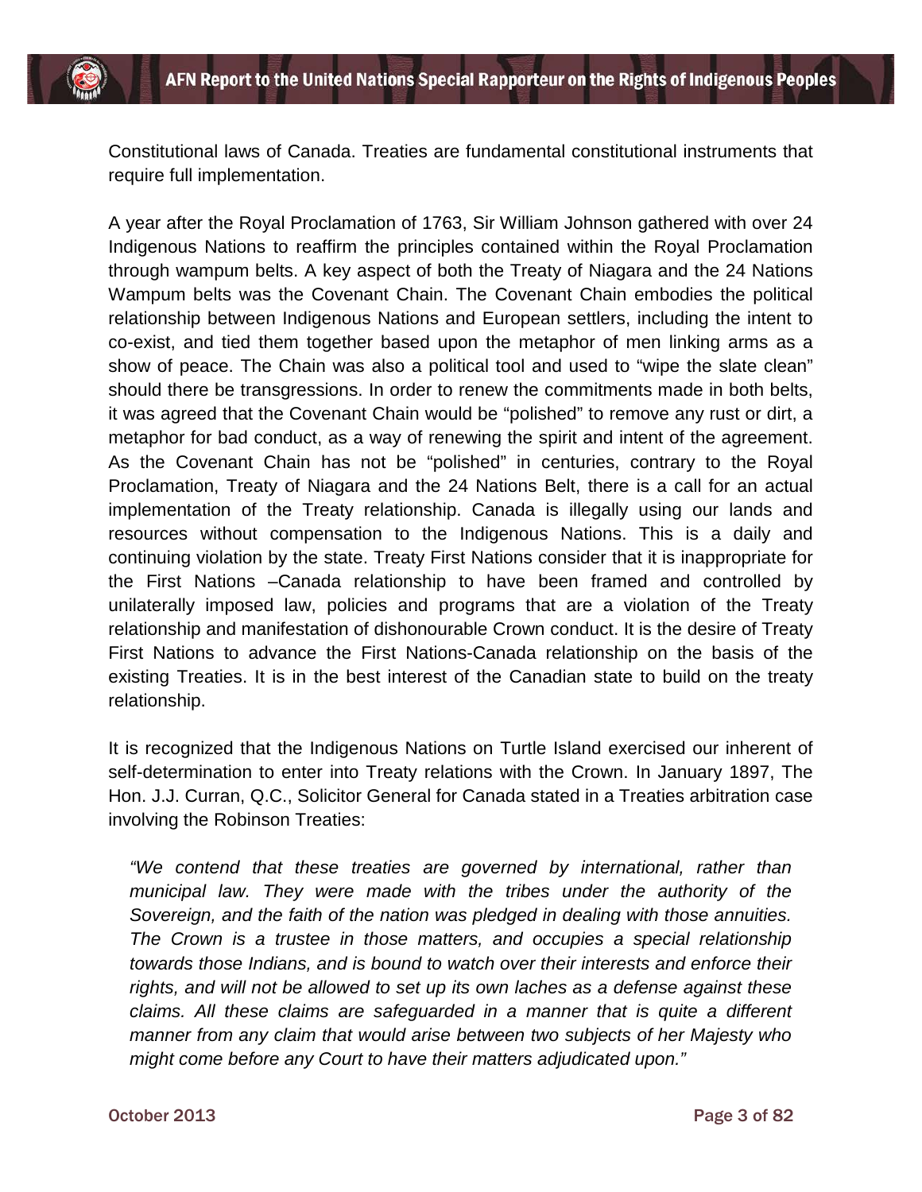Constitutional laws of Canada. Treaties are fundamental constitutional instruments that require full implementation.

A year after the Royal Proclamation of 1763, Sir William Johnson gathered with over 24 Indigenous Nations to reaffirm the principles contained within the Royal Proclamation through wampum belts. A key aspect of both the Treaty of Niagara and the 24 Nations Wampum belts was the Covenant Chain. The Covenant Chain embodies the political relationship between Indigenous Nations and European settlers, including the intent to co-exist, and tied them together based upon the metaphor of men linking arms as a show of peace. The Chain was also a political tool and used to "wipe the slate clean" should there be transgressions. In order to renew the commitments made in both belts, it was agreed that the Covenant Chain would be "polished" to remove any rust or dirt, a metaphor for bad conduct, as a way of renewing the spirit and intent of the agreement. As the Covenant Chain has not be "polished" in centuries, contrary to the Royal Proclamation, Treaty of Niagara and the 24 Nations Belt, there is a call for an actual implementation of the Treaty relationship. Canada is illegally using our lands and resources without compensation to the Indigenous Nations. This is a daily and continuing violation by the state. Treaty First Nations consider that it is inappropriate for the First Nations –Canada relationship to have been framed and controlled by unilaterally imposed law, policies and programs that are a violation of the Treaty relationship and manifestation of dishonourable Crown conduct. It is the desire of Treaty First Nations to advance the First Nations-Canada relationship on the basis of the existing Treaties. It is in the best interest of the Canadian state to build on the treaty relationship.

It is recognized that the Indigenous Nations on Turtle Island exercised our inherent of self-determination to enter into Treaty relations with the Crown. In January 1897, The Hon. J.J. Curran, Q.C., Solicitor General for Canada stated in a Treaties arbitration case involving the Robinson Treaties:

> *"We contend that these treaties are governed by international, rather than municipal law. They were made with the tribes under the authority of the Sovereign, and the faith of the nation was pledged in dealing with those annuities. The Crown is a trustee in those matters, and occupies a special relationship towards those Indians, and is bound to watch over their interests and enforce their rights, and will not be allowed to set up its own laches as a defense against these claims. All these claims are safeguarded in a manner that is quite a different manner from any claim that would arise between two subjects of her Majesty who might come before any Court to have their matters adjudicated upon."*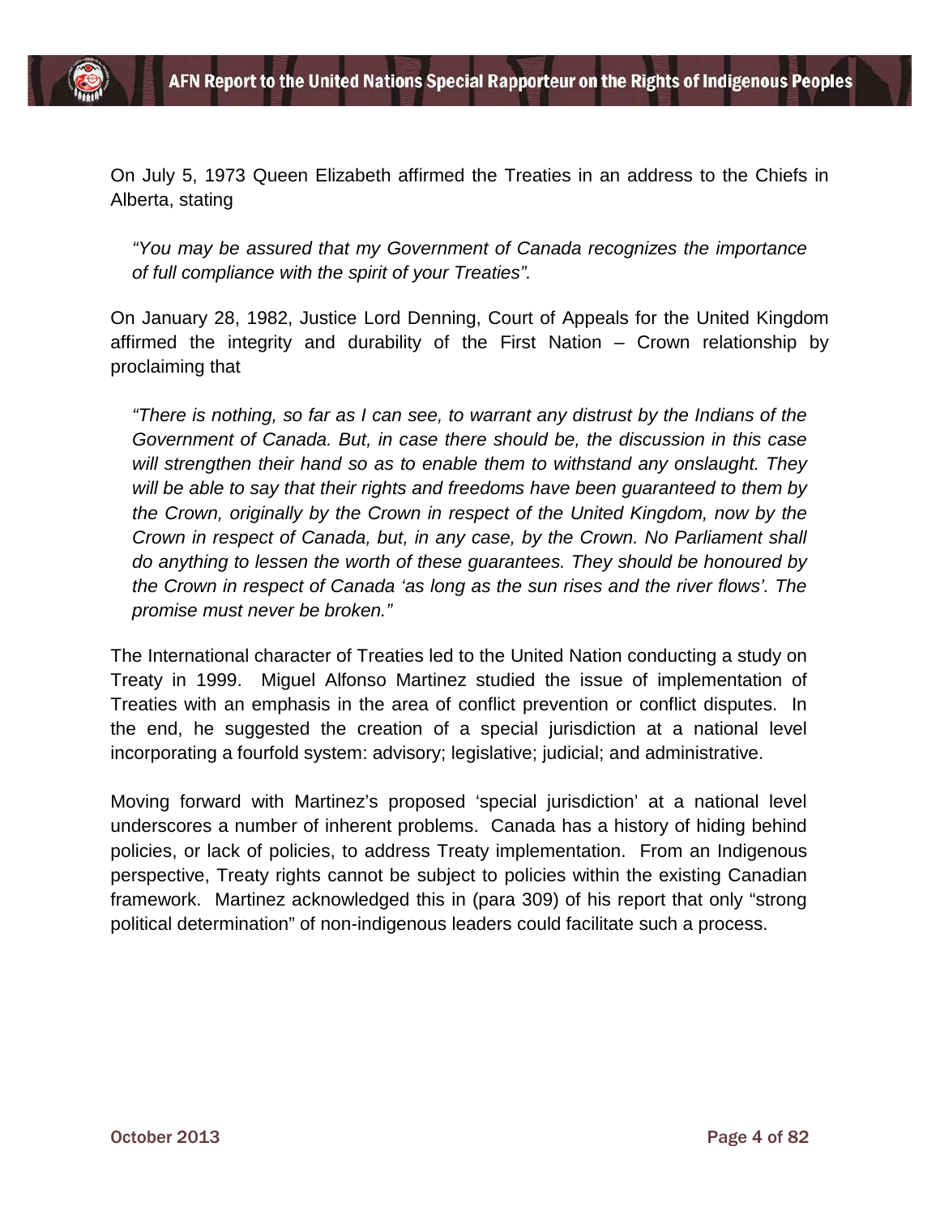On July 5, 1973 Queen Elizabeth affirmed the Treaties in an address to the Chiefs in Alberta, stating

> *"You may be assured that my Government of Canada recognizes the importance of full compliance with the spirit of your Treaties".*

On January 28, 1982, Justice Lord Denning, Court of Appeals for the United Kingdom affirmed the integrity and durability of the First Nation – Crown relationship by proclaiming that

> *"There is nothing, so far as I can see, to warrant any distrust by the Indians of the Government of Canada. But, in case there should be, the discussion in this case will strengthen their hand so as to enable them to withstand any onslaught. They will be able to say that their rights and freedoms have been guaranteed to them by the Crown, originally by the Crown in respect of the United Kingdom, now by the Crown in respect of Canada, but, in any case, by the Crown. No Parliament shall do anything to lessen the worth of these guarantees. They should be honoured by the Crown in respect of Canada 'as long as the sun rises and the river flows'. The promise must never be broken."*

The International character of Treaties led to the United Nation conducting a study on Treaty in 1999. Miguel Alfonso Martinez studied the issue of implementation of Treaties with an emphasis in the area of conflict prevention or conflict disputes. In the end, he suggested the creation of a special jurisdiction at a national level incorporating a fourfold system: advisory; legislative; judicial; and administrative.

Moving forward with Martinez's proposed 'special jurisdiction' at a national level underscores a number of inherent problems. Canada has a history of hiding behind policies, or lack of policies, to address Treaty implementation. From an Indigenous perspective, Treaty rights cannot be subject to policies within the existing Canadian framework. Martinez acknowledged this in (para 309) of his report that only "strong political determination" of non-indigenous leaders could facilitate such a process.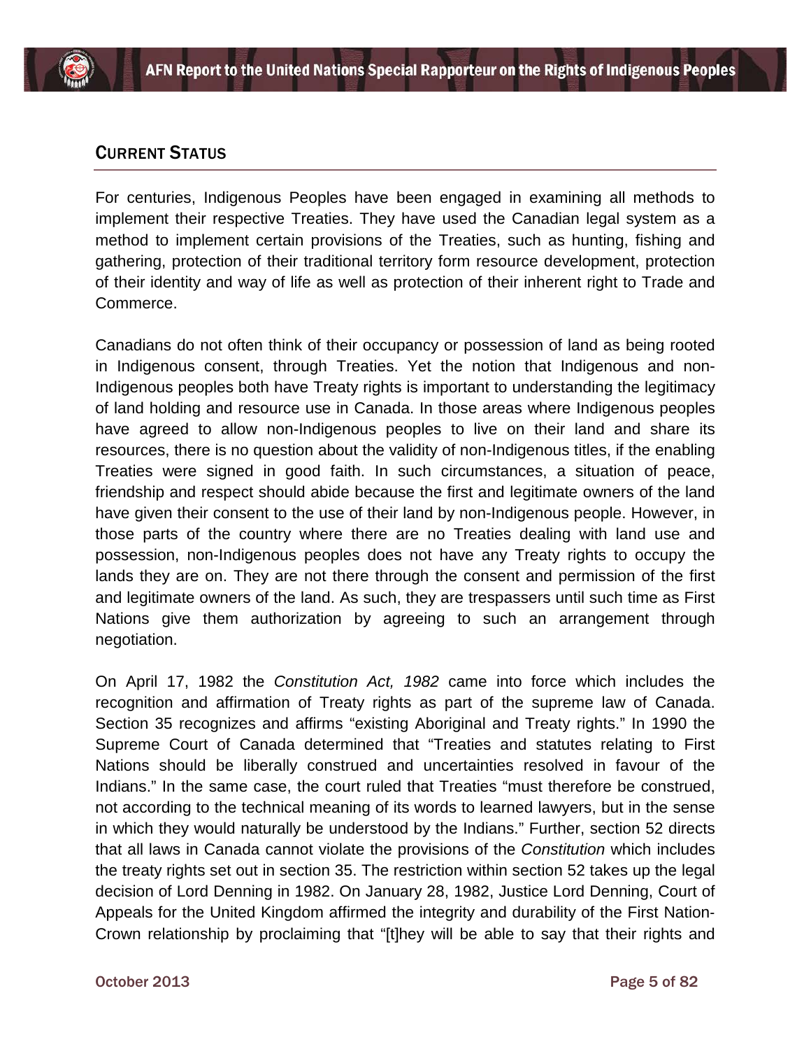## CURRENT STATUS

For centuries, Indigenous Peoples have been engaged in examining all methods to implement their respective Treaties. They have used the Canadian legal system as a method to implement certain provisions of the Treaties, such as hunting, fishing and gathering, protection of their traditional territory form resource development, protection of their identity and way of life as well as protection of their inherent right to Trade and Commerce.

Canadians do not often think of their occupancy or possession of land as being rooted in Indigenous consent, through Treaties. Yet the notion that Indigenous and non-Indigenous peoples both have Treaty rights is important to understanding the legitimacy of land holding and resource use in Canada. In those areas where Indigenous peoples have agreed to allow non-Indigenous peoples to live on their land and share its resources, there is no question about the validity of non-Indigenous titles, if the enabling Treaties were signed in good faith. In such circumstances, a situation of peace, friendship and respect should abide because the first and legitimate owners of the land have given their consent to the use of their land by non-Indigenous people. However, in those parts of the country where there are no Treaties dealing with land use and possession, non-Indigenous peoples does not have any Treaty rights to occupy the lands they are on. They are not there through the consent and permission of the first and legitimate owners of the land. As such, they are trespassers until such time as First Nations give them authorization by agreeing to such an arrangement through negotiation.

On April 17, 1982 the *Constitution Act, 1982* came into force which includes the recognition and affirmation of Treaty rights as part of the supreme law of Canada. Section 35 recognizes and affirms "existing Aboriginal and Treaty rights." In 1990 the Supreme Court of Canada determined that "Treaties and statutes relating to First Nations should be liberally construed and uncertainties resolved in favour of the Indians." In the same case, the court ruled that Treaties "must therefore be construed, not according to the technical meaning of its words to learned lawyers, but in the sense in which they would naturally be understood by the Indians." Further, section 52 directs that all laws in Canada cannot violate the provisions of the *Constitution* which includes the treaty rights set out in section 35. The restriction within section 52 takes up the legal decision of Lord Denning in 1982. On January 28, 1982, Justice Lord Denning, Court of Appeals for the United Kingdom affirmed the integrity and durability of the First Nation-Crown relationship by proclaiming that "[t]hey will be able to say that their rights and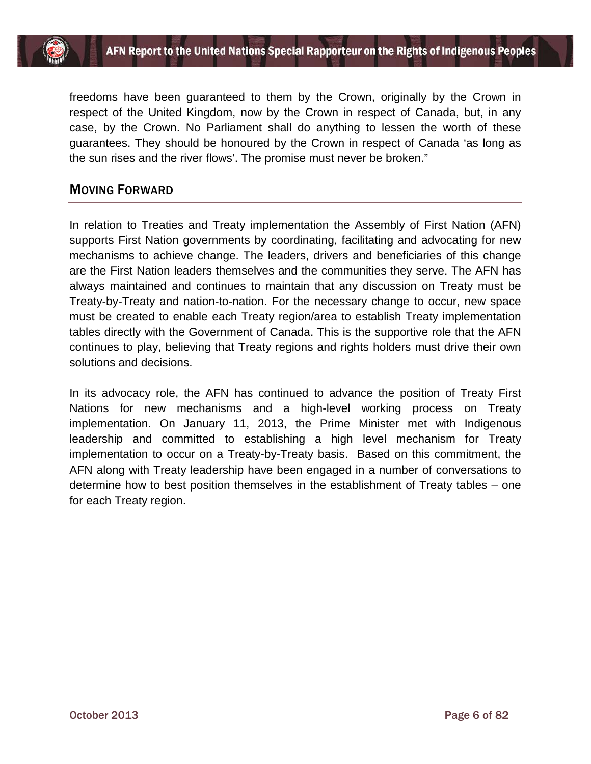freedoms have been guaranteed to them by the Crown, originally by the Crown in respect of the United Kingdom, now by the Crown in respect of Canada, but, in any case, by the Crown. No Parliament shall do anything to lessen the worth of these guarantees. They should be honoured by the Crown in respect of Canada 'as long as the sun rises and the river flows'. The promise must never be broken."

## Moving Forward

In relation to Treaties and Treaty implementation the Assembly of First Nation (AFN) supports First Nation governments by coordinating, facilitating and advocating for new mechanisms to achieve change. The leaders, drivers and beneficiaries of this change are the First Nation leaders themselves and the communities they serve. The AFN has always maintained and continues to maintain that any discussion on Treaty must be Treaty-by-Treaty and nation-to-nation. For the necessary change to occur, new space must be created to enable each Treaty region/area to establish Treaty implementation tables directly with the Government of Canada. This is the supportive role that the AFN continues to play, believing that Treaty regions and rights holders must drive their own solutions and decisions.

In its advocacy role, the AFN has continued to advance the position of Treaty First Nations for new mechanisms and a high-level working process on Treaty implementation. On January 11, 2013, the Prime Minister met with Indigenous leadership and committed to establishing a high level mechanism for Treaty implementation to occur on a Treaty-by-Treaty basis. Based on this commitment, the AFN along with Treaty leadership have been engaged in a number of conversations to determine how to best position themselves in the establishment of Treaty tables – one for each Treaty region.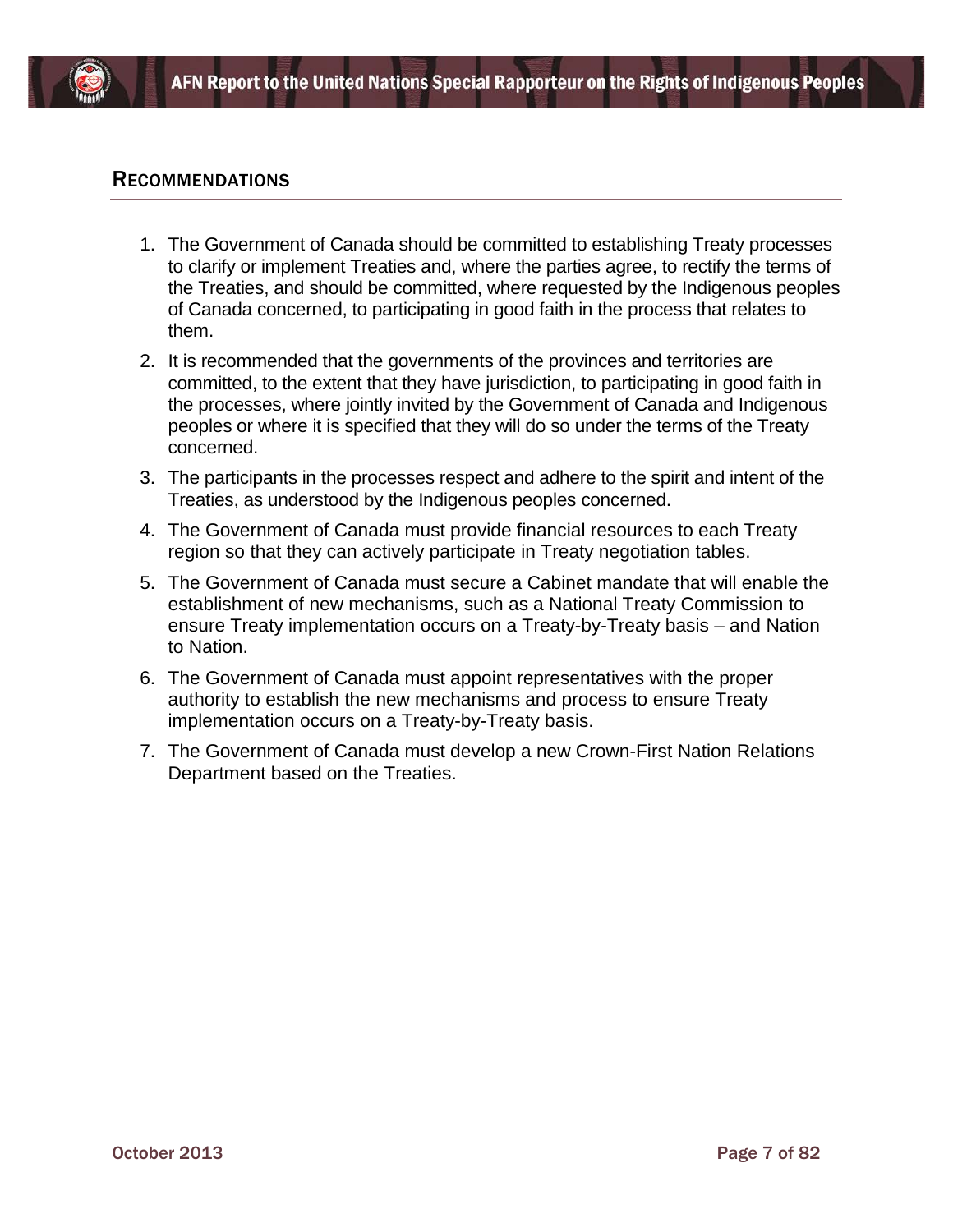## RECOMMENDATIONS

1. The Government of Canada should be committed to establishing Treaty processes to clarify or implement Treaties and, where the parties agree, to rectify the terms of the Treaties, and should be committed, where requested by the Indigenous peoples of Canada concerned, to participating in good faith in the process that relates to them.
2. It is recommended that the governments of the provinces and territories are committed, to the extent that they have jurisdiction, to participating in good faith in the processes, where jointly invited by the Government of Canada and Indigenous peoples or where it is specified that they will do so under the terms of the Treaty concerned.
3. The participants in the processes respect and adhere to the spirit and intent of the Treaties, as understood by the Indigenous peoples concerned.
4. The Government of Canada must provide financial resources to each Treaty region so that they can actively participate in Treaty negotiation tables.
5. The Government of Canada must secure a Cabinet mandate that will enable the establishment of new mechanisms, such as a National Treaty Commission to ensure Treaty implementation occurs on a Treaty-by-Treaty basis – and Nation to Nation.
6. The Government of Canada must appoint representatives with the proper authority to establish the new mechanisms and process to ensure Treaty implementation occurs on a Treaty-by-Treaty basis.
7. The Government of Canada must develop a new Crown-First Nation Relations Department based on the Treaties.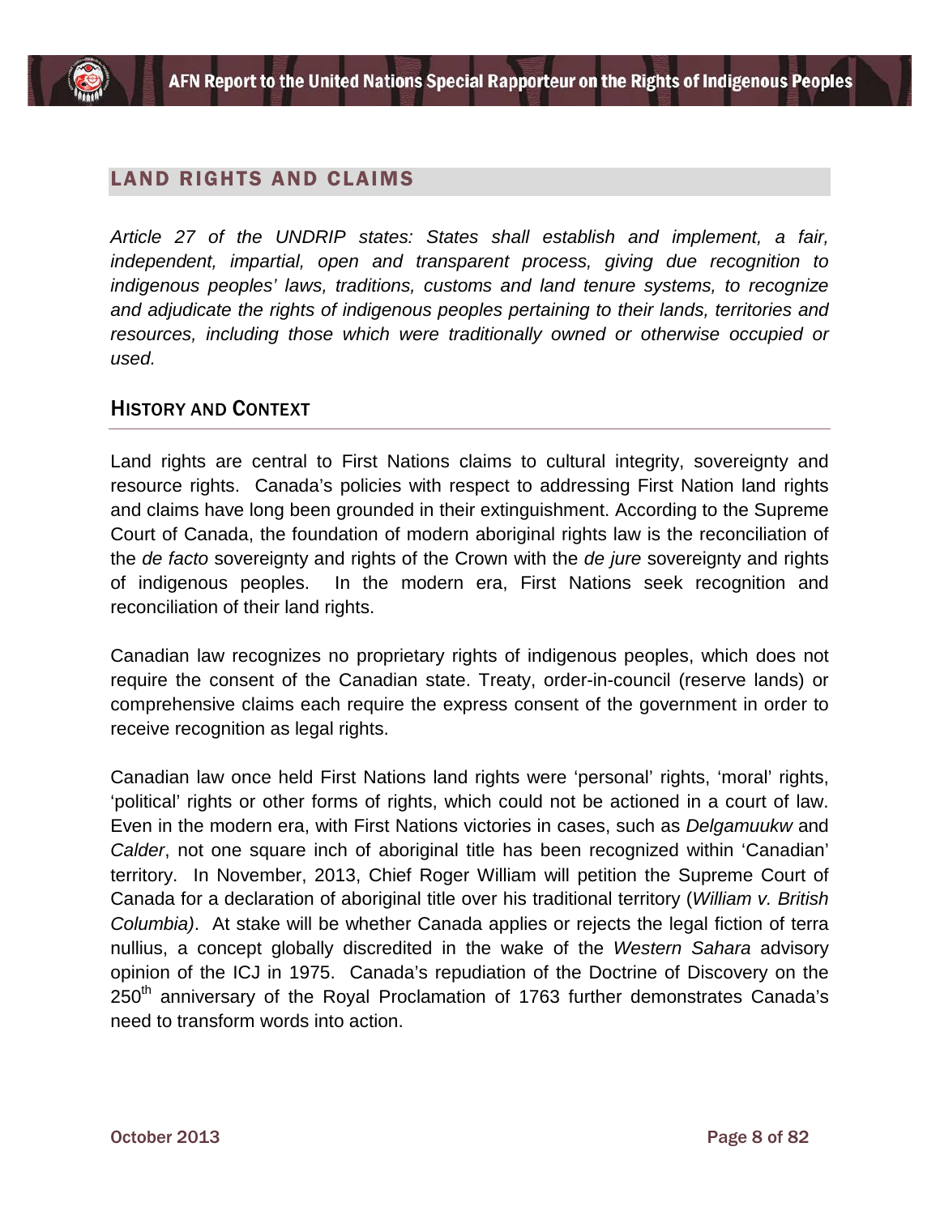## LAND RIGHTS AND CLAIMS

*Article 27 of the UNDRIP states: States shall establish and implement, a fair, independent, impartial, open and transparent process, giving due recognition to indigenous peoples' laws, traditions, customs and land tenure systems, to recognize and adjudicate the rights of indigenous peoples pertaining to their lands, territories and resources, including those which were traditionally owned or otherwise occupied or used.*

### HISTORY AND CONTEXT

Land rights are central to First Nations claims to cultural integrity, sovereignty and resource rights. Canada's policies with respect to addressing First Nation land rights and claims have long been grounded in their extinguishment. According to the Supreme Court of Canada, the foundation of modern aboriginal rights law is the reconciliation of the *de facto* sovereignty and rights of the Crown with the *de jure* sovereignty and rights of indigenous peoples. In the modern era, First Nations seek recognition and reconciliation of their land rights.

Canadian law recognizes no proprietary rights of indigenous peoples, which does not require the consent of the Canadian state. Treaty, order-in-council (reserve lands) or comprehensive claims each require the express consent of the government in order to receive recognition as legal rights.

Canadian law once held First Nations land rights were 'personal' rights, 'moral' rights, 'political' rights or other forms of rights, which could not be actioned in a court of law. Even in the modern era, with First Nations victories in cases, such as *Delgamuukw* and *Calder*, not one square inch of aboriginal title has been recognized within 'Canadian' territory. In November, 2013, Chief Roger William will petition the Supreme Court of Canada for a declaration of aboriginal title over his traditional territory (*William v. British Columbia)*. At stake will be whether Canada applies or rejects the legal fiction of terra nullius, a concept globally discredited in the wake of the *Western Sahara* advisory opinion of the ICJ in 1975. Canada's repudiation of the Doctrine of Discovery on the 250th anniversary of the Royal Proclamation of 1763 further demonstrates Canada's need to transform words into action.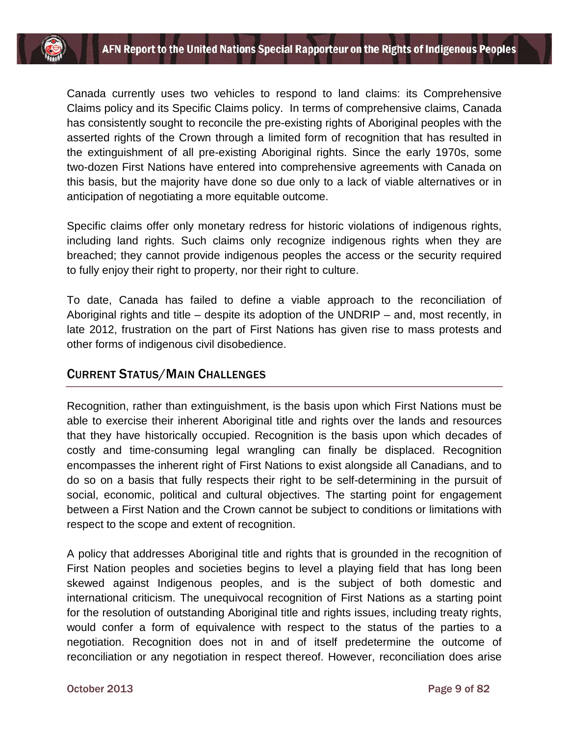Canada currently uses two vehicles to respond to land claims: its Comprehensive Claims policy and its Specific Claims policy. In terms of comprehensive claims, Canada has consistently sought to reconcile the pre-existing rights of Aboriginal peoples with the asserted rights of the Crown through a limited form of recognition that has resulted in the extinguishment of all pre-existing Aboriginal rights. Since the early 1970s, some two-dozen First Nations have entered into comprehensive agreements with Canada on this basis, but the majority have done so due only to a lack of viable alternatives or in anticipation of negotiating a more equitable outcome.

Specific claims offer only monetary redress for historic violations of indigenous rights, including land rights. Such claims only recognize indigenous rights when they are breached; they cannot provide indigenous peoples the access or the security required to fully enjoy their right to property, nor their right to culture.

To date, Canada has failed to define a viable approach to the reconciliation of Aboriginal rights and title – despite its adoption of the UNDRIP – and, most recently, in late 2012, frustration on the part of First Nations has given rise to mass protests and other forms of indigenous civil disobedience.

## Current Status/Main Challenges

Recognition, rather than extinguishment, is the basis upon which First Nations must be able to exercise their inherent Aboriginal title and rights over the lands and resources that they have historically occupied. Recognition is the basis upon which decades of costly and time-consuming legal wrangling can finally be displaced. Recognition encompasses the inherent right of First Nations to exist alongside all Canadians, and to do so on a basis that fully respects their right to be self-determining in the pursuit of social, economic, political and cultural objectives. The starting point for engagement between a First Nation and the Crown cannot be subject to conditions or limitations with respect to the scope and extent of recognition.

A policy that addresses Aboriginal title and rights that is grounded in the recognition of First Nation peoples and societies begins to level a playing field that has long been skewed against Indigenous peoples, and is the subject of both domestic and international criticism. The unequivocal recognition of First Nations as a starting point for the resolution of outstanding Aboriginal title and rights issues, including treaty rights, would confer a form of equivalence with respect to the status of the parties to a negotiation. Recognition does not in and of itself predetermine the outcome of reconciliation or any negotiation in respect thereof. However, reconciliation does arise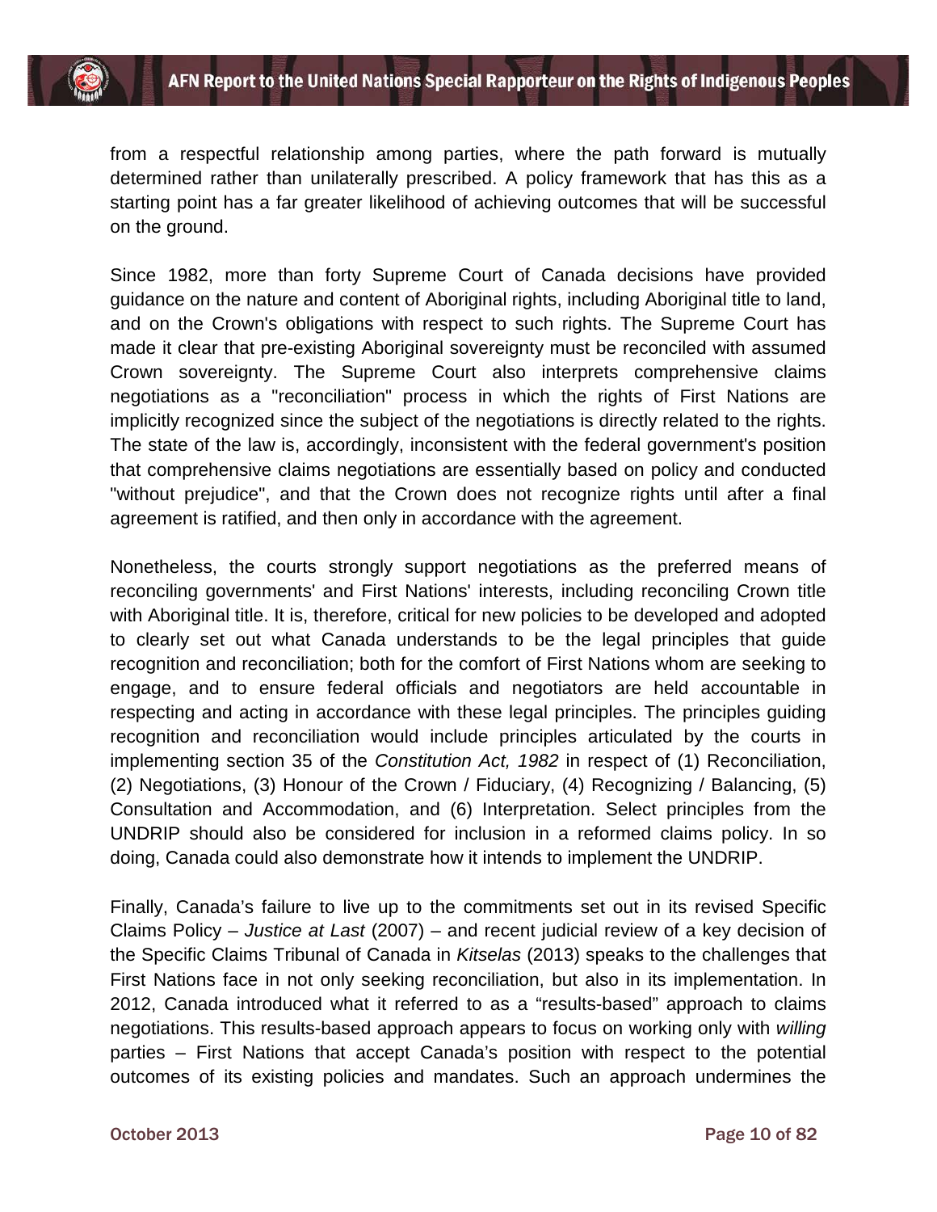from a respectful relationship among parties, where the path forward is mutually determined rather than unilaterally prescribed. A policy framework that has this as a starting point has a far greater likelihood of achieving outcomes that will be successful on the ground.

Since 1982, more than forty Supreme Court of Canada decisions have provided guidance on the nature and content of Aboriginal rights, including Aboriginal title to land, and on the Crown's obligations with respect to such rights. The Supreme Court has made it clear that pre-existing Aboriginal sovereignty must be reconciled with assumed Crown sovereignty. The Supreme Court also interprets comprehensive claims negotiations as a "reconciliation" process in which the rights of First Nations are implicitly recognized since the subject of the negotiations is directly related to the rights. The state of the law is, accordingly, inconsistent with the federal government's position that comprehensive claims negotiations are essentially based on policy and conducted "without prejudice", and that the Crown does not recognize rights until after a final agreement is ratified, and then only in accordance with the agreement.

Nonetheless, the courts strongly support negotiations as the preferred means of reconciling governments' and First Nations' interests, including reconciling Crown title with Aboriginal title. It is, therefore, critical for new policies to be developed and adopted to clearly set out what Canada understands to be the legal principles that guide recognition and reconciliation; both for the comfort of First Nations whom are seeking to engage, and to ensure federal officials and negotiators are held accountable in respecting and acting in accordance with these legal principles. The principles guiding recognition and reconciliation would include principles articulated by the courts in implementing section 35 of the *Constitution Act, 1982* in respect of (1) Reconciliation, (2) Negotiations, (3) Honour of the Crown / Fiduciary, (4) Recognizing / Balancing, (5) Consultation and Accommodation, and (6) Interpretation. Select principles from the UNDRIP should also be considered for inclusion in a reformed claims policy. In so doing, Canada could also demonstrate how it intends to implement the UNDRIP.

Finally, Canada's failure to live up to the commitments set out in its revised Specific Claims Policy – *Justice at Last* (2007) – and recent judicial review of a key decision of the Specific Claims Tribunal of Canada in *Kitselas* (2013) speaks to the challenges that First Nations face in not only seeking reconciliation, but also in its implementation. In 2012, Canada introduced what it referred to as a "results-based" approach to claims negotiations. This results-based approach appears to focus on working only with *willing* parties – First Nations that accept Canada's position with respect to the potential outcomes of its existing policies and mandates. Such an approach undermines the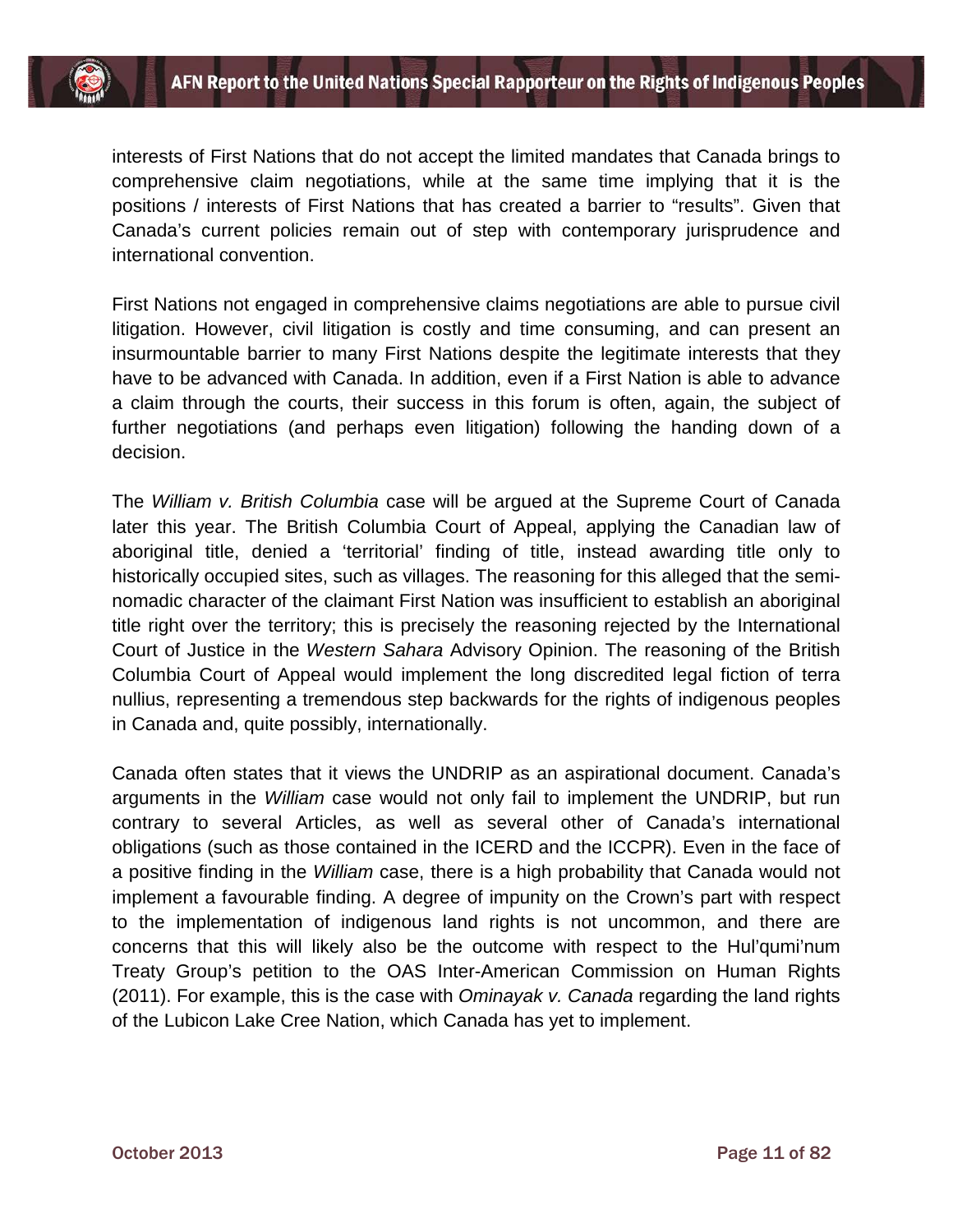interests of First Nations that do not accept the limited mandates that Canada brings to comprehensive claim negotiations, while at the same time implying that it is the positions / interests of First Nations that has created a barrier to "results". Given that Canada's current policies remain out of step with contemporary jurisprudence and international convention.

First Nations not engaged in comprehensive claims negotiations are able to pursue civil litigation. However, civil litigation is costly and time consuming, and can present an insurmountable barrier to many First Nations despite the legitimate interests that they have to be advanced with Canada. In addition, even if a First Nation is able to advance a claim through the courts, their success in this forum is often, again, the subject of further negotiations (and perhaps even litigation) following the handing down of a decision.

The *William v. British Columbia* case will be argued at the Supreme Court of Canada later this year. The British Columbia Court of Appeal, applying the Canadian law of aboriginal title, denied a 'territorial' finding of title, instead awarding title only to historically occupied sites, such as villages. The reasoning for this alleged that the semi-nomadic character of the claimant First Nation was insufficient to establish an aboriginal title right over the territory; this is precisely the reasoning rejected by the International Court of Justice in the *Western Sahara* Advisory Opinion. The reasoning of the British Columbia Court of Appeal would implement the long discredited legal fiction of terra nullius, representing a tremendous step backwards for the rights of indigenous peoples in Canada and, quite possibly, internationally.

Canada often states that it views the UNDRIP as an aspirational document. Canada's arguments in the *William* case would not only fail to implement the UNDRIP, but run contrary to several Articles, as well as several other of Canada's international obligations (such as those contained in the ICERD and the ICCPR). Even in the face of a positive finding in the *William* case, there is a high probability that Canada would not implement a favourable finding. A degree of impunity on the Crown's part with respect to the implementation of indigenous land rights is not uncommon, and there are concerns that this will likely also be the outcome with respect to the Hul'qumi'num Treaty Group's petition to the OAS Inter-American Commission on Human Rights (2011). For example, this is the case with *Ominayak v. Canada* regarding the land rights of the Lubicon Lake Cree Nation, which Canada has yet to implement.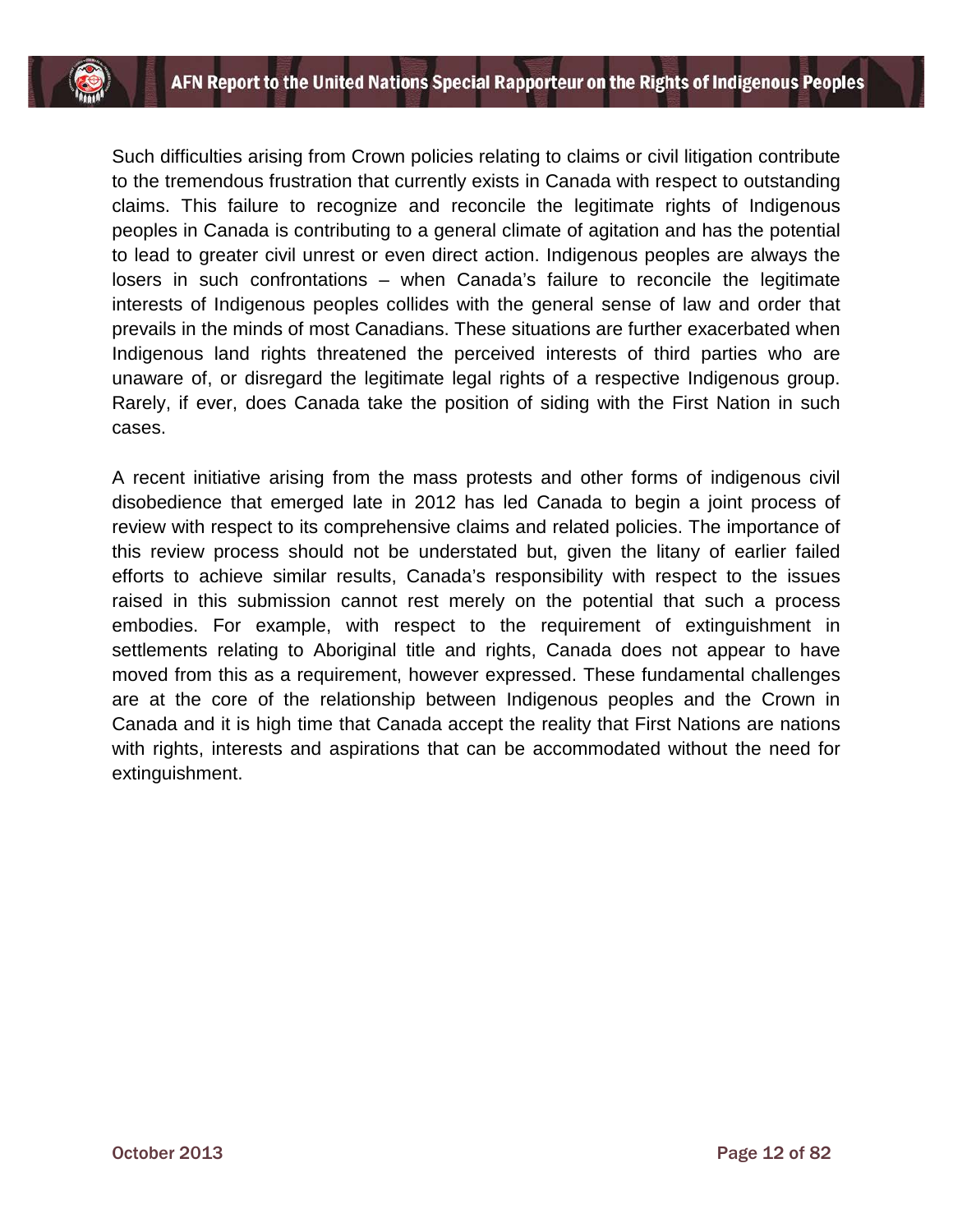Such difficulties arising from Crown policies relating to claims or civil litigation contribute to the tremendous frustration that currently exists in Canada with respect to outstanding claims. This failure to recognize and reconcile the legitimate rights of Indigenous peoples in Canada is contributing to a general climate of agitation and has the potential to lead to greater civil unrest or even direct action. Indigenous peoples are always the losers in such confrontations – when Canada's failure to reconcile the legitimate interests of Indigenous peoples collides with the general sense of law and order that prevails in the minds of most Canadians. These situations are further exacerbated when Indigenous land rights threatened the perceived interests of third parties who are unaware of, or disregard the legitimate legal rights of a respective Indigenous group. Rarely, if ever, does Canada take the position of siding with the First Nation in such cases.

A recent initiative arising from the mass protests and other forms of indigenous civil disobedience that emerged late in 2012 has led Canada to begin a joint process of review with respect to its comprehensive claims and related policies. The importance of this review process should not be understated but, given the litany of earlier failed efforts to achieve similar results, Canada's responsibility with respect to the issues raised in this submission cannot rest merely on the potential that such a process embodies. For example, with respect to the requirement of extinguishment in settlements relating to Aboriginal title and rights, Canada does not appear to have moved from this as a requirement, however expressed. These fundamental challenges are at the core of the relationship between Indigenous peoples and the Crown in Canada and it is high time that Canada accept the reality that First Nations are nations with rights, interests and aspirations that can be accommodated without the need for extinguishment.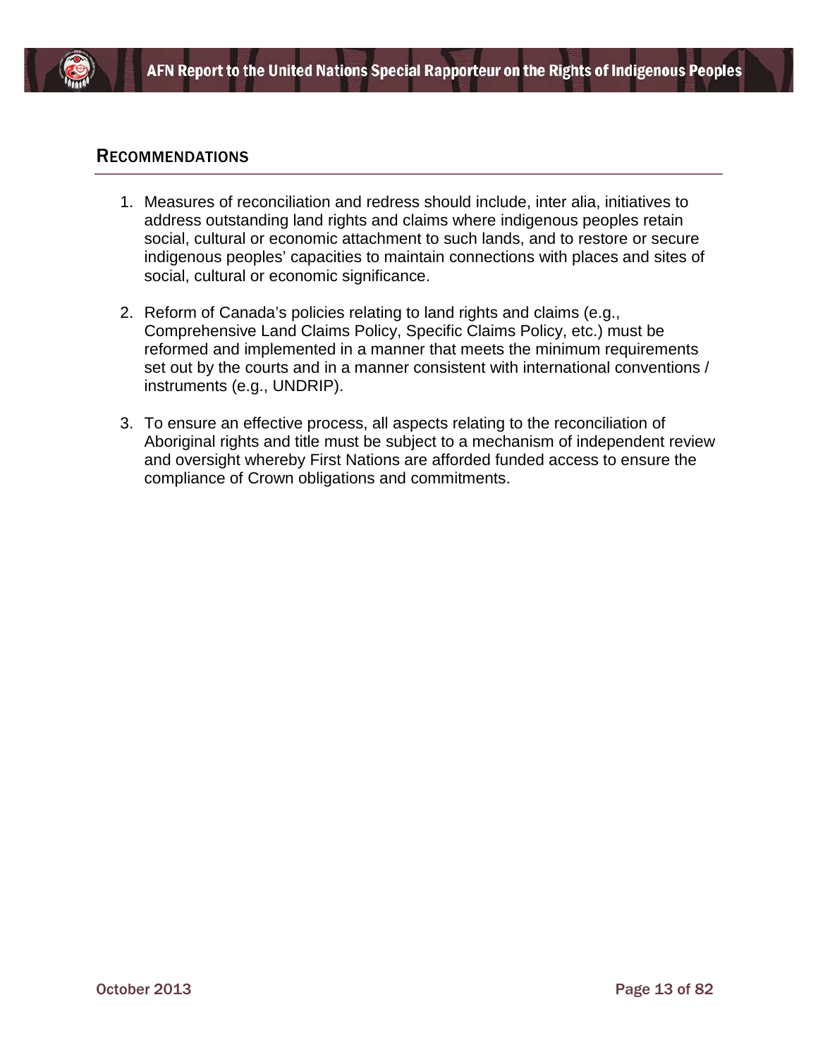## Recommendations

1. Measures of reconciliation and redress should include, inter alia, initiatives to address outstanding land rights and claims where indigenous peoples retain social, cultural or economic attachment to such lands, and to restore or secure indigenous peoples' capacities to maintain connections with places and sites of social, cultural or economic significance.

2. Reform of Canada's policies relating to land rights and claims (e.g., Comprehensive Land Claims Policy, Specific Claims Policy, etc.) must be reformed and implemented in a manner that meets the minimum requirements set out by the courts and in a manner consistent with international conventions / instruments (e.g., UNDRIP).

3. To ensure an effective process, all aspects relating to the reconciliation of Aboriginal rights and title must be subject to a mechanism of independent review and oversight whereby First Nations are afforded funded access to ensure the compliance of Crown obligations and commitments.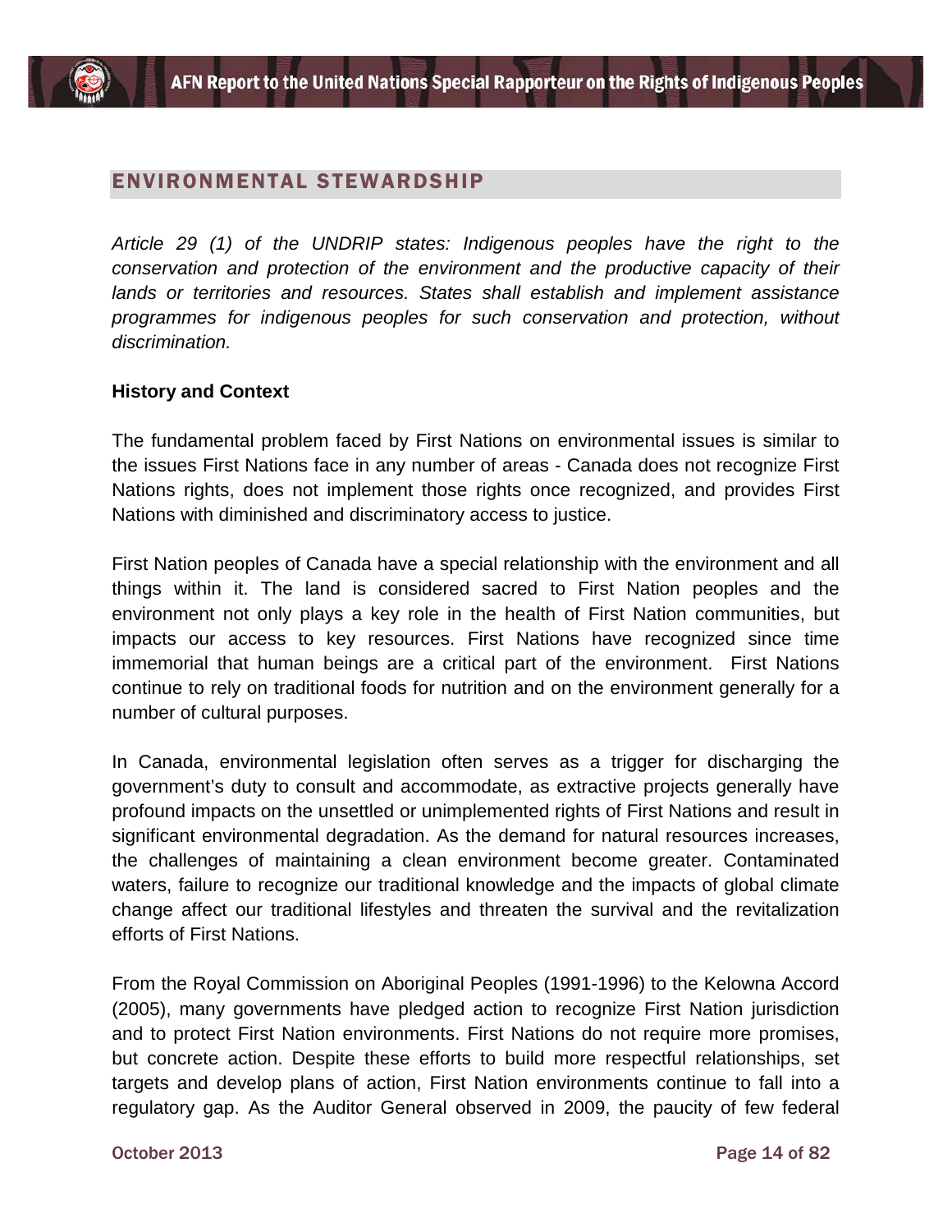## ENVIRONMENTAL STEWARDSHIP

*Article 29 (1) of the UNDRIP states: Indigenous peoples have the right to the conservation and protection of the environment and the productive capacity of their lands or territories and resources. States shall establish and implement assistance programmes for indigenous peoples for such conservation and protection, without discrimination.*

**History and Context**

The fundamental problem faced by First Nations on environmental issues is similar to the issues First Nations face in any number of areas - Canada does not recognize First Nations rights, does not implement those rights once recognized, and provides First Nations with diminished and discriminatory access to justice.

First Nation peoples of Canada have a special relationship with the environment and all things within it. The land is considered sacred to First Nation peoples and the environment not only plays a key role in the health of First Nation communities, but impacts our access to key resources. First Nations have recognized since time immemorial that human beings are a critical part of the environment. First Nations continue to rely on traditional foods for nutrition and on the environment generally for a number of cultural purposes.

In Canada, environmental legislation often serves as a trigger for discharging the government's duty to consult and accommodate, as extractive projects generally have profound impacts on the unsettled or unimplemented rights of First Nations and result in significant environmental degradation. As the demand for natural resources increases, the challenges of maintaining a clean environment become greater. Contaminated waters, failure to recognize our traditional knowledge and the impacts of global climate change affect our traditional lifestyles and threaten the survival and the revitalization efforts of First Nations.

From the Royal Commission on Aboriginal Peoples (1991-1996) to the Kelowna Accord (2005), many governments have pledged action to recognize First Nation jurisdiction and to protect First Nation environments. First Nations do not require more promises, but concrete action. Despite these efforts to build more respectful relationships, set targets and develop plans of action, First Nation environments continue to fall into a regulatory gap. As the Auditor General observed in 2009, the paucity of few federal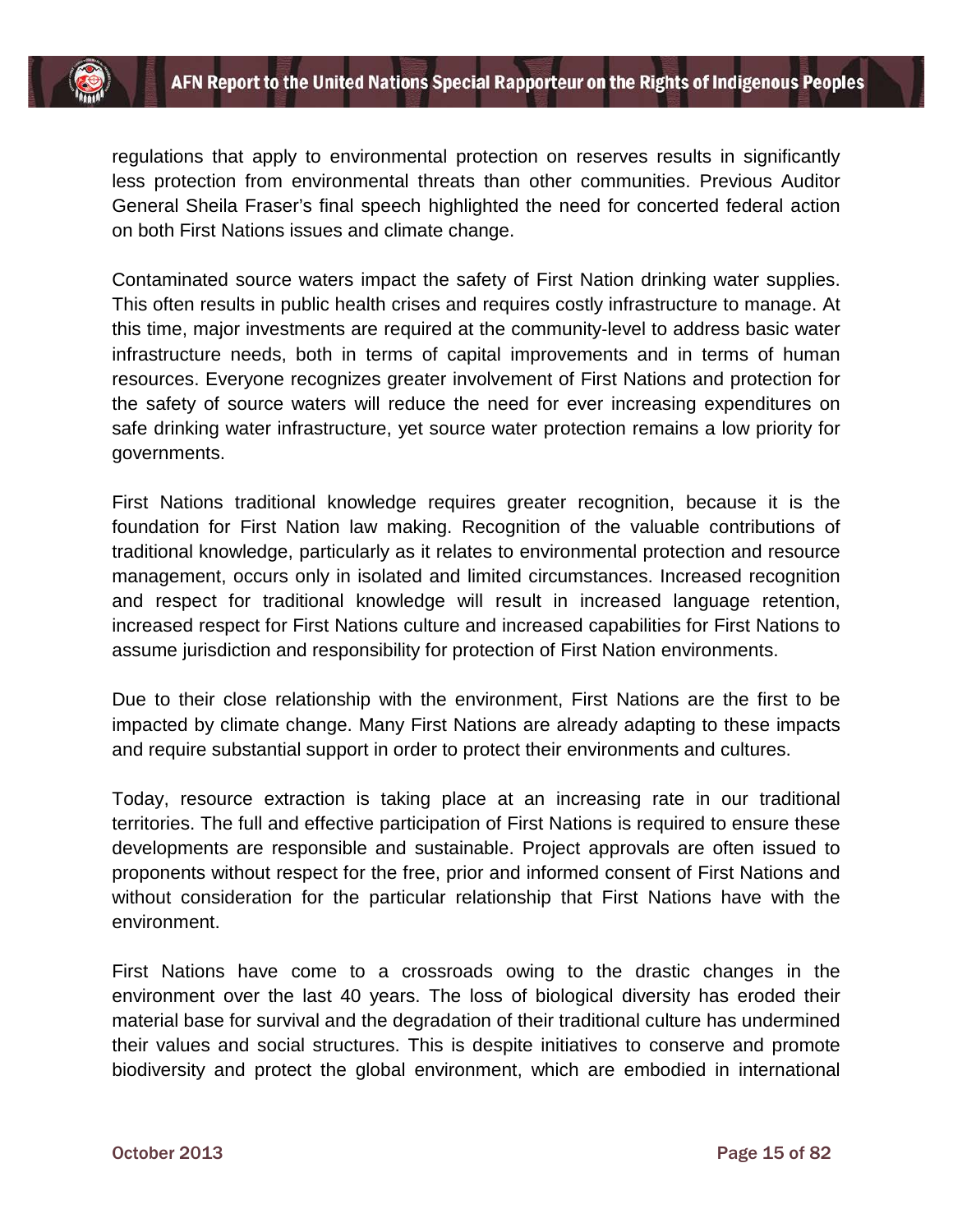regulations that apply to environmental protection on reserves results in significantly less protection from environmental threats than other communities. Previous Auditor General Sheila Fraser's final speech highlighted the need for concerted federal action on both First Nations issues and climate change.

Contaminated source waters impact the safety of First Nation drinking water supplies. This often results in public health crises and requires costly infrastructure to manage. At this time, major investments are required at the community-level to address basic water infrastructure needs, both in terms of capital improvements and in terms of human resources. Everyone recognizes greater involvement of First Nations and protection for the safety of source waters will reduce the need for ever increasing expenditures on safe drinking water infrastructure, yet source water protection remains a low priority for governments.

First Nations traditional knowledge requires greater recognition, because it is the foundation for First Nation law making. Recognition of the valuable contributions of traditional knowledge, particularly as it relates to environmental protection and resource management, occurs only in isolated and limited circumstances. Increased recognition and respect for traditional knowledge will result in increased language retention, increased respect for First Nations culture and increased capabilities for First Nations to assume jurisdiction and responsibility for protection of First Nation environments.

Due to their close relationship with the environment, First Nations are the first to be impacted by climate change. Many First Nations are already adapting to these impacts and require substantial support in order to protect their environments and cultures.

Today, resource extraction is taking place at an increasing rate in our traditional territories. The full and effective participation of First Nations is required to ensure these developments are responsible and sustainable. Project approvals are often issued to proponents without respect for the free, prior and informed consent of First Nations and without consideration for the particular relationship that First Nations have with the environment.

First Nations have come to a crossroads owing to the drastic changes in the environment over the last 40 years. The loss of biological diversity has eroded their material base for survival and the degradation of their traditional culture has undermined their values and social structures. This is despite initiatives to conserve and promote biodiversity and protect the global environment, which are embodied in international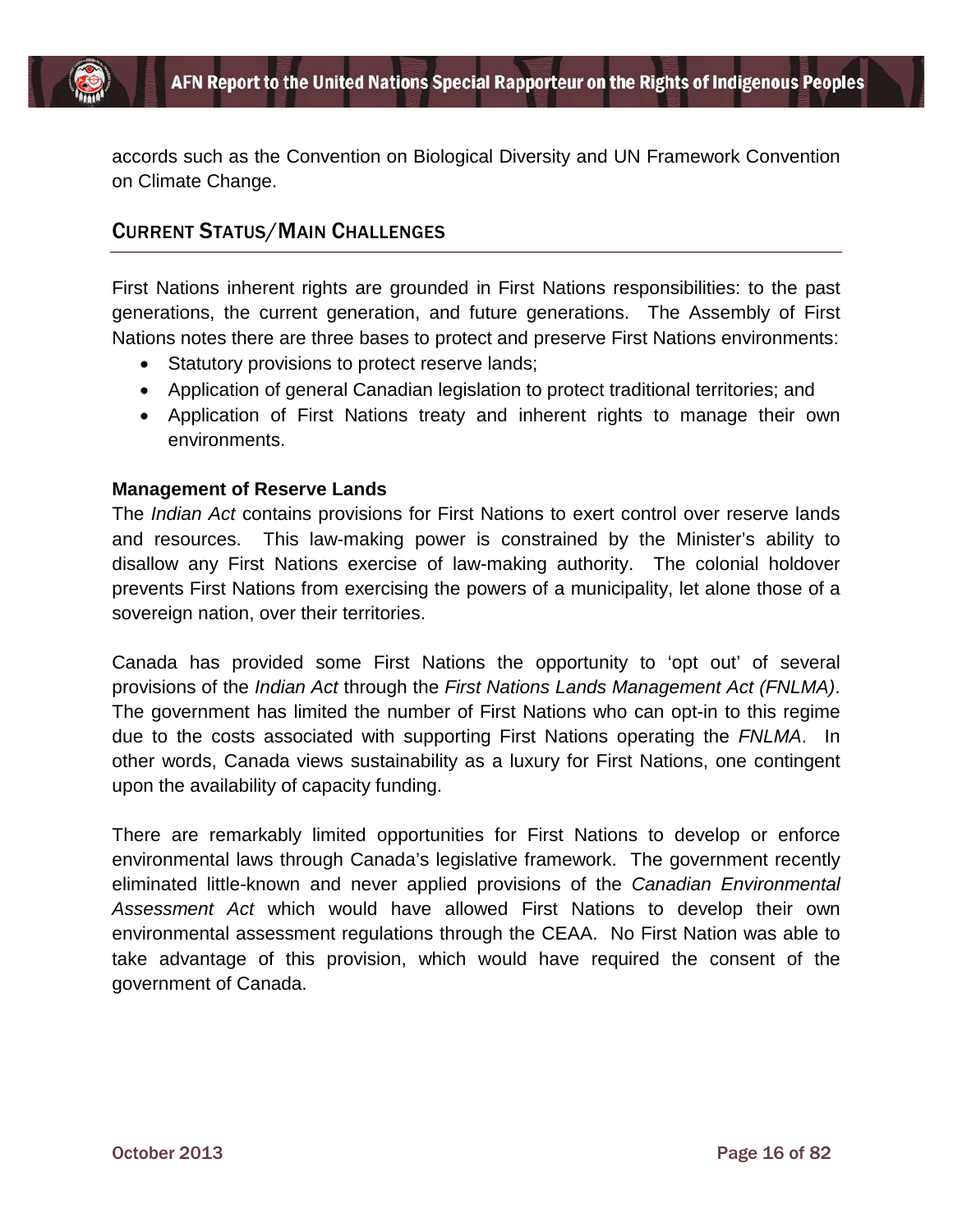accords such as the Convention on Biological Diversity and UN Framework Convention on Climate Change.

## Current Status/Main Challenges

First Nations inherent rights are grounded in First Nations responsibilities: to the past generations, the current generation, and future generations. The Assembly of First Nations notes there are three bases to protect and preserve First Nations environments:

- Statutory provisions to protect reserve lands;
- Application of general Canadian legislation to protect traditional territories; and
- Application of First Nations treaty and inherent rights to manage their own environments.

**Management of Reserve Lands**

The *Indian Act* contains provisions for First Nations to exert control over reserve lands and resources. This law-making power is constrained by the Minister's ability to disallow any First Nations exercise of law-making authority. The colonial holdover prevents First Nations from exercising the powers of a municipality, let alone those of a sovereign nation, over their territories.

Canada has provided some First Nations the opportunity to 'opt out' of several provisions of the *Indian Act* through the *First Nations Lands Management Act (FNLMA)*. The government has limited the number of First Nations who can opt-in to this regime due to the costs associated with supporting First Nations operating the *FNLMA*. In other words, Canada views sustainability as a luxury for First Nations, one contingent upon the availability of capacity funding.

There are remarkably limited opportunities for First Nations to develop or enforce environmental laws through Canada's legislative framework. The government recently eliminated little-known and never applied provisions of the *Canadian Environmental Assessment Act* which would have allowed First Nations to develop their own environmental assessment regulations through the CEAA. No First Nation was able to take advantage of this provision, which would have required the consent of the government of Canada.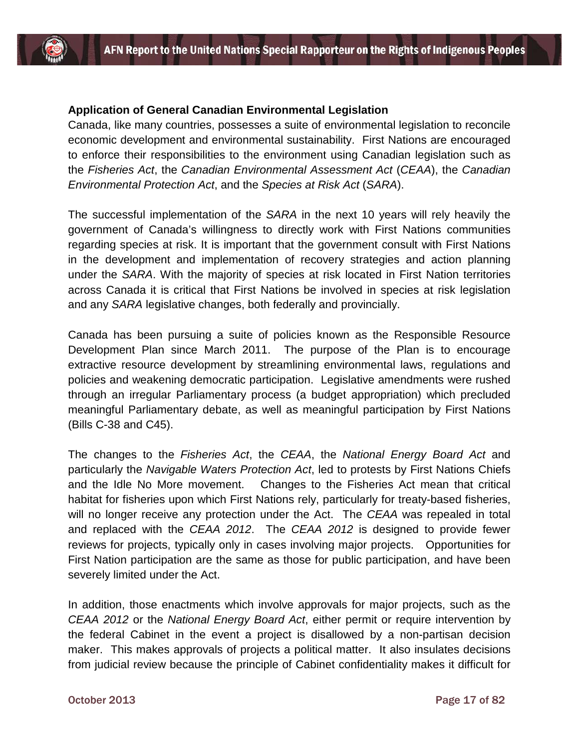**Application of General Canadian Environmental Legislation**

Canada, like many countries, possesses a suite of environmental legislation to reconcile economic development and environmental sustainability. First Nations are encouraged to enforce their responsibilities to the environment using Canadian legislation such as the *Fisheries Act*, the *Canadian Environmental Assessment Act* (*CEAA*), the *Canadian Environmental Protection Act*, and the *Species at Risk Act* (*SARA*).

The successful implementation of the *SARA* in the next 10 years will rely heavily the government of Canada's willingness to directly work with First Nations communities regarding species at risk. It is important that the government consult with First Nations in the development and implementation of recovery strategies and action planning under the *SARA*. With the majority of species at risk located in First Nation territories across Canada it is critical that First Nations be involved in species at risk legislation and any *SARA* legislative changes, both federally and provincially.

Canada has been pursuing a suite of policies known as the Responsible Resource Development Plan since March 2011. The purpose of the Plan is to encourage extractive resource development by streamlining environmental laws, regulations and policies and weakening democratic participation. Legislative amendments were rushed through an irregular Parliamentary process (a budget appropriation) which precluded meaningful Parliamentary debate, as well as meaningful participation by First Nations (Bills C-38 and C45).

The changes to the *Fisheries Act*, the *CEAA*, the *National Energy Board Act* and particularly the *Navigable Waters Protection Act*, led to protests by First Nations Chiefs and the Idle No More movement. Changes to the Fisheries Act mean that critical habitat for fisheries upon which First Nations rely, particularly for treaty-based fisheries, will no longer receive any protection under the Act. The *CEAA* was repealed in total and replaced with the *CEAA 2012*. The *CEAA 2012* is designed to provide fewer reviews for projects, typically only in cases involving major projects. Opportunities for First Nation participation are the same as those for public participation, and have been severely limited under the Act.

In addition, those enactments which involve approvals for major projects, such as the *CEAA 2012* or the *National Energy Board Act*, either permit or require intervention by the federal Cabinet in the event a project is disallowed by a non-partisan decision maker. This makes approvals of projects a political matter. It also insulates decisions from judicial review because the principle of Cabinet confidentiality makes it difficult for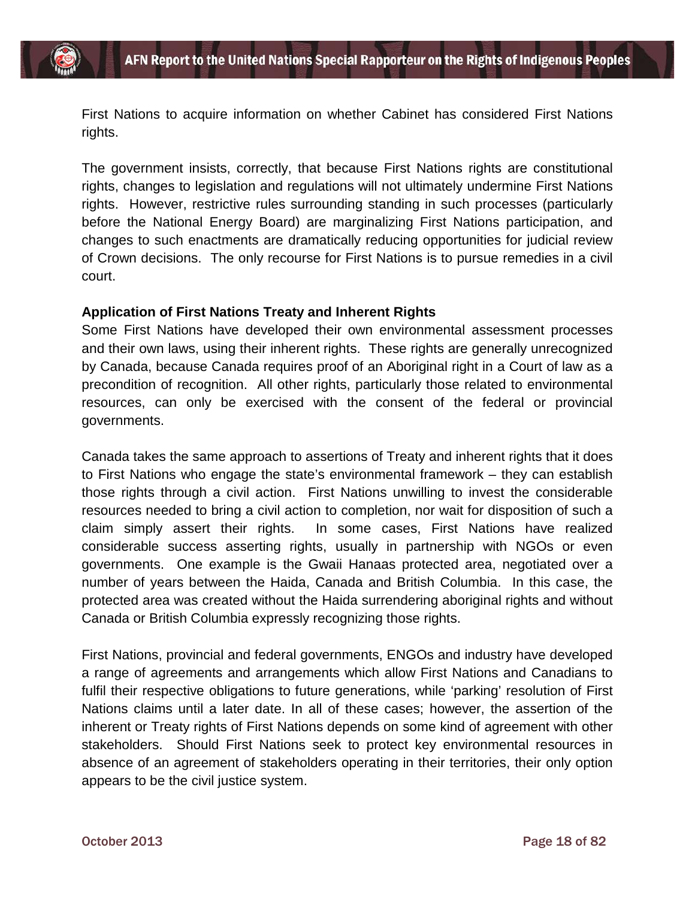First Nations to acquire information on whether Cabinet has considered First Nations rights.

The government insists, correctly, that because First Nations rights are constitutional rights, changes to legislation and regulations will not ultimately undermine First Nations rights. However, restrictive rules surrounding standing in such processes (particularly before the National Energy Board) are marginalizing First Nations participation, and changes to such enactments are dramatically reducing opportunities for judicial review of Crown decisions. The only recourse for First Nations is to pursue remedies in a civil court.

**Application of First Nations Treaty and Inherent Rights**

Some First Nations have developed their own environmental assessment processes and their own laws, using their inherent rights. These rights are generally unrecognized by Canada, because Canada requires proof of an Aboriginal right in a Court of law as a precondition of recognition. All other rights, particularly those related to environmental resources, can only be exercised with the consent of the federal or provincial governments.

Canada takes the same approach to assertions of Treaty and inherent rights that it does to First Nations who engage the state's environmental framework – they can establish those rights through a civil action. First Nations unwilling to invest the considerable resources needed to bring a civil action to completion, nor wait for disposition of such a claim simply assert their rights. In some cases, First Nations have realized considerable success asserting rights, usually in partnership with NGOs or even governments. One example is the Gwaii Hanaas protected area, negotiated over a number of years between the Haida, Canada and British Columbia. In this case, the protected area was created without the Haida surrendering aboriginal rights and without Canada or British Columbia expressly recognizing those rights.

First Nations, provincial and federal governments, ENGOs and industry have developed a range of agreements and arrangements which allow First Nations and Canadians to fulfil their respective obligations to future generations, while 'parking' resolution of First Nations claims until a later date. In all of these cases; however, the assertion of the inherent or Treaty rights of First Nations depends on some kind of agreement with other stakeholders. Should First Nations seek to protect key environmental resources in absence of an agreement of stakeholders operating in their territories, their only option appears to be the civil justice system.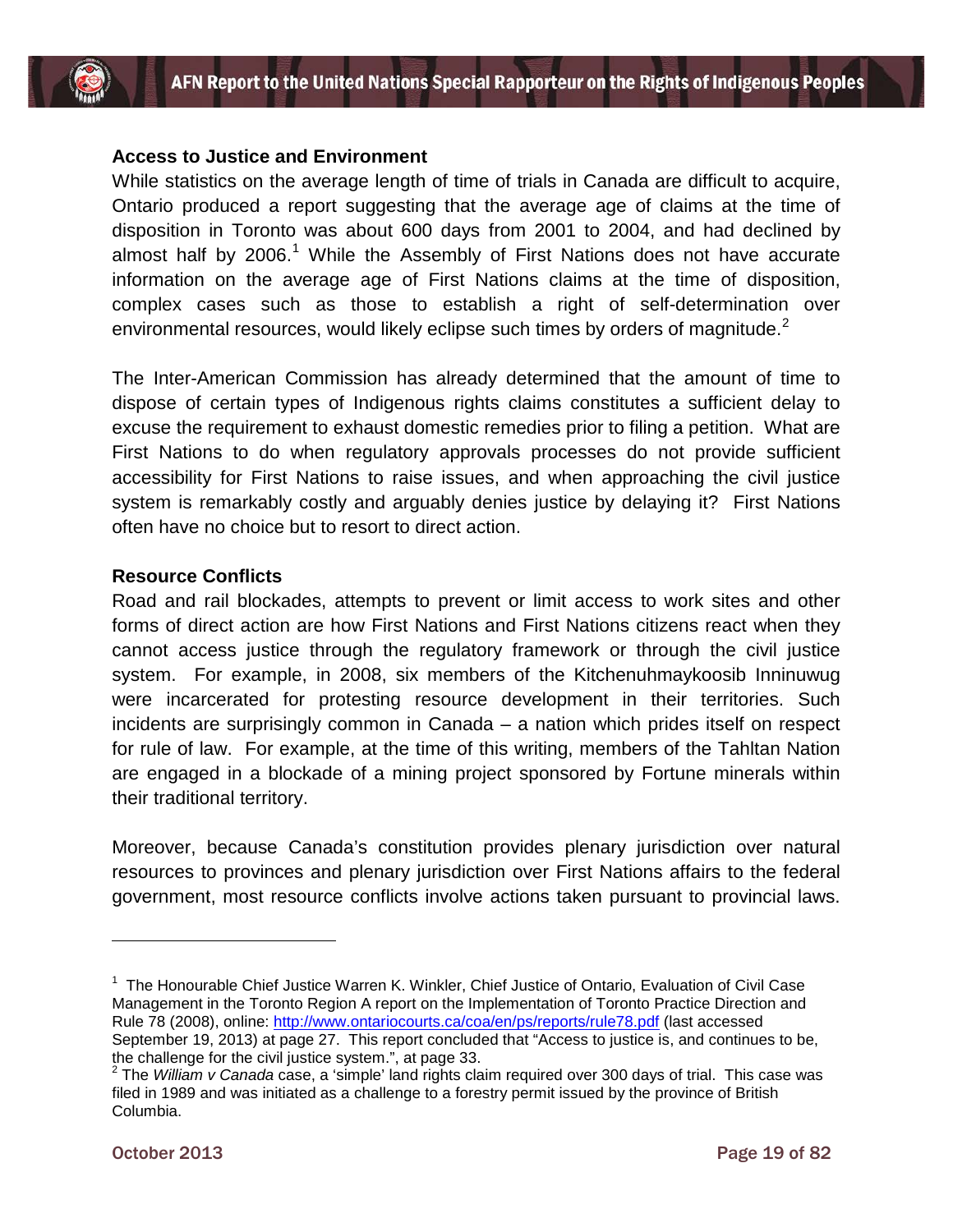**Access to Justice and Environment**

While statistics on the average length of time of trials in Canada are difficult to acquire, Ontario produced a report suggesting that the average age of claims at the time of disposition in Toronto was about 600 days from 2001 to 2004, and had declined by almost half by 2006.[1] While the Assembly of First Nations does not have accurate information on the average age of First Nations claims at the time of disposition, complex cases such as those to establish a right of self-determination over environmental resources, would likely eclipse such times by orders of magnitude.[2]

The Inter-American Commission has already determined that the amount of time to dispose of certain types of Indigenous rights claims constitutes a sufficient delay to excuse the requirement to exhaust domestic remedies prior to filing a petition. What are First Nations to do when regulatory approvals processes do not provide sufficient accessibility for First Nations to raise issues, and when approaching the civil justice system is remarkably costly and arguably denies justice by delaying it? First Nations often have no choice but to resort to direct action.

**Resource Conflicts**

Road and rail blockades, attempts to prevent or limit access to work sites and other forms of direct action are how First Nations and First Nations citizens react when they cannot access justice through the regulatory framework or through the civil justice system. For example, in 2008, six members of the Kitchenuhmaykoosib Inninuwug were incarcerated for protesting resource development in their territories. Such incidents are surprisingly common in Canada – a nation which prides itself on respect for rule of law. For example, at the time of this writing, members of the Tahltan Nation are engaged in a blockade of a mining project sponsored by Fortune minerals within their traditional territory.

Moreover, because Canada's constitution provides plenary jurisdiction over natural resources to provinces and plenary jurisdiction over First Nations affairs to the federal government, most resource conflicts involve actions taken pursuant to provincial laws.

---

[1] The Honourable Chief Justice Warren K. Winkler, Chief Justice of Ontario, Evaluation of Civil Case Management in the Toronto Region A report on the Implementation of Toronto Practice Direction and Rule 78 (2008), online: http://www.ontariocourts.ca/coa/en/ps/reports/rule78.pdf (last accessed September 19, 2013) at page 27. This report concluded that "Access to justice is, and continues to be, the challenge for the civil justice system.", at page 33.

[2] The *William v Canada* case, a 'simple' land rights claim required over 300 days of trial. This case was filed in 1989 and was initiated as a challenge to a forestry permit issued by the province of British Columbia.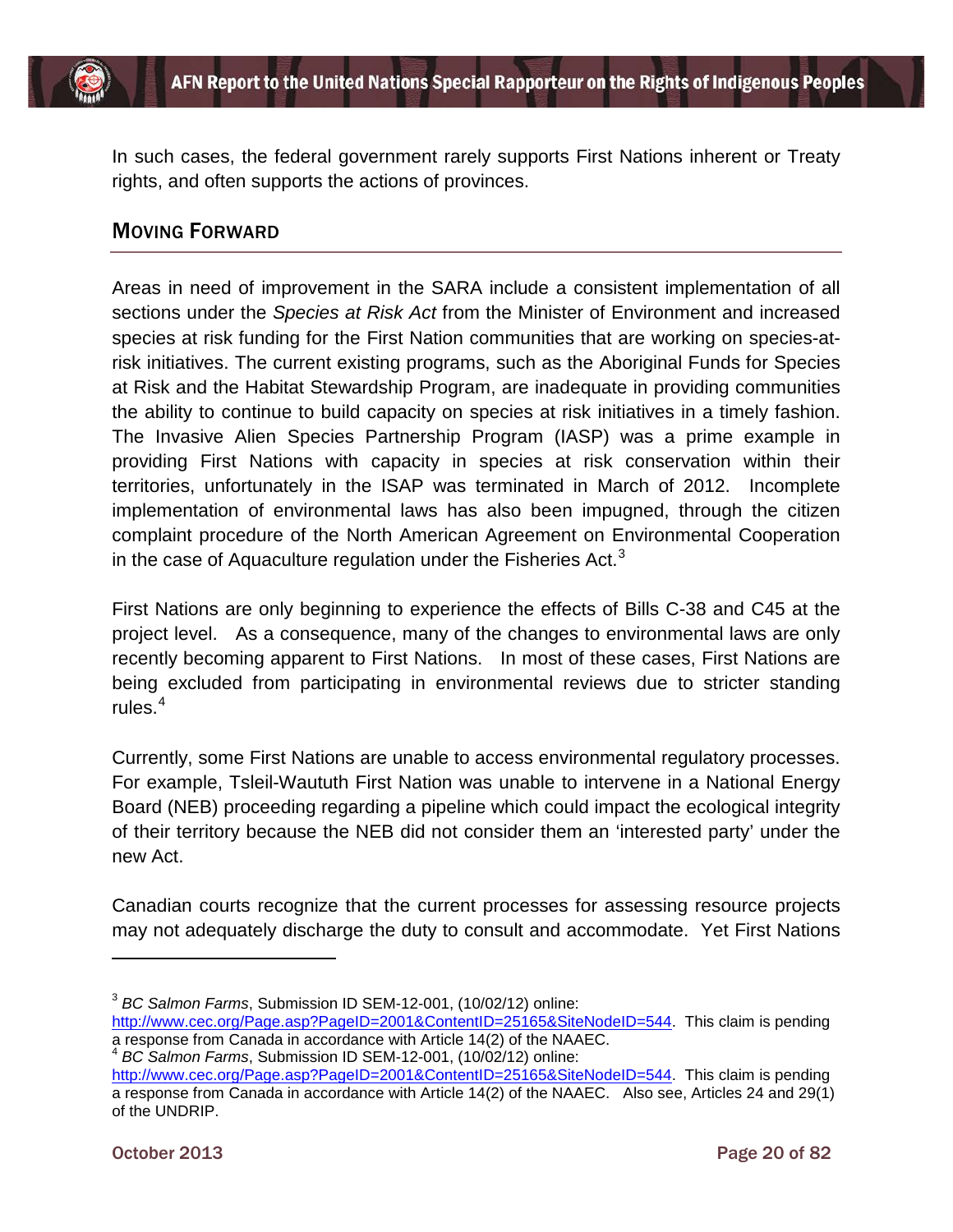In such cases, the federal government rarely supports First Nations inherent or Treaty rights, and often supports the actions of provinces.

## Moving Forward

Areas in need of improvement in the SARA include a consistent implementation of all sections under the *Species at Risk Act* from the Minister of Environment and increased species at risk funding for the First Nation communities that are working on species-at-risk initiatives. The current existing programs, such as the Aboriginal Funds for Species at Risk and the Habitat Stewardship Program, are inadequate in providing communities the ability to continue to build capacity on species at risk initiatives in a timely fashion. The Invasive Alien Species Partnership Program (IASP) was a prime example in providing First Nations with capacity in species at risk conservation within their territories, unfortunately in the ISAP was terminated in March of 2012. Incomplete implementation of environmental laws has also been impugned, through the citizen complaint procedure of the North American Agreement on Environmental Cooperation in the case of Aquaculture regulation under the Fisheries Act.[3]

First Nations are only beginning to experience the effects of Bills C-38 and C45 at the project level. As a consequence, many of the changes to environmental laws are only recently becoming apparent to First Nations. In most of these cases, First Nations are being excluded from participating in environmental reviews due to stricter standing rules.[4]

Currently, some First Nations are unable to access environmental regulatory processes. For example, Tsleil-Waututh First Nation was unable to intervene in a National Energy Board (NEB) proceeding regarding a pipeline which could impact the ecological integrity of their territory because the NEB did not consider them an 'interested party' under the new Act.

Canadian courts recognize that the current processes for assessing resource projects may not adequately discharge the duty to consult and accommodate. Yet First Nations

---

[3] *BC Salmon Farms*, Submission ID SEM-12-001, (10/02/12) online: http://www.cec.org/Page.asp?PageID=2001&ContentID=25165&SiteNodeID=544. This claim is pending a response from Canada in accordance with Article 14(2) of the NAAEC.

[4] *BC Salmon Farms*, Submission ID SEM-12-001, (10/02/12) online: http://www.cec.org/Page.asp?PageID=2001&ContentID=25165&SiteNodeID=544. This claim is pending a response from Canada in accordance with Article 14(2) of the NAAEC. Also see, Articles 24 and 29(1) of the UNDRIP.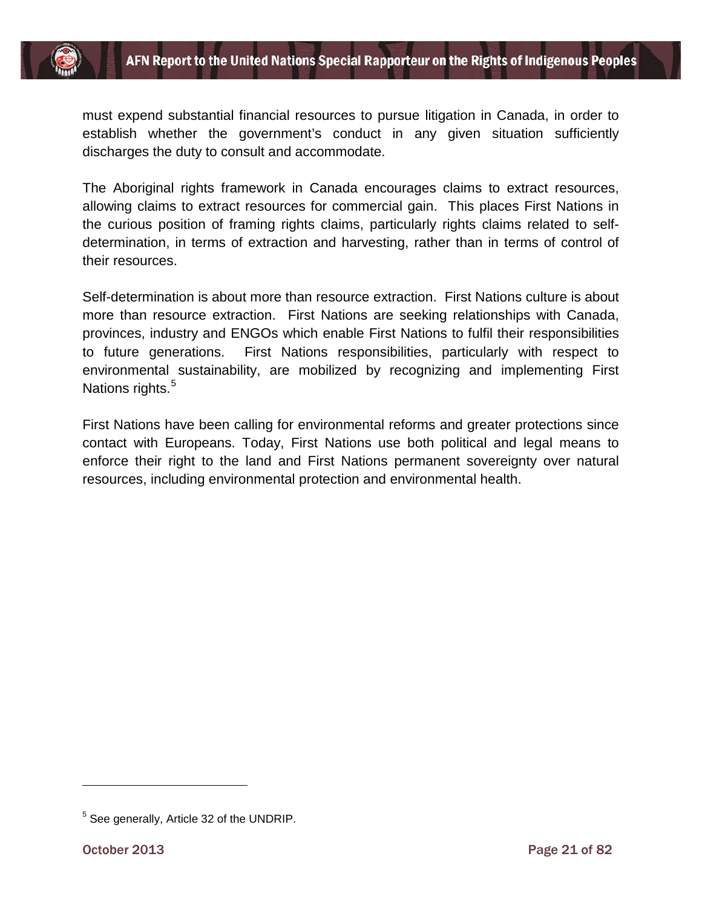must expend substantial financial resources to pursue litigation in Canada, in order to establish whether the government's conduct in any given situation sufficiently discharges the duty to consult and accommodate.

The Aboriginal rights framework in Canada encourages claims to extract resources, allowing claims to extract resources for commercial gain. This places First Nations in the curious position of framing rights claims, particularly rights claims related to self-determination, in terms of extraction and harvesting, rather than in terms of control of their resources.

Self-determination is about more than resource extraction. First Nations culture is about more than resource extraction. First Nations are seeking relationships with Canada, provinces, industry and ENGOs which enable First Nations to fulfil their responsibilities to future generations. First Nations responsibilities, particularly with respect to environmental sustainability, are mobilized by recognizing and implementing First Nations rights.[5]

First Nations have been calling for environmental reforms and greater protections since contact with Europeans. Today, First Nations use both political and legal means to enforce their right to the land and First Nations permanent sovereignty over natural resources, including environmental protection and environmental health.

---

[5] See generally, Article 32 of the UNDRIP.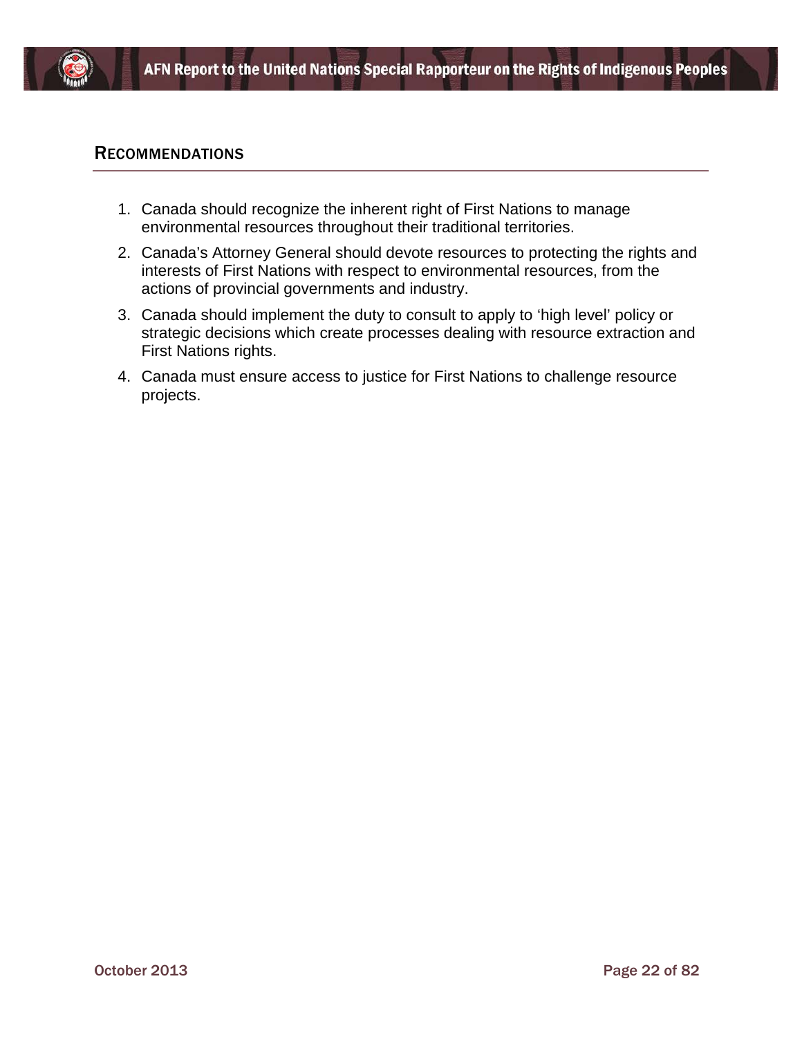## Recommendations

1. Canada should recognize the inherent right of First Nations to manage environmental resources throughout their traditional territories.
2. Canada's Attorney General should devote resources to protecting the rights and interests of First Nations with respect to environmental resources, from the actions of provincial governments and industry.
3. Canada should implement the duty to consult to apply to 'high level' policy or strategic decisions which create processes dealing with resource extraction and First Nations rights.
4. Canada must ensure access to justice for First Nations to challenge resource projects.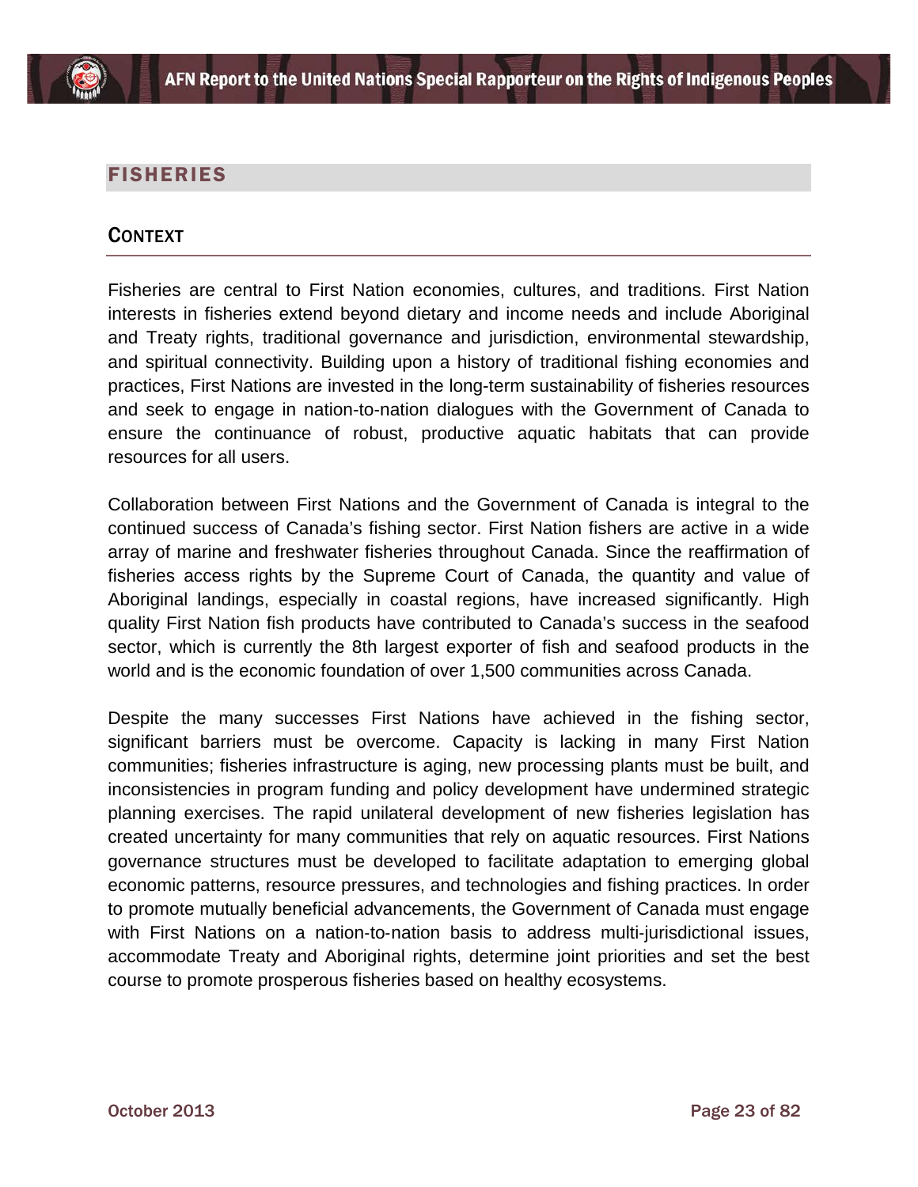## FISHERIES

### CONTEXT

Fisheries are central to First Nation economies, cultures, and traditions. First Nation interests in fisheries extend beyond dietary and income needs and include Aboriginal and Treaty rights, traditional governance and jurisdiction, environmental stewardship, and spiritual connectivity. Building upon a history of traditional fishing economies and practices, First Nations are invested in the long-term sustainability of fisheries resources and seek to engage in nation-to-nation dialogues with the Government of Canada to ensure the continuance of robust, productive aquatic habitats that can provide resources for all users.

Collaboration between First Nations and the Government of Canada is integral to the continued success of Canada's fishing sector. First Nation fishers are active in a wide array of marine and freshwater fisheries throughout Canada. Since the reaffirmation of fisheries access rights by the Supreme Court of Canada, the quantity and value of Aboriginal landings, especially in coastal regions, have increased significantly. High quality First Nation fish products have contributed to Canada's success in the seafood sector, which is currently the 8th largest exporter of fish and seafood products in the world and is the economic foundation of over 1,500 communities across Canada.

Despite the many successes First Nations have achieved in the fishing sector, significant barriers must be overcome. Capacity is lacking in many First Nation communities; fisheries infrastructure is aging, new processing plants must be built, and inconsistencies in program funding and policy development have undermined strategic planning exercises. The rapid unilateral development of new fisheries legislation has created uncertainty for many communities that rely on aquatic resources. First Nations governance structures must be developed to facilitate adaptation to emerging global economic patterns, resource pressures, and technologies and fishing practices. In order to promote mutually beneficial advancements, the Government of Canada must engage with First Nations on a nation-to-nation basis to address multi-jurisdictional issues, accommodate Treaty and Aboriginal rights, determine joint priorities and set the best course to promote prosperous fisheries based on healthy ecosystems.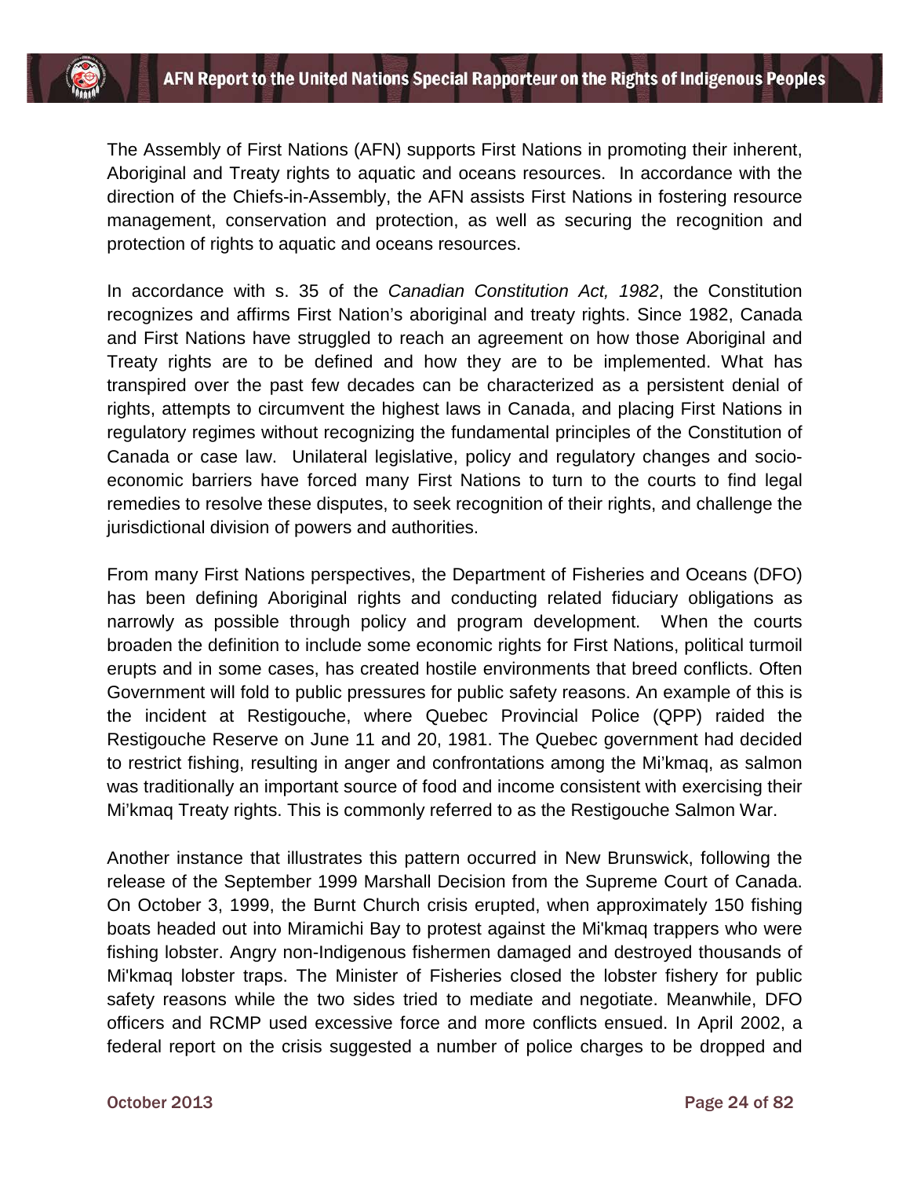The Assembly of First Nations (AFN) supports First Nations in promoting their inherent, Aboriginal and Treaty rights to aquatic and oceans resources. In accordance with the direction of the Chiefs-in-Assembly, the AFN assists First Nations in fostering resource management, conservation and protection, as well as securing the recognition and protection of rights to aquatic and oceans resources.

In accordance with s. 35 of the *Canadian Constitution Act, 1982*, the Constitution recognizes and affirms First Nation's aboriginal and treaty rights. Since 1982, Canada and First Nations have struggled to reach an agreement on how those Aboriginal and Treaty rights are to be defined and how they are to be implemented. What has transpired over the past few decades can be characterized as a persistent denial of rights, attempts to circumvent the highest laws in Canada, and placing First Nations in regulatory regimes without recognizing the fundamental principles of the Constitution of Canada or case law. Unilateral legislative, policy and regulatory changes and socio-economic barriers have forced many First Nations to turn to the courts to find legal remedies to resolve these disputes, to seek recognition of their rights, and challenge the jurisdictional division of powers and authorities.

From many First Nations perspectives, the Department of Fisheries and Oceans (DFO) has been defining Aboriginal rights and conducting related fiduciary obligations as narrowly as possible through policy and program development. When the courts broaden the definition to include some economic rights for First Nations, political turmoil erupts and in some cases, has created hostile environments that breed conflicts. Often Government will fold to public pressures for public safety reasons. An example of this is the incident at Restigouche, where Quebec Provincial Police (QPP) raided the Restigouche Reserve on June 11 and 20, 1981. The Quebec government had decided to restrict fishing, resulting in anger and confrontations among the Mi'kmaq, as salmon was traditionally an important source of food and income consistent with exercising their Mi'kmaq Treaty rights. This is commonly referred to as the Restigouche Salmon War.

Another instance that illustrates this pattern occurred in New Brunswick, following the release of the September 1999 Marshall Decision from the Supreme Court of Canada. On October 3, 1999, the Burnt Church crisis erupted, when approximately 150 fishing boats headed out into Miramichi Bay to protest against the Mi'kmaq trappers who were fishing lobster. Angry non-Indigenous fishermen damaged and destroyed thousands of Mi'kmaq lobster traps. The Minister of Fisheries closed the lobster fishery for public safety reasons while the two sides tried to mediate and negotiate. Meanwhile, DFO officers and RCMP used excessive force and more conflicts ensued. In April 2002, a federal report on the crisis suggested a number of police charges to be dropped and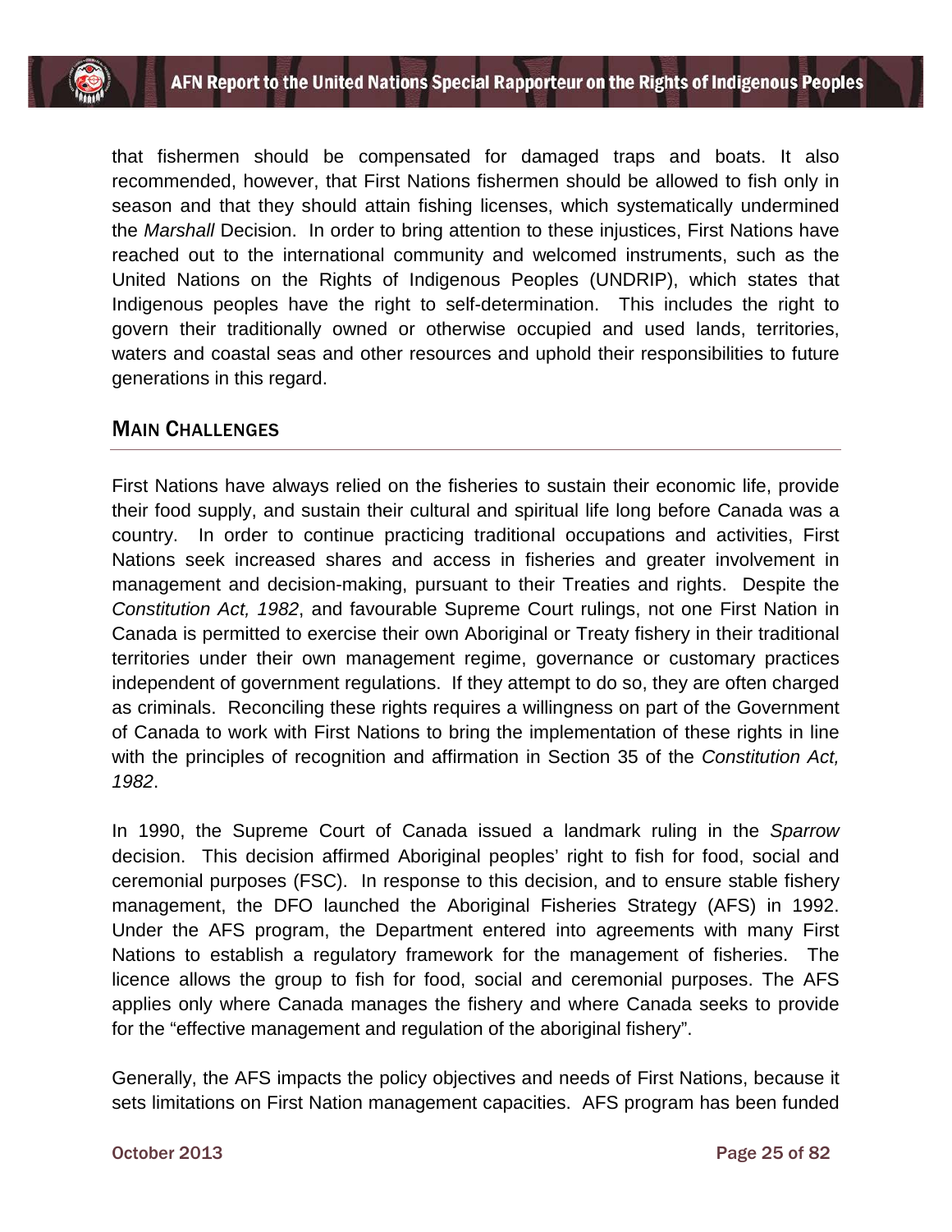that fishermen should be compensated for damaged traps and boats. It also recommended, however, that First Nations fishermen should be allowed to fish only in season and that they should attain fishing licenses, which systematically undermined the *Marshall* Decision. In order to bring attention to these injustices, First Nations have reached out to the international community and welcomed instruments, such as the United Nations on the Rights of Indigenous Peoples (UNDRIP), which states that Indigenous peoples have the right to self-determination. This includes the right to govern their traditionally owned or otherwise occupied and used lands, territories, waters and coastal seas and other resources and uphold their responsibilities to future generations in this regard.

## MAIN CHALLENGES

First Nations have always relied on the fisheries to sustain their economic life, provide their food supply, and sustain their cultural and spiritual life long before Canada was a country. In order to continue practicing traditional occupations and activities, First Nations seek increased shares and access in fisheries and greater involvement in management and decision-making, pursuant to their Treaties and rights. Despite the *Constitution Act, 1982*, and favourable Supreme Court rulings, not one First Nation in Canada is permitted to exercise their own Aboriginal or Treaty fishery in their traditional territories under their own management regime, governance or customary practices independent of government regulations. If they attempt to do so, they are often charged as criminals. Reconciling these rights requires a willingness on part of the Government of Canada to work with First Nations to bring the implementation of these rights in line with the principles of recognition and affirmation in Section 35 of the *Constitution Act, 1982*.

In 1990, the Supreme Court of Canada issued a landmark ruling in the *Sparrow* decision. This decision affirmed Aboriginal peoples' right to fish for food, social and ceremonial purposes (FSC). In response to this decision, and to ensure stable fishery management, the DFO launched the Aboriginal Fisheries Strategy (AFS) in 1992. Under the AFS program, the Department entered into agreements with many First Nations to establish a regulatory framework for the management of fisheries. The licence allows the group to fish for food, social and ceremonial purposes. The AFS applies only where Canada manages the fishery and where Canada seeks to provide for the "effective management and regulation of the aboriginal fishery".

Generally, the AFS impacts the policy objectives and needs of First Nations, because it sets limitations on First Nation management capacities. AFS program has been funded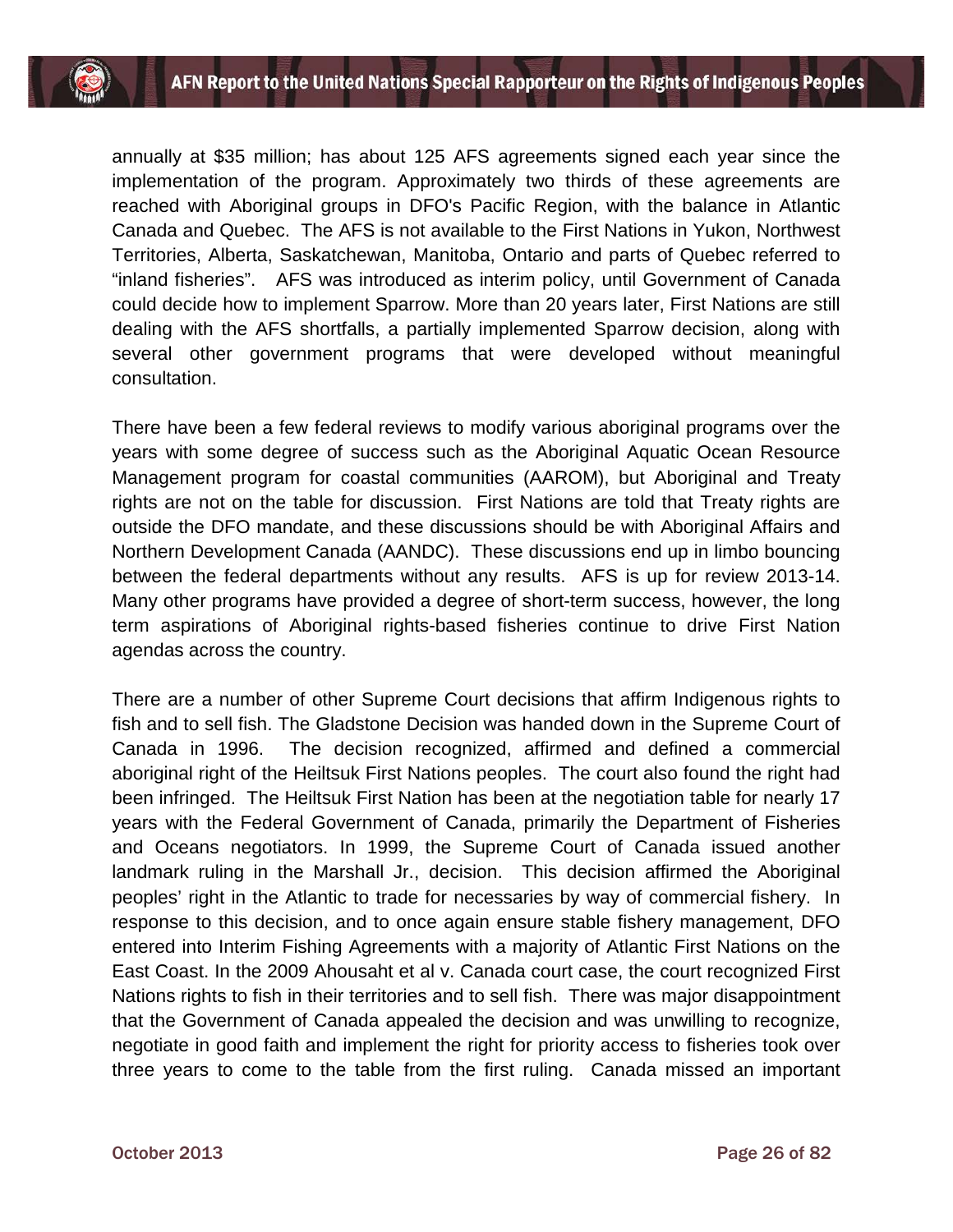annually at $35 million; has about 125 AFS agreements signed each year since the implementation of the program. Approximately two thirds of these agreements are reached with Aboriginal groups in DFO's Pacific Region, with the balance in Atlantic Canada and Quebec. The AFS is not available to the First Nations in Yukon, Northwest Territories, Alberta, Saskatchewan, Manitoba, Ontario and parts of Quebec referred to "inland fisheries". AFS was introduced as interim policy, until Government of Canada could decide how to implement Sparrow. More than 20 years later, First Nations are still dealing with the AFS shortfalls, a partially implemented Sparrow decision, along with several other government programs that were developed without meaningful consultation.

There have been a few federal reviews to modify various aboriginal programs over the years with some degree of success such as the Aboriginal Aquatic Ocean Resource Management program for coastal communities (AAROM), but Aboriginal and Treaty rights are not on the table for discussion. First Nations are told that Treaty rights are outside the DFO mandate, and these discussions should be with Aboriginal Affairs and Northern Development Canada (AANDC). These discussions end up in limbo bouncing between the federal departments without any results. AFS is up for review 2013-14. Many other programs have provided a degree of short-term success, however, the long term aspirations of Aboriginal rights-based fisheries continue to drive First Nation agendas across the country.

There are a number of other Supreme Court decisions that affirm Indigenous rights to fish and to sell fish. The Gladstone Decision was handed down in the Supreme Court of Canada in 1996. The decision recognized, affirmed and defined a commercial aboriginal right of the Heiltsuk First Nations peoples. The court also found the right had been infringed. The Heiltsuk First Nation has been at the negotiation table for nearly 17 years with the Federal Government of Canada, primarily the Department of Fisheries and Oceans negotiators. In 1999, the Supreme Court of Canada issued another landmark ruling in the Marshall Jr., decision. This decision affirmed the Aboriginal peoples' right in the Atlantic to trade for necessaries by way of commercial fishery. In response to this decision, and to once again ensure stable fishery management, DFO entered into Interim Fishing Agreements with a majority of Atlantic First Nations on the East Coast. In the 2009 Ahousaht et al v. Canada court case, the court recognized First Nations rights to fish in their territories and to sell fish. There was major disappointment that the Government of Canada appealed the decision and was unwilling to recognize, negotiate in good faith and implement the right for priority access to fisheries took over three years to come to the table from the first ruling. Canada missed an important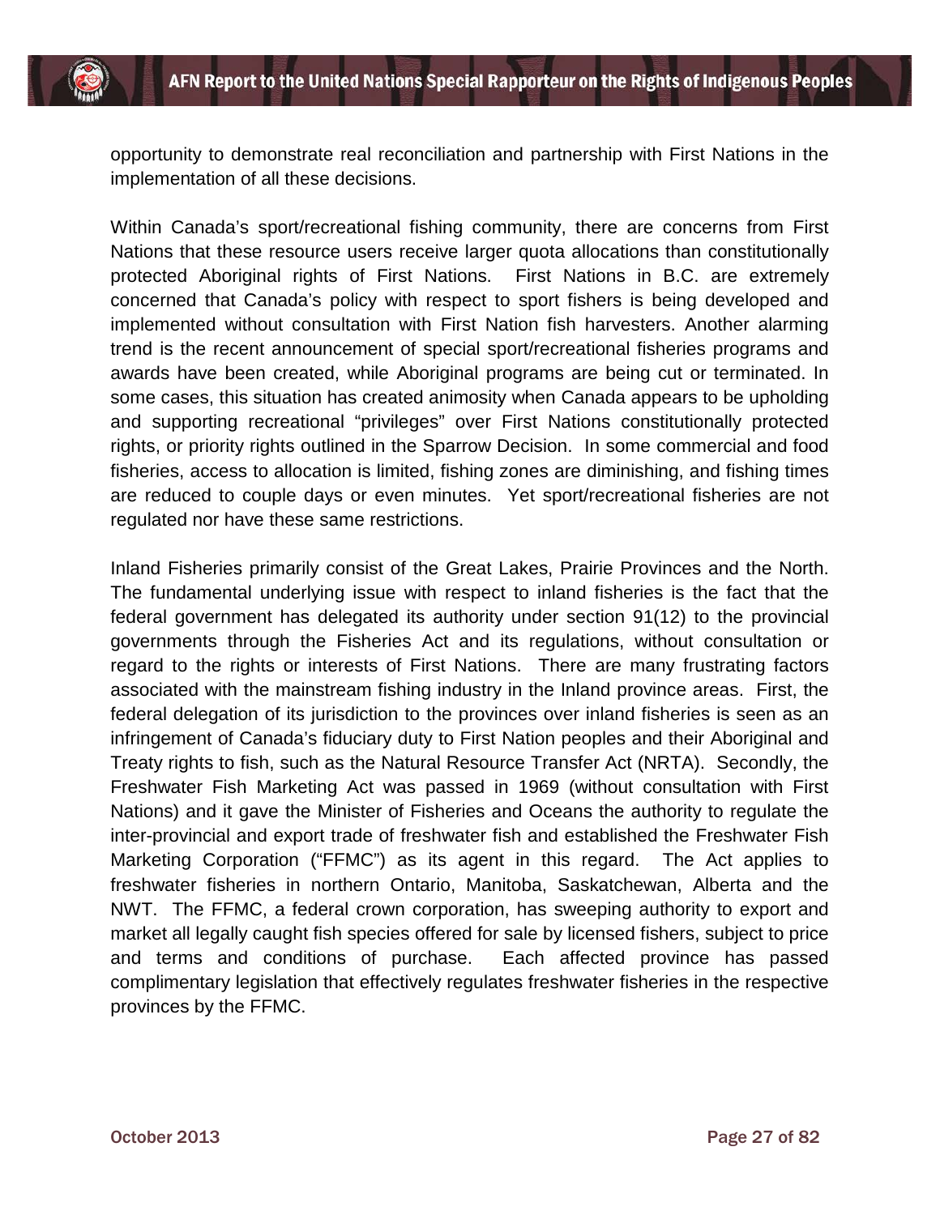opportunity to demonstrate real reconciliation and partnership with First Nations in the implementation of all these decisions.

Within Canada's sport/recreational fishing community, there are concerns from First Nations that these resource users receive larger quota allocations than constitutionally protected Aboriginal rights of First Nations. First Nations in B.C. are extremely concerned that Canada's policy with respect to sport fishers is being developed and implemented without consultation with First Nation fish harvesters. Another alarming trend is the recent announcement of special sport/recreational fisheries programs and awards have been created, while Aboriginal programs are being cut or terminated. In some cases, this situation has created animosity when Canada appears to be upholding and supporting recreational "privileges" over First Nations constitutionally protected rights, or priority rights outlined in the Sparrow Decision. In some commercial and food fisheries, access to allocation is limited, fishing zones are diminishing, and fishing times are reduced to couple days or even minutes. Yet sport/recreational fisheries are not regulated nor have these same restrictions.

Inland Fisheries primarily consist of the Great Lakes, Prairie Provinces and the North. The fundamental underlying issue with respect to inland fisheries is the fact that the federal government has delegated its authority under section 91(12) to the provincial governments through the Fisheries Act and its regulations, without consultation or regard to the rights or interests of First Nations. There are many frustrating factors associated with the mainstream fishing industry in the Inland province areas. First, the federal delegation of its jurisdiction to the provinces over inland fisheries is seen as an infringement of Canada's fiduciary duty to First Nation peoples and their Aboriginal and Treaty rights to fish, such as the Natural Resource Transfer Act (NRTA). Secondly, the Freshwater Fish Marketing Act was passed in 1969 (without consultation with First Nations) and it gave the Minister of Fisheries and Oceans the authority to regulate the inter-provincial and export trade of freshwater fish and established the Freshwater Fish Marketing Corporation ("FFMC") as its agent in this regard. The Act applies to freshwater fisheries in northern Ontario, Manitoba, Saskatchewan, Alberta and the NWT. The FFMC, a federal crown corporation, has sweeping authority to export and market all legally caught fish species offered for sale by licensed fishers, subject to price and terms and conditions of purchase. Each affected province has passed complimentary legislation that effectively regulates freshwater fisheries in the respective provinces by the FFMC.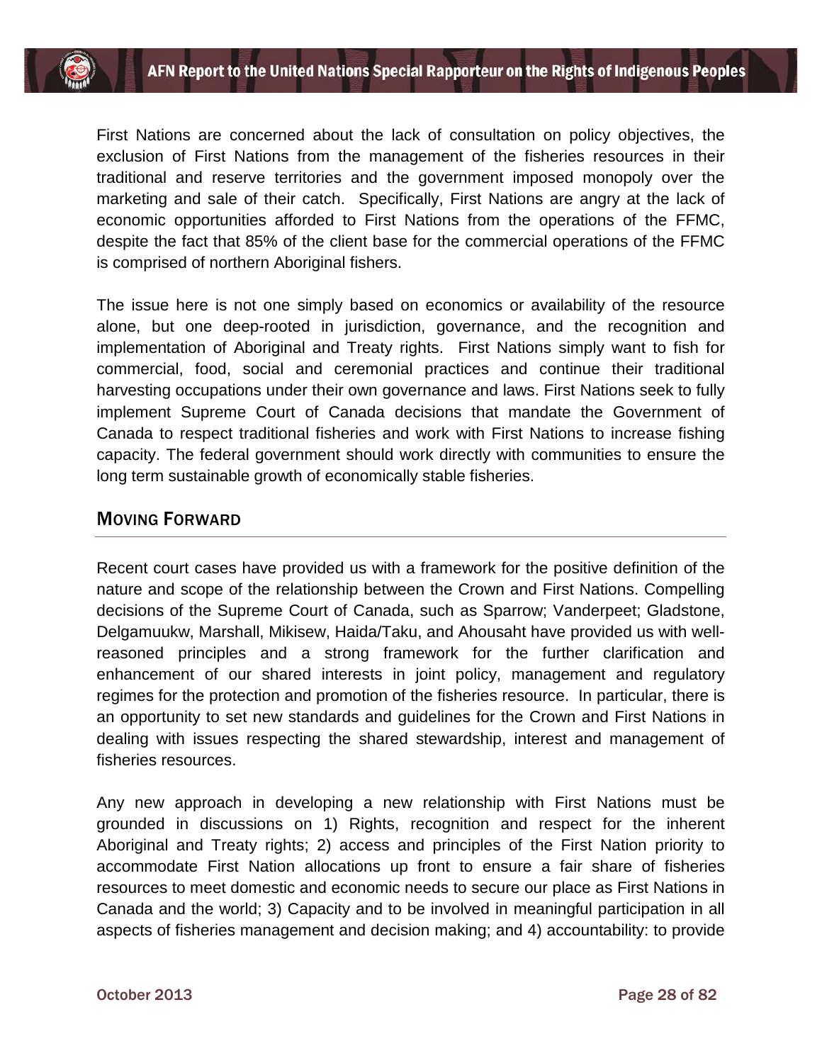First Nations are concerned about the lack of consultation on policy objectives, the exclusion of First Nations from the management of the fisheries resources in their traditional and reserve territories and the government imposed monopoly over the marketing and sale of their catch. Specifically, First Nations are angry at the lack of economic opportunities afforded to First Nations from the operations of the FFMC, despite the fact that 85% of the client base for the commercial operations of the FFMC is comprised of northern Aboriginal fishers.

The issue here is not one simply based on economics or availability of the resource alone, but one deep-rooted in jurisdiction, governance, and the recognition and implementation of Aboriginal and Treaty rights. First Nations simply want to fish for commercial, food, social and ceremonial practices and continue their traditional harvesting occupations under their own governance and laws. First Nations seek to fully implement Supreme Court of Canada decisions that mandate the Government of Canada to respect traditional fisheries and work with First Nations to increase fishing capacity. The federal government should work directly with communities to ensure the long term sustainable growth of economically stable fisheries.

## Moving Forward

Recent court cases have provided us with a framework for the positive definition of the nature and scope of the relationship between the Crown and First Nations. Compelling decisions of the Supreme Court of Canada, such as Sparrow; Vanderpeet; Gladstone, Delgamuukw, Marshall, Mikisew, Haida/Taku, and Ahousaht have provided us with well-reasoned principles and a strong framework for the further clarification and enhancement of our shared interests in joint policy, management and regulatory regimes for the protection and promotion of the fisheries resource. In particular, there is an opportunity to set new standards and guidelines for the Crown and First Nations in dealing with issues respecting the shared stewardship, interest and management of fisheries resources.

Any new approach in developing a new relationship with First Nations must be grounded in discussions on 1) Rights, recognition and respect for the inherent Aboriginal and Treaty rights; 2) access and principles of the First Nation priority to accommodate First Nation allocations up front to ensure a fair share of fisheries resources to meet domestic and economic needs to secure our place as First Nations in Canada and the world; 3) Capacity and to be involved in meaningful participation in all aspects of fisheries management and decision making; and 4) accountability: to provide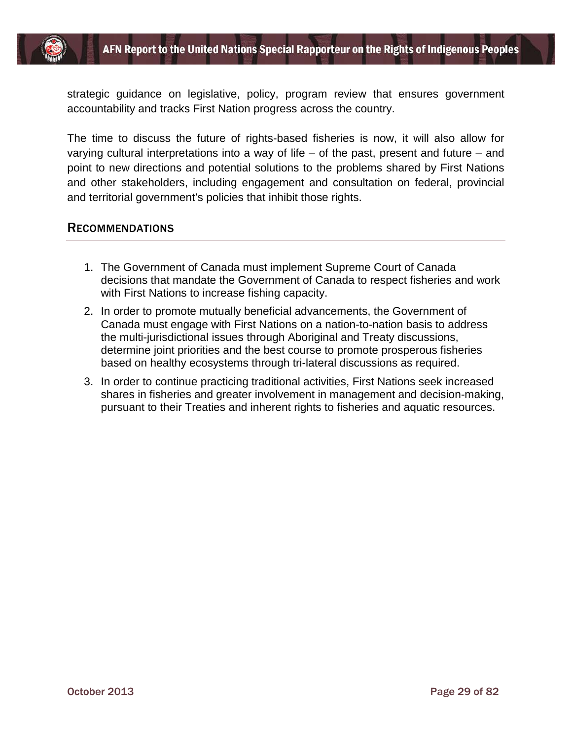strategic guidance on legislative, policy, program review that ensures government accountability and tracks First Nation progress across the country.

The time to discuss the future of rights-based fisheries is now, it will also allow for varying cultural interpretations into a way of life – of the past, present and future – and point to new directions and potential solutions to the problems shared by First Nations and other stakeholders, including engagement and consultation on federal, provincial and territorial government's policies that inhibit those rights.

## RECOMMENDATIONS

1. The Government of Canada must implement Supreme Court of Canada decisions that mandate the Government of Canada to respect fisheries and work with First Nations to increase fishing capacity.
2. In order to promote mutually beneficial advancements, the Government of Canada must engage with First Nations on a nation-to-nation basis to address the multi-jurisdictional issues through Aboriginal and Treaty discussions, determine joint priorities and the best course to promote prosperous fisheries based on healthy ecosystems through tri-lateral discussions as required.
3. In order to continue practicing traditional activities, First Nations seek increased shares in fisheries and greater involvement in management and decision-making, pursuant to their Treaties and inherent rights to fisheries and aquatic resources.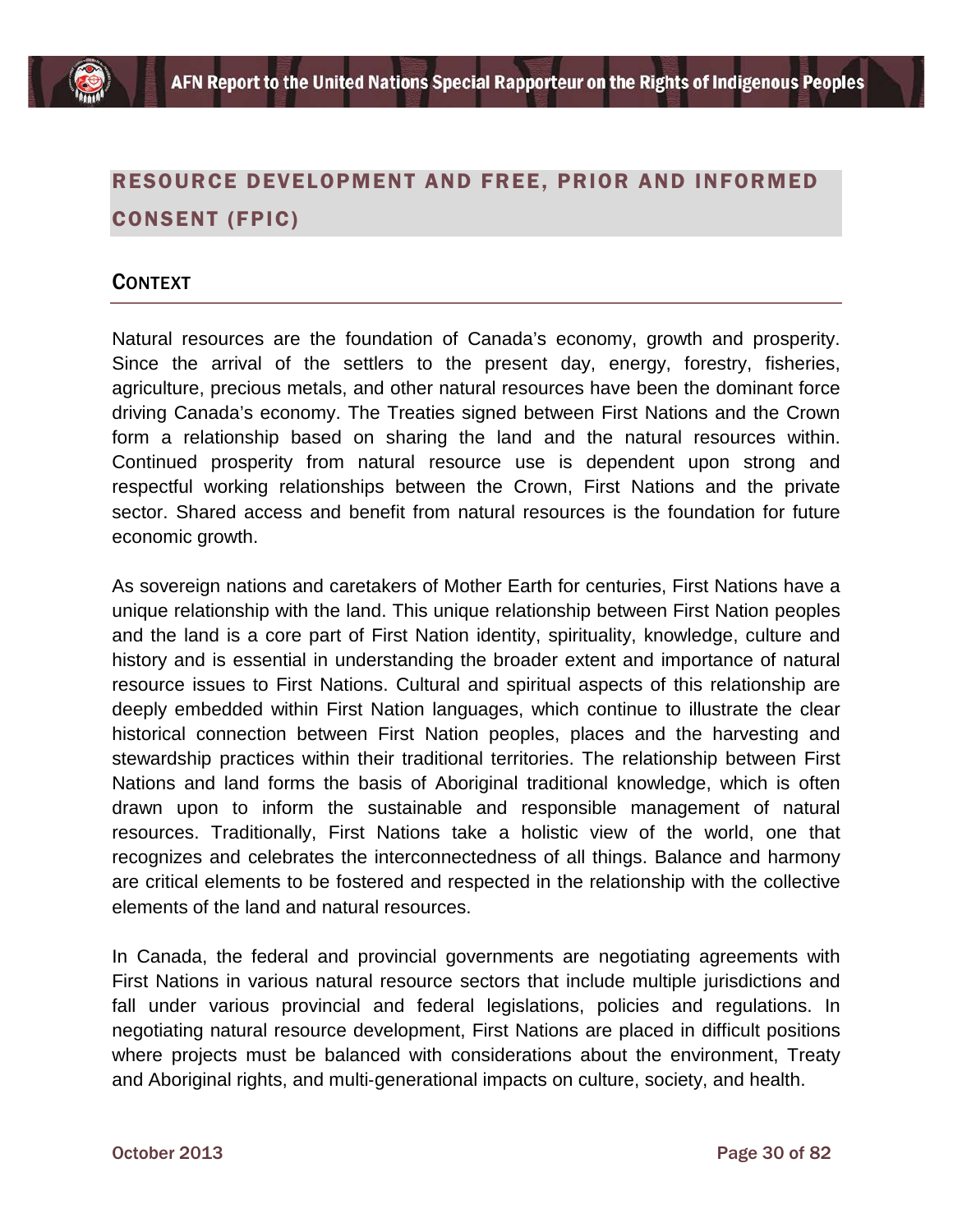## RESOURCE DEVELOPMENT AND FREE, PRIOR AND INFORMED CONSENT (FPIC)

### CONTEXT

Natural resources are the foundation of Canada's economy, growth and prosperity. Since the arrival of the settlers to the present day, energy, forestry, fisheries, agriculture, precious metals, and other natural resources have been the dominant force driving Canada's economy. The Treaties signed between First Nations and the Crown form a relationship based on sharing the land and the natural resources within. Continued prosperity from natural resource use is dependent upon strong and respectful working relationships between the Crown, First Nations and the private sector. Shared access and benefit from natural resources is the foundation for future economic growth.

As sovereign nations and caretakers of Mother Earth for centuries, First Nations have a unique relationship with the land. This unique relationship between First Nation peoples and the land is a core part of First Nation identity, spirituality, knowledge, culture and history and is essential in understanding the broader extent and importance of natural resource issues to First Nations. Cultural and spiritual aspects of this relationship are deeply embedded within First Nation languages, which continue to illustrate the clear historical connection between First Nation peoples, places and the harvesting and stewardship practices within their traditional territories. The relationship between First Nations and land forms the basis of Aboriginal traditional knowledge, which is often drawn upon to inform the sustainable and responsible management of natural resources. Traditionally, First Nations take a holistic view of the world, one that recognizes and celebrates the interconnectedness of all things. Balance and harmony are critical elements to be fostered and respected in the relationship with the collective elements of the land and natural resources.

In Canada, the federal and provincial governments are negotiating agreements with First Nations in various natural resource sectors that include multiple jurisdictions and fall under various provincial and federal legislations, policies and regulations. In negotiating natural resource development, First Nations are placed in difficult positions where projects must be balanced with considerations about the environment, Treaty and Aboriginal rights, and multi-generational impacts on culture, society, and health.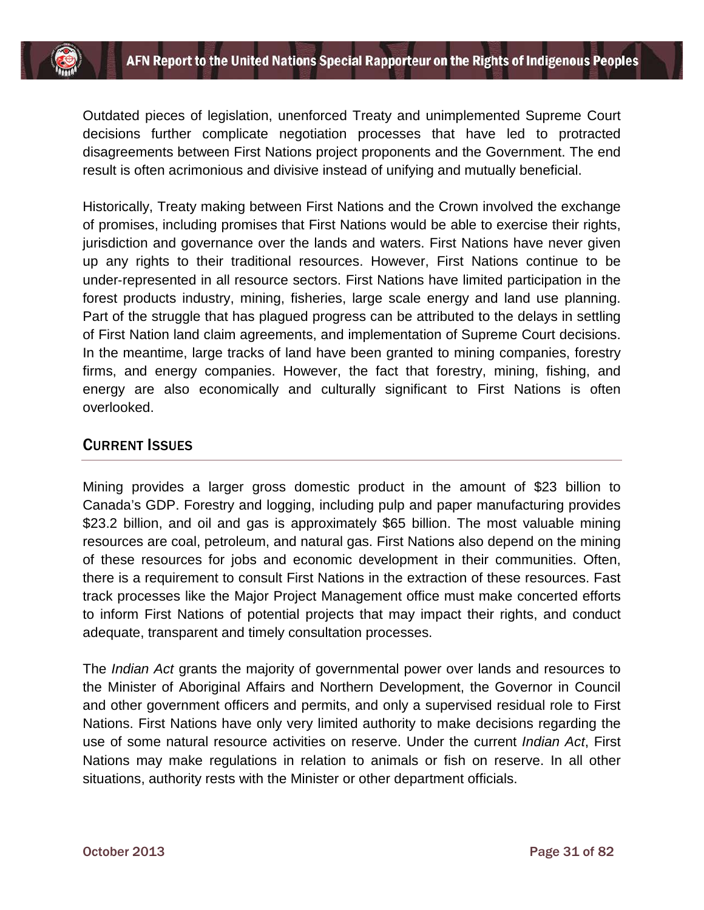Outdated pieces of legislation, unenforced Treaty and unimplemented Supreme Court decisions further complicate negotiation processes that have led to protracted disagreements between First Nations project proponents and the Government. The end result is often acrimonious and divisive instead of unifying and mutually beneficial.

Historically, Treaty making between First Nations and the Crown involved the exchange of promises, including promises that First Nations would be able to exercise their rights, jurisdiction and governance over the lands and waters. First Nations have never given up any rights to their traditional resources. However, First Nations continue to be under-represented in all resource sectors. First Nations have limited participation in the forest products industry, mining, fisheries, large scale energy and land use planning. Part of the struggle that has plagued progress can be attributed to the delays in settling of First Nation land claim agreements, and implementation of Supreme Court decisions. In the meantime, large tracks of land have been granted to mining companies, forestry firms, and energy companies. However, the fact that forestry, mining, fishing, and energy are also economically and culturally significant to First Nations is often overlooked.

## Current Issues

Mining provides a larger gross domestic product in the amount of $23 billion to Canada's GDP. Forestry and logging, including pulp and paper manufacturing provides $23.2 billion, and oil and gas is approximately $65 billion. The most valuable mining resources are coal, petroleum, and natural gas. First Nations also depend on the mining of these resources for jobs and economic development in their communities. Often, there is a requirement to consult First Nations in the extraction of these resources. Fast track processes like the Major Project Management office must make concerted efforts to inform First Nations of potential projects that may impact their rights, and conduct adequate, transparent and timely consultation processes.

The *Indian Act* grants the majority of governmental power over lands and resources to the Minister of Aboriginal Affairs and Northern Development, the Governor in Council and other government officers and permits, and only a supervised residual role to First Nations. First Nations have only very limited authority to make decisions regarding the use of some natural resource activities on reserve. Under the current *Indian Act*, First Nations may make regulations in relation to animals or fish on reserve. In all other situations, authority rests with the Minister or other department officials.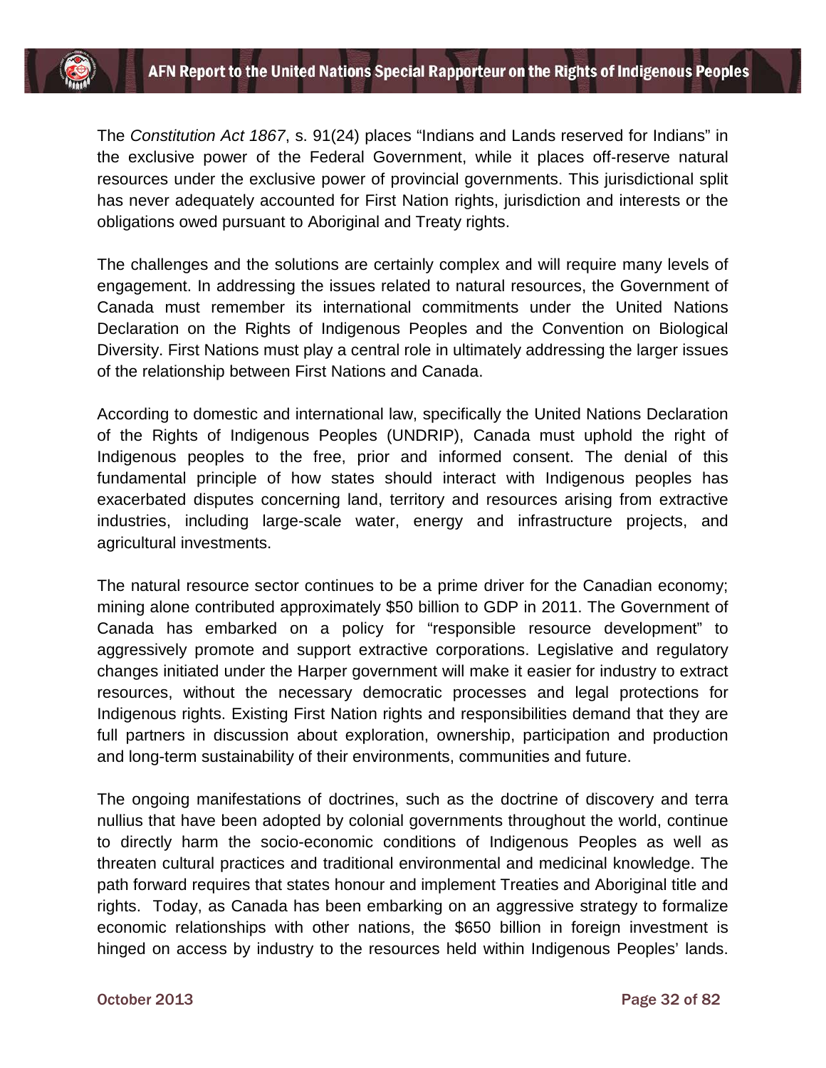The *Constitution Act 1867*, s. 91(24) places “Indians and Lands reserved for Indians” in the exclusive power of the Federal Government, while it places off-reserve natural resources under the exclusive power of provincial governments. This jurisdictional split has never adequately accounted for First Nation rights, jurisdiction and interests or the obligations owed pursuant to Aboriginal and Treaty rights.

The challenges and the solutions are certainly complex and will require many levels of engagement. In addressing the issues related to natural resources, the Government of Canada must remember its international commitments under the United Nations Declaration on the Rights of Indigenous Peoples and the Convention on Biological Diversity. First Nations must play a central role in ultimately addressing the larger issues of the relationship between First Nations and Canada.

According to domestic and international law, specifically the United Nations Declaration of the Rights of Indigenous Peoples (UNDRIP), Canada must uphold the right of Indigenous peoples to the free, prior and informed consent. The denial of this fundamental principle of how states should interact with Indigenous peoples has exacerbated disputes concerning land, territory and resources arising from extractive industries, including large-scale water, energy and infrastructure projects, and agricultural investments.

The natural resource sector continues to be a prime driver for the Canadian economy; mining alone contributed approximately $50 billion to GDP in 2011. The Government of Canada has embarked on a policy for “responsible resource development” to aggressively promote and support extractive corporations. Legislative and regulatory changes initiated under the Harper government will make it easier for industry to extract resources, without the necessary democratic processes and legal protections for Indigenous rights. Existing First Nation rights and responsibilities demand that they are full partners in discussion about exploration, ownership, participation and production and long-term sustainability of their environments, communities and future.

The ongoing manifestations of doctrines, such as the doctrine of discovery and terra nullius that have been adopted by colonial governments throughout the world, continue to directly harm the socio-economic conditions of Indigenous Peoples as well as threaten cultural practices and traditional environmental and medicinal knowledge. The path forward requires that states honour and implement Treaties and Aboriginal title and rights. Today, as Canada has been embarking on an aggressive strategy to formalize economic relationships with other nations, the $650 billion in foreign investment is hinged on access by industry to the resources held within Indigenous Peoples' lands.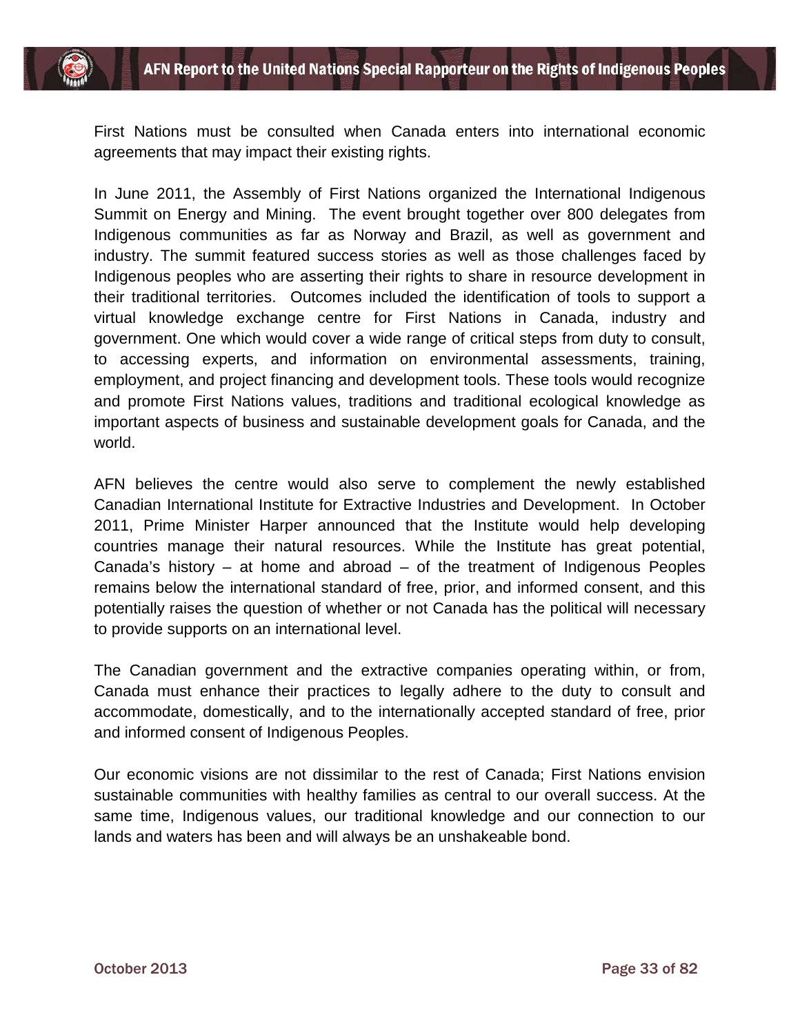First Nations must be consulted when Canada enters into international economic agreements that may impact their existing rights.

In June 2011, the Assembly of First Nations organized the International Indigenous Summit on Energy and Mining. The event brought together over 800 delegates from Indigenous communities as far as Norway and Brazil, as well as government and industry. The summit featured success stories as well as those challenges faced by Indigenous peoples who are asserting their rights to share in resource development in their traditional territories. Outcomes included the identification of tools to support a virtual knowledge exchange centre for First Nations in Canada, industry and government. One which would cover a wide range of critical steps from duty to consult, to accessing experts, and information on environmental assessments, training, employment, and project financing and development tools. These tools would recognize and promote First Nations values, traditions and traditional ecological knowledge as important aspects of business and sustainable development goals for Canada, and the world.

AFN believes the centre would also serve to complement the newly established Canadian International Institute for Extractive Industries and Development. In October 2011, Prime Minister Harper announced that the Institute would help developing countries manage their natural resources. While the Institute has great potential, Canada's history – at home and abroad – of the treatment of Indigenous Peoples remains below the international standard of free, prior, and informed consent, and this potentially raises the question of whether or not Canada has the political will necessary to provide supports on an international level.

The Canadian government and the extractive companies operating within, or from, Canada must enhance their practices to legally adhere to the duty to consult and accommodate, domestically, and to the internationally accepted standard of free, prior and informed consent of Indigenous Peoples.

Our economic visions are not dissimilar to the rest of Canada; First Nations envision sustainable communities with healthy families as central to our overall success. At the same time, Indigenous values, our traditional knowledge and our connection to our lands and waters has been and will always be an unshakeable bond.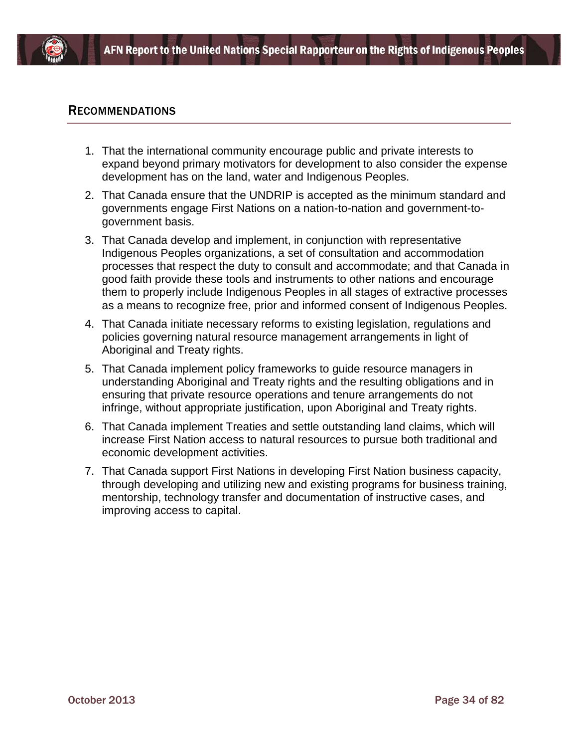## Recommendations

1. That the international community encourage public and private interests to expand beyond primary motivators for development to also consider the expense development has on the land, water and Indigenous Peoples.
2. That Canada ensure that the UNDRIP is accepted as the minimum standard and governments engage First Nations on a nation-to-nation and government-to-government basis.
3. That Canada develop and implement, in conjunction with representative Indigenous Peoples organizations, a set of consultation and accommodation processes that respect the duty to consult and accommodate; and that Canada in good faith provide these tools and instruments to other nations and encourage them to properly include Indigenous Peoples in all stages of extractive processes as a means to recognize free, prior and informed consent of Indigenous Peoples.
4. That Canada initiate necessary reforms to existing legislation, regulations and policies governing natural resource management arrangements in light of Aboriginal and Treaty rights.
5. That Canada implement policy frameworks to guide resource managers in understanding Aboriginal and Treaty rights and the resulting obligations and in ensuring that private resource operations and tenure arrangements do not infringe, without appropriate justification, upon Aboriginal and Treaty rights.
6. That Canada implement Treaties and settle outstanding land claims, which will increase First Nation access to natural resources to pursue both traditional and economic development activities.
7. That Canada support First Nations in developing First Nation business capacity, through developing and utilizing new and existing programs for business training, mentorship, technology transfer and documentation of instructive cases, and improving access to capital.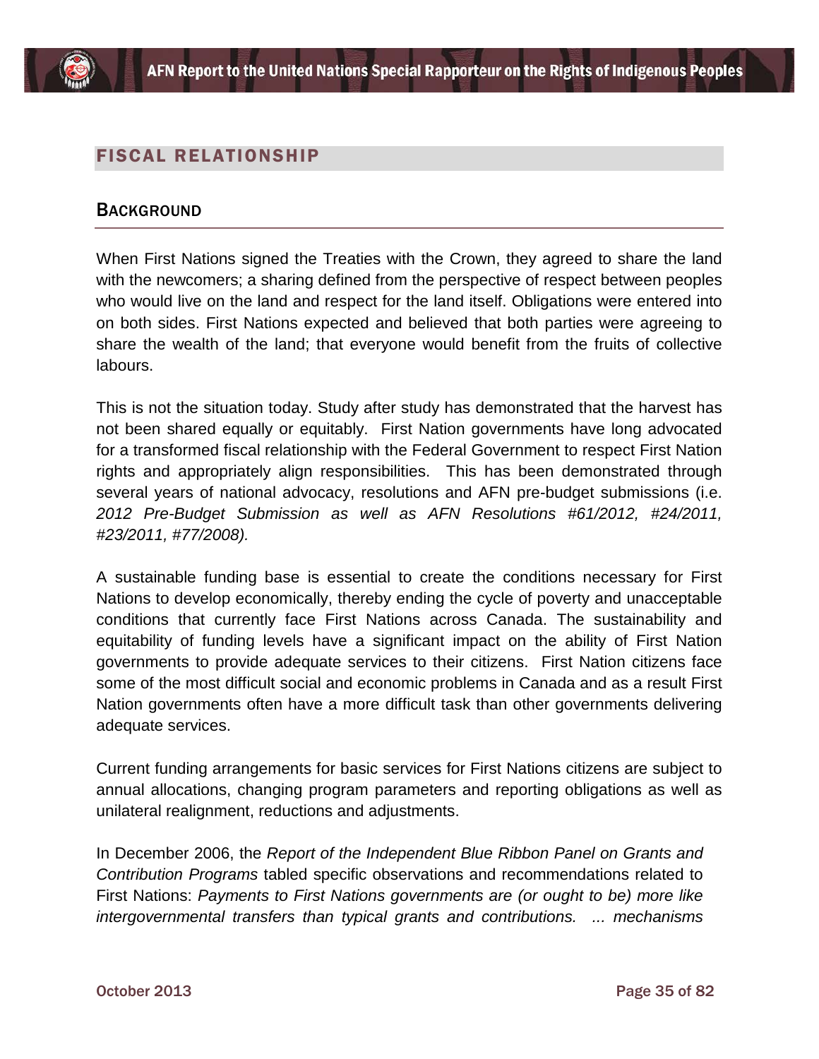## FISCAL RELATIONSHIP

### BACKGROUND

When First Nations signed the Treaties with the Crown, they agreed to share the land with the newcomers; a sharing defined from the perspective of respect between peoples who would live on the land and respect for the land itself. Obligations were entered into on both sides. First Nations expected and believed that both parties were agreeing to share the wealth of the land; that everyone would benefit from the fruits of collective labours.

This is not the situation today. Study after study has demonstrated that the harvest has not been shared equally or equitably. First Nation governments have long advocated for a transformed fiscal relationship with the Federal Government to respect First Nation rights and appropriately align responsibilities. This has been demonstrated through several years of national advocacy, resolutions and AFN pre-budget submissions (i.e. *2012 Pre-Budget Submission as well as AFN Resolutions #61/2012, #24/2011, #23/2011, #77/2008).*

A sustainable funding base is essential to create the conditions necessary for First Nations to develop economically, thereby ending the cycle of poverty and unacceptable conditions that currently face First Nations across Canada. The sustainability and equitability of funding levels have a significant impact on the ability of First Nation governments to provide adequate services to their citizens. First Nation citizens face some of the most difficult social and economic problems in Canada and as a result First Nation governments often have a more difficult task than other governments delivering adequate services.

Current funding arrangements for basic services for First Nations citizens are subject to annual allocations, changing program parameters and reporting obligations as well as unilateral realignment, reductions and adjustments.

In December 2006, the *Report of the Independent Blue Ribbon Panel on Grants and Contribution Programs* tabled specific observations and recommendations related to First Nations: *Payments to First Nations governments are (or ought to be) more like intergovernmental transfers than typical grants and contributions. ... mechanisms*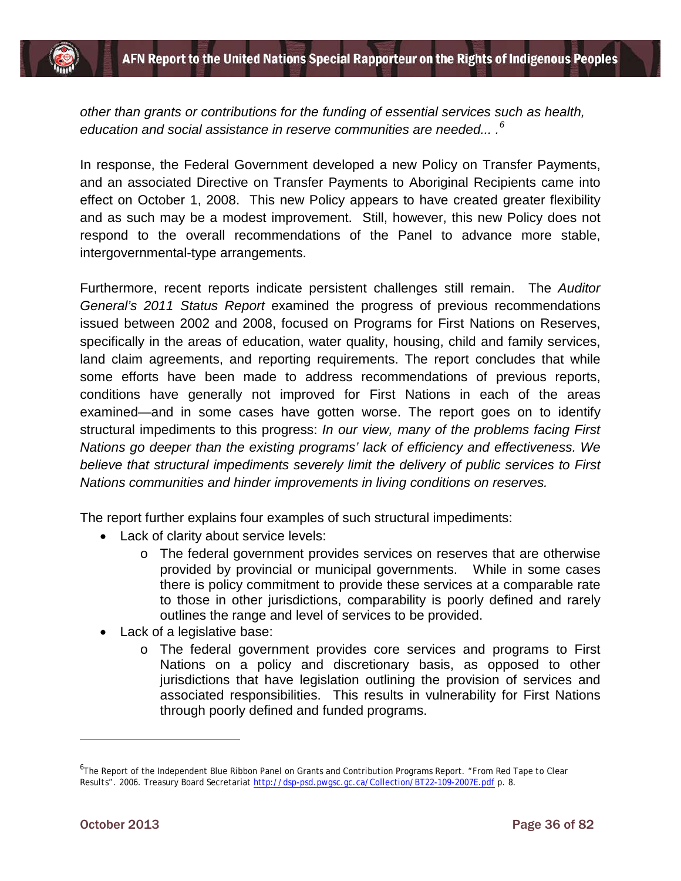*other than grants or contributions for the funding of essential services such as health, education and social assistance in reserve communities are needed... .*[6]

In response, the Federal Government developed a new Policy on Transfer Payments, and an associated Directive on Transfer Payments to Aboriginal Recipients came into effect on October 1, 2008. This new Policy appears to have created greater flexibility and as such may be a modest improvement. Still, however, this new Policy does not respond to the overall recommendations of the Panel to advance more stable, intergovernmental-type arrangements.

Furthermore, recent reports indicate persistent challenges still remain. The *Auditor General's 2011 Status Report* examined the progress of previous recommendations issued between 2002 and 2008, focused on Programs for First Nations on Reserves, specifically in the areas of education, water quality, housing, child and family services, land claim agreements, and reporting requirements. The report concludes that while some efforts have been made to address recommendations of previous reports, conditions have generally not improved for First Nations in each of the areas examined—and in some cases have gotten worse. The report goes on to identify structural impediments to this progress: *In our view, many of the problems facing First Nations go deeper than the existing programs' lack of efficiency and effectiveness. We believe that structural impediments severely limit the delivery of public services to First Nations communities and hinder improvements in living conditions on reserves.*

The report further explains four examples of such structural impediments:

- Lack of clarity about service levels:
  - The federal government provides services on reserves that are otherwise provided by provincial or municipal governments. While in some cases there is policy commitment to provide these services at a comparable rate to those in other jurisdictions, comparability is poorly defined and rarely outlines the range and level of services to be provided.
- Lack of a legislative base:
  - The federal government provides core services and programs to First Nations on a policy and discretionary basis, as opposed to other jurisdictions that have legislation outlining the provision of services and associated responsibilities. This results in vulnerability for First Nations through poorly defined and funded programs.

---

[6] The Report of the Independent Blue Ribbon Panel on Grants and Contribution Programs Report. "From Red Tape to Clear Results". 2006. Treasury Board Secretariat http://dsp-psd.pwgsc.gc.ca/Collection/BT22-109-2007E.pdf p. 8.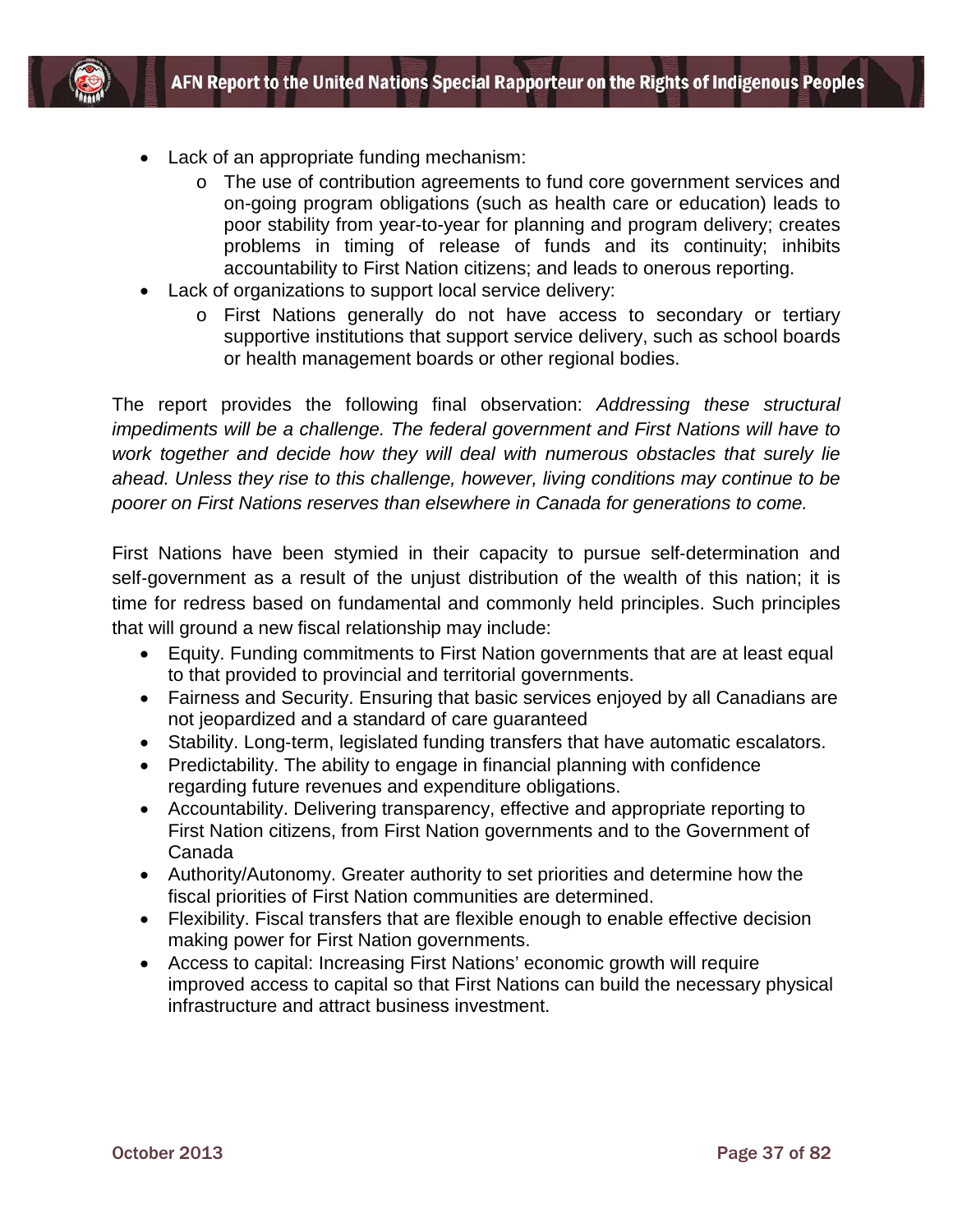- Lack of an appropriate funding mechanism:
  - The use of contribution agreements to fund core government services and on-going program obligations (such as health care or education) leads to poor stability from year-to-year for planning and program delivery; creates problems in timing of release of funds and its continuity; inhibits accountability to First Nation citizens; and leads to onerous reporting.
- Lack of organizations to support local service delivery:
  - First Nations generally do not have access to secondary or tertiary supportive institutions that support service delivery, such as school boards or health management boards or other regional bodies.

The report provides the following final observation: *Addressing these structural impediments will be a challenge. The federal government and First Nations will have to work together and decide how they will deal with numerous obstacles that surely lie ahead. Unless they rise to this challenge, however, living conditions may continue to be poorer on First Nations reserves than elsewhere in Canada for generations to come.*

First Nations have been stymied in their capacity to pursue self-determination and self-government as a result of the unjust distribution of the wealth of this nation; it is time for redress based on fundamental and commonly held principles. Such principles that will ground a new fiscal relationship may include:

- Equity. Funding commitments to First Nation governments that are at least equal to that provided to provincial and territorial governments.
- Fairness and Security. Ensuring that basic services enjoyed by all Canadians are not jeopardized and a standard of care guaranteed
- Stability. Long-term, legislated funding transfers that have automatic escalators.
- Predictability. The ability to engage in financial planning with confidence regarding future revenues and expenditure obligations.
- Accountability. Delivering transparency, effective and appropriate reporting to First Nation citizens, from First Nation governments and to the Government of Canada
- Authority/Autonomy. Greater authority to set priorities and determine how the fiscal priorities of First Nation communities are determined.
- Flexibility. Fiscal transfers that are flexible enough to enable effective decision making power for First Nation governments.
- Access to capital: Increasing First Nations' economic growth will require improved access to capital so that First Nations can build the necessary physical infrastructure and attract business investment.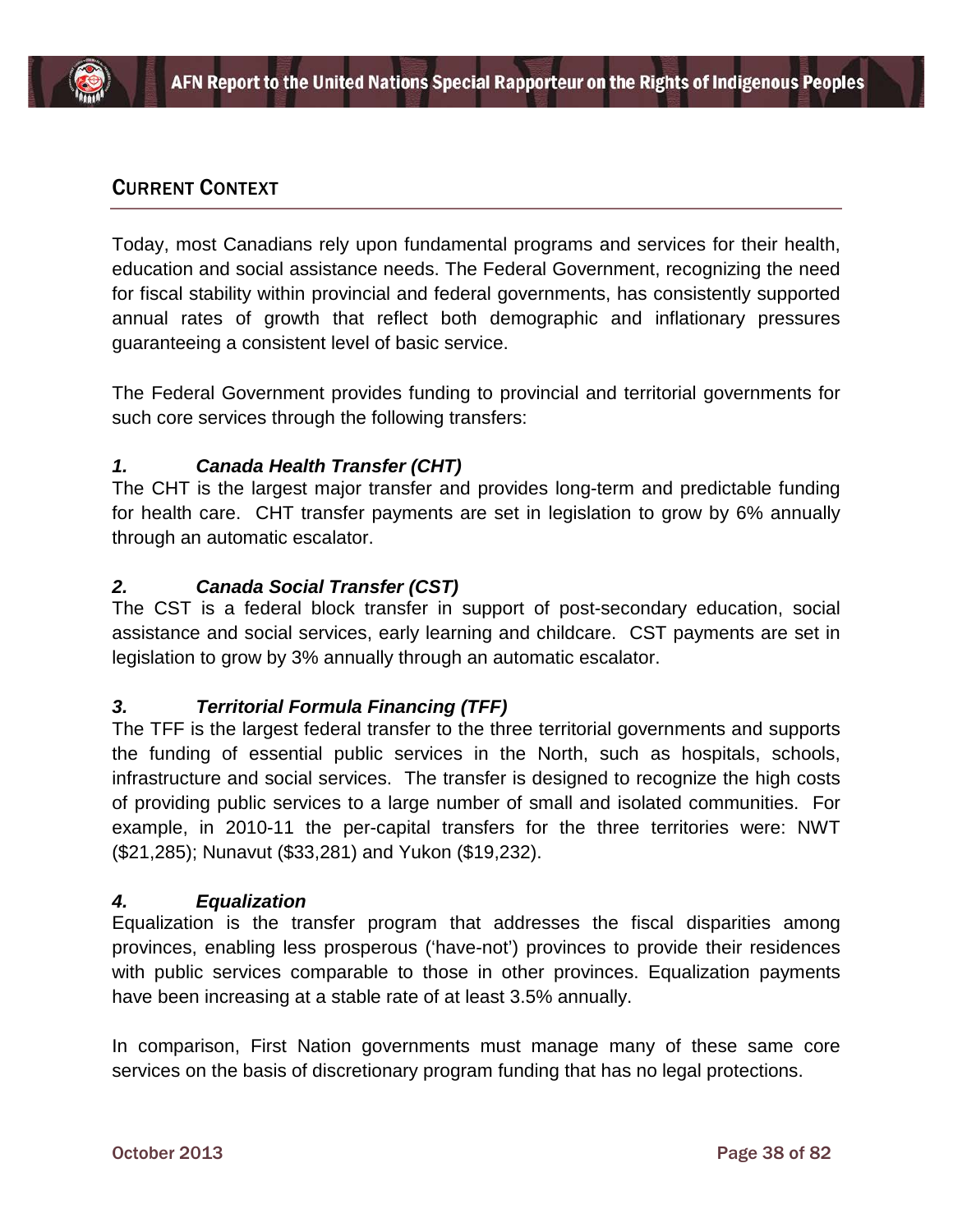## Current Context

Today, most Canadians rely upon fundamental programs and services for their health, education and social assistance needs. The Federal Government, recognizing the need for fiscal stability within provincial and federal governments, has consistently supported annual rates of growth that reflect both demographic and inflationary pressures guaranteeing a consistent level of basic service.

The Federal Government provides funding to provincial and territorial governments for such core services through the following transfers:

### *1. Canada Health Transfer (CHT)*

The CHT is the largest major transfer and provides long-term and predictable funding for health care. CHT transfer payments are set in legislation to grow by 6% annually through an automatic escalator.

### *2. Canada Social Transfer (CST)*

The CST is a federal block transfer in support of post-secondary education, social assistance and social services, early learning and childcare. CST payments are set in legislation to grow by 3% annually through an automatic escalator.

### *3. Territorial Formula Financing (TFF)*

The TFF is the largest federal transfer to the three territorial governments and supports the funding of essential public services in the North, such as hospitals, schools, infrastructure and social services. The transfer is designed to recognize the high costs of providing public services to a large number of small and isolated communities. For example, in 2010-11 the per-capital transfers for the three territories were: NWT ($21,285); Nunavut ($33,281) and Yukon ($19,232).

### *4. Equalization*

Equalization is the transfer program that addresses the fiscal disparities among provinces, enabling less prosperous ('have-not') provinces to provide their residences with public services comparable to those in other provinces. Equalization payments have been increasing at a stable rate of at least 3.5% annually.

In comparison, First Nation governments must manage many of these same core services on the basis of discretionary program funding that has no legal protections.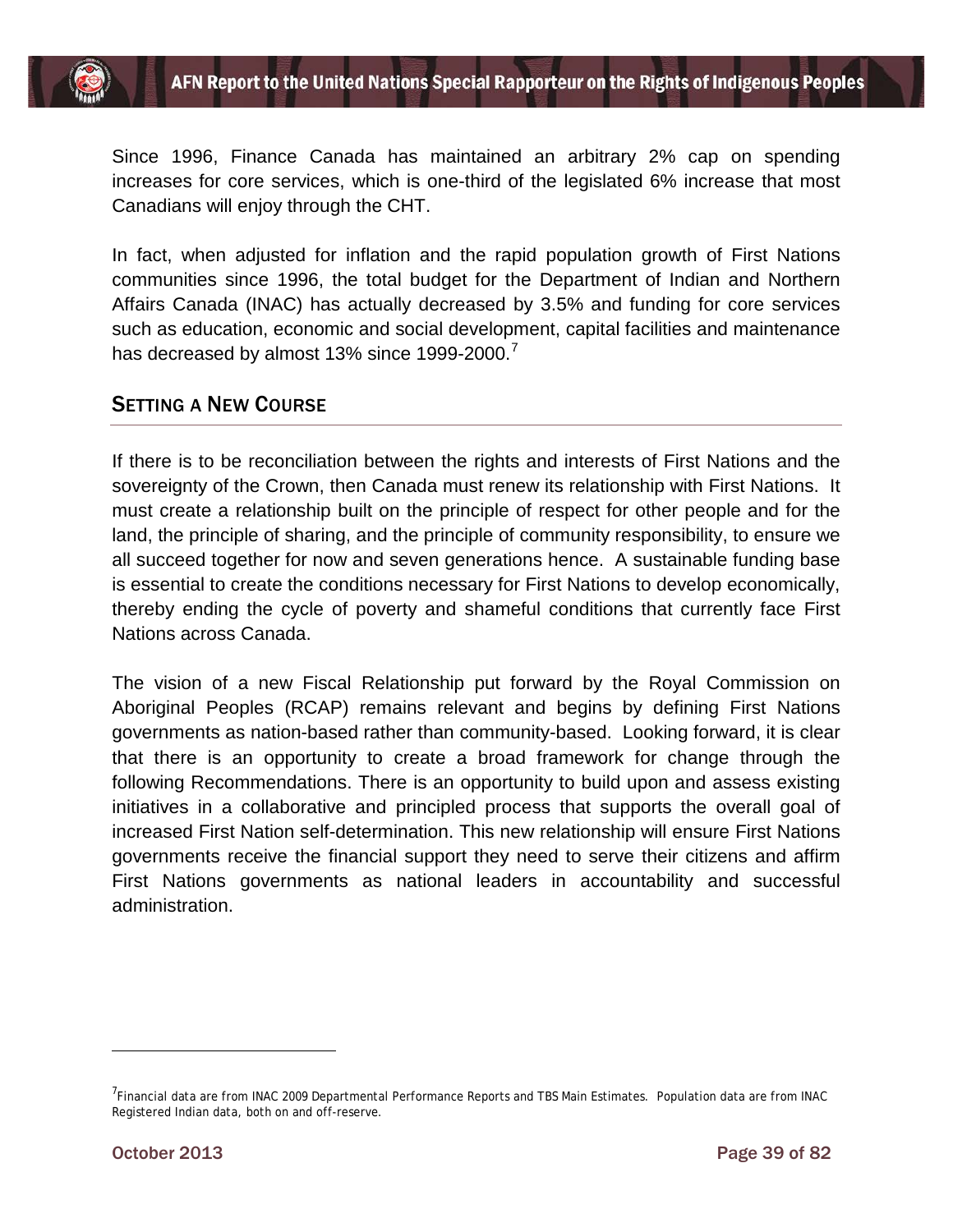Since 1996, Finance Canada has maintained an arbitrary 2% cap on spending increases for core services, which is one-third of the legislated 6% increase that most Canadians will enjoy through the CHT.

In fact, when adjusted for inflation and the rapid population growth of First Nations communities since 1996, the total budget for the Department of Indian and Northern Affairs Canada (INAC) has actually decreased by 3.5% and funding for core services such as education, economic and social development, capital facilities and maintenance has decreased by almost 13% since 1999-2000.[7]

## Setting a New Course

If there is to be reconciliation between the rights and interests of First Nations and the sovereignty of the Crown, then Canada must renew its relationship with First Nations. It must create a relationship built on the principle of respect for other people and for the land, the principle of sharing, and the principle of community responsibility, to ensure we all succeed together for now and seven generations hence. A sustainable funding base is essential to create the conditions necessary for First Nations to develop economically, thereby ending the cycle of poverty and shameful conditions that currently face First Nations across Canada.

The vision of a new Fiscal Relationship put forward by the Royal Commission on Aboriginal Peoples (RCAP) remains relevant and begins by defining First Nations governments as nation-based rather than community-based. Looking forward, it is clear that there is an opportunity to create a broad framework for change through the following Recommendations. There is an opportunity to build upon and assess existing initiatives in a collaborative and principled process that supports the overall goal of increased First Nation self-determination. This new relationship will ensure First Nations governments receive the financial support they need to serve their citizens and affirm First Nations governments as national leaders in accountability and successful administration.

---

[7] Financial data are from INAC 2009 Departmental Performance Reports and TBS Main Estimates. Population data are from INAC Registered Indian data, both on and off-reserve.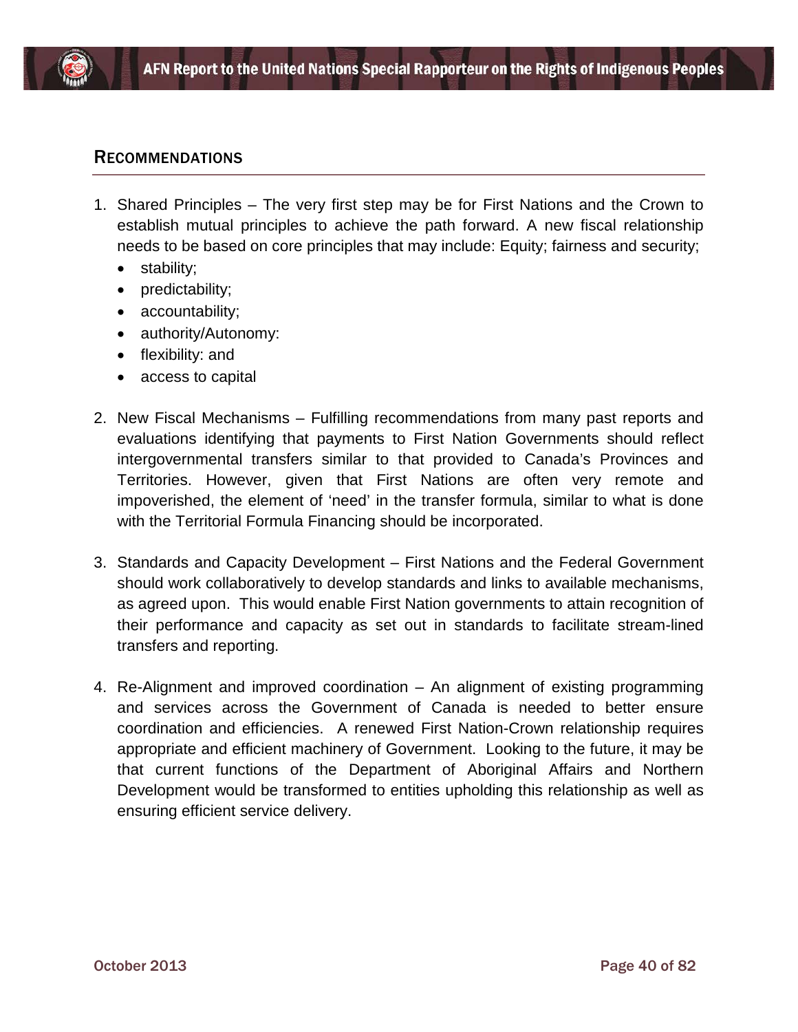## RECOMMENDATIONS

1. Shared Principles – The very first step may be for First Nations and the Crown to establish mutual principles to achieve the path forward. A new fiscal relationship needs to be based on core principles that may include: Equity; fairness and security;
   - stability;
   - predictability;
   - accountability;
   - authority/Autonomy:
   - flexibility: and
   - access to capital

2. New Fiscal Mechanisms – Fulfilling recommendations from many past reports and evaluations identifying that payments to First Nation Governments should reflect intergovernmental transfers similar to that provided to Canada's Provinces and Territories. However, given that First Nations are often very remote and impoverished, the element of 'need' in the transfer formula, similar to what is done with the Territorial Formula Financing should be incorporated.

3. Standards and Capacity Development – First Nations and the Federal Government should work collaboratively to develop standards and links to available mechanisms, as agreed upon. This would enable First Nation governments to attain recognition of their performance and capacity as set out in standards to facilitate stream-lined transfers and reporting.

4. Re-Alignment and improved coordination – An alignment of existing programming and services across the Government of Canada is needed to better ensure coordination and efficiencies. A renewed First Nation-Crown relationship requires appropriate and efficient machinery of Government. Looking to the future, it may be that current functions of the Department of Aboriginal Affairs and Northern Development would be transformed to entities upholding this relationship as well as ensuring efficient service delivery.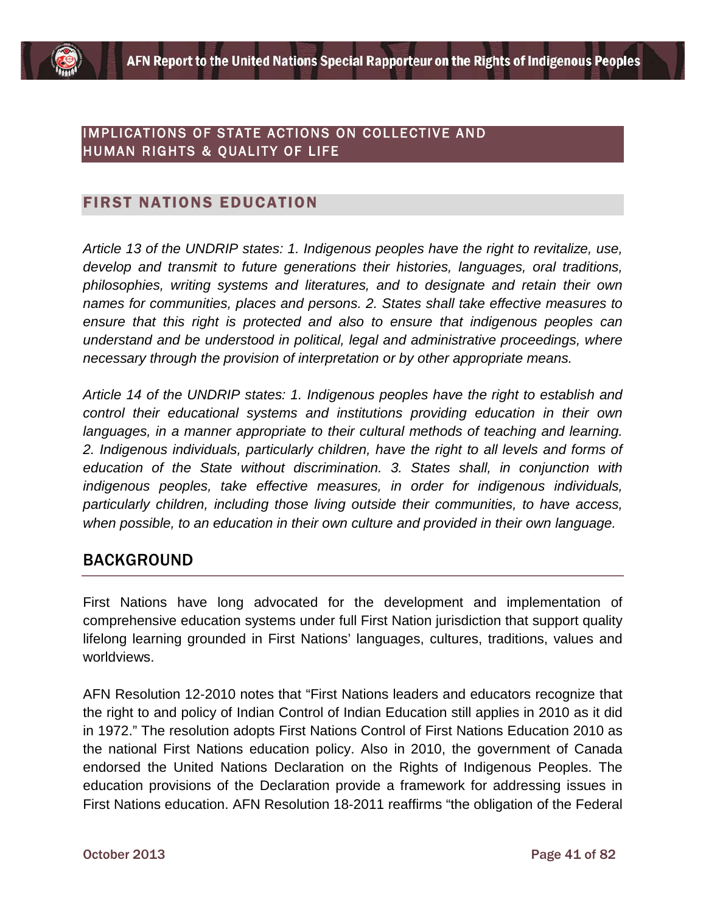# IMPLICATIONS OF STATE ACTIONS ON COLLECTIVE AND HUMAN RIGHTS & QUALITY OF LIFE

## FIRST NATIONS EDUCATION

*Article 13 of the UNDRIP states: 1. Indigenous peoples have the right to revitalize, use, develop and transmit to future generations their histories, languages, oral traditions, philosophies, writing systems and literatures, and to designate and retain their own names for communities, places and persons. 2. States shall take effective measures to ensure that this right is protected and also to ensure that indigenous peoples can understand and be understood in political, legal and administrative proceedings, where necessary through the provision of interpretation or by other appropriate means.*

*Article 14 of the UNDRIP states: 1. Indigenous peoples have the right to establish and control their educational systems and institutions providing education in their own languages, in a manner appropriate to their cultural methods of teaching and learning. 2. Indigenous individuals, particularly children, have the right to all levels and forms of education of the State without discrimination. 3. States shall, in conjunction with indigenous peoples, take effective measures, in order for indigenous individuals, particularly children, including those living outside their communities, to have access, when possible, to an education in their own culture and provided in their own language.*

### BACKGROUND

First Nations have long advocated for the development and implementation of comprehensive education systems under full First Nation jurisdiction that support quality lifelong learning grounded in First Nations' languages, cultures, traditions, values and worldviews.

AFN Resolution 12-2010 notes that "First Nations leaders and educators recognize that the right to and policy of Indian Control of Indian Education still applies in 2010 as it did in 1972." The resolution adopts First Nations Control of First Nations Education 2010 as the national First Nations education policy. Also in 2010, the government of Canada endorsed the United Nations Declaration on the Rights of Indigenous Peoples. The education provisions of the Declaration provide a framework for addressing issues in First Nations education. AFN Resolution 18-2011 reaffirms "the obligation of the Federal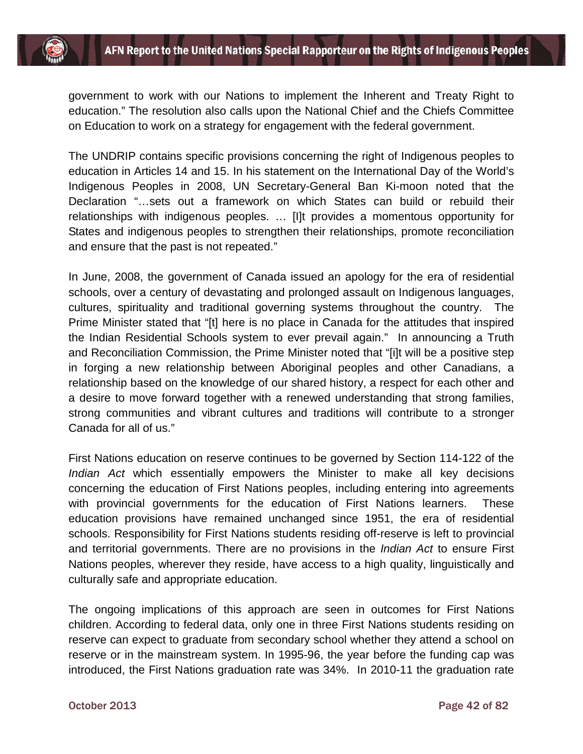government to work with our Nations to implement the Inherent and Treaty Right to education." The resolution also calls upon the National Chief and the Chiefs Committee on Education to work on a strategy for engagement with the federal government.

The UNDRIP contains specific provisions concerning the right of Indigenous peoples to education in Articles 14 and 15. In his statement on the International Day of the World's Indigenous Peoples in 2008, UN Secretary-General Ban Ki-moon noted that the Declaration "…sets out a framework on which States can build or rebuild their relationships with indigenous peoples. … [I]t provides a momentous opportunity for States and indigenous peoples to strengthen their relationships, promote reconciliation and ensure that the past is not repeated."

In June, 2008, the government of Canada issued an apology for the era of residential schools, over a century of devastating and prolonged assault on Indigenous languages, cultures, spirituality and traditional governing systems throughout the country. The Prime Minister stated that "[t] here is no place in Canada for the attitudes that inspired the Indian Residential Schools system to ever prevail again." In announcing a Truth and Reconciliation Commission, the Prime Minister noted that "[i]t will be a positive step in forging a new relationship between Aboriginal peoples and other Canadians, a relationship based on the knowledge of our shared history, a respect for each other and a desire to move forward together with a renewed understanding that strong families, strong communities and vibrant cultures and traditions will contribute to a stronger Canada for all of us."

First Nations education on reserve continues to be governed by Section 114-122 of the *Indian Act* which essentially empowers the Minister to make all key decisions concerning the education of First Nations peoples, including entering into agreements with provincial governments for the education of First Nations learners. These education provisions have remained unchanged since 1951, the era of residential schools. Responsibility for First Nations students residing off-reserve is left to provincial and territorial governments. There are no provisions in the *Indian Act* to ensure First Nations peoples, wherever they reside, have access to a high quality, linguistically and culturally safe and appropriate education.

The ongoing implications of this approach are seen in outcomes for First Nations children. According to federal data, only one in three First Nations students residing on reserve can expect to graduate from secondary school whether they attend a school on reserve or in the mainstream system. In 1995-96, the year before the funding cap was introduced, the First Nations graduation rate was 34%. In 2010-11 the graduation rate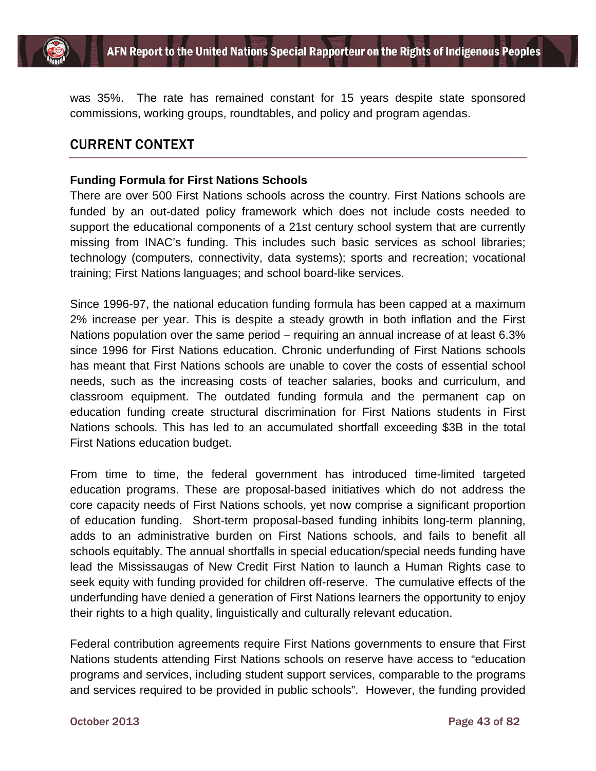was 35%. The rate has remained constant for 15 years despite state sponsored commissions, working groups, roundtables, and policy and program agendas.

## CURRENT CONTEXT

**Funding Formula for First Nations Schools**

There are over 500 First Nations schools across the country. First Nations schools are funded by an out-dated policy framework which does not include costs needed to support the educational components of a 21st century school system that are currently missing from INAC's funding. This includes such basic services as school libraries; technology (computers, connectivity, data systems); sports and recreation; vocational training; First Nations languages; and school board-like services.

Since 1996-97, the national education funding formula has been capped at a maximum 2% increase per year. This is despite a steady growth in both inflation and the First Nations population over the same period – requiring an annual increase of at least 6.3% since 1996 for First Nations education. Chronic underfunding of First Nations schools has meant that First Nations schools are unable to cover the costs of essential school needs, such as the increasing costs of teacher salaries, books and curriculum, and classroom equipment. The outdated funding formula and the permanent cap on education funding create structural discrimination for First Nations students in First Nations schools. This has led to an accumulated shortfall exceeding $3B in the total First Nations education budget.

From time to time, the federal government has introduced time-limited targeted education programs. These are proposal-based initiatives which do not address the core capacity needs of First Nations schools, yet now comprise a significant proportion of education funding. Short-term proposal-based funding inhibits long-term planning, adds to an administrative burden on First Nations schools, and fails to benefit all schools equitably. The annual shortfalls in special education/special needs funding have lead the Mississaugas of New Credit First Nation to launch a Human Rights case to seek equity with funding provided for children off-reserve. The cumulative effects of the underfunding have denied a generation of First Nations learners the opportunity to enjoy their rights to a high quality, linguistically and culturally relevant education.

Federal contribution agreements require First Nations governments to ensure that First Nations students attending First Nations schools on reserve have access to "education programs and services, including student support services, comparable to the programs and services required to be provided in public schools". However, the funding provided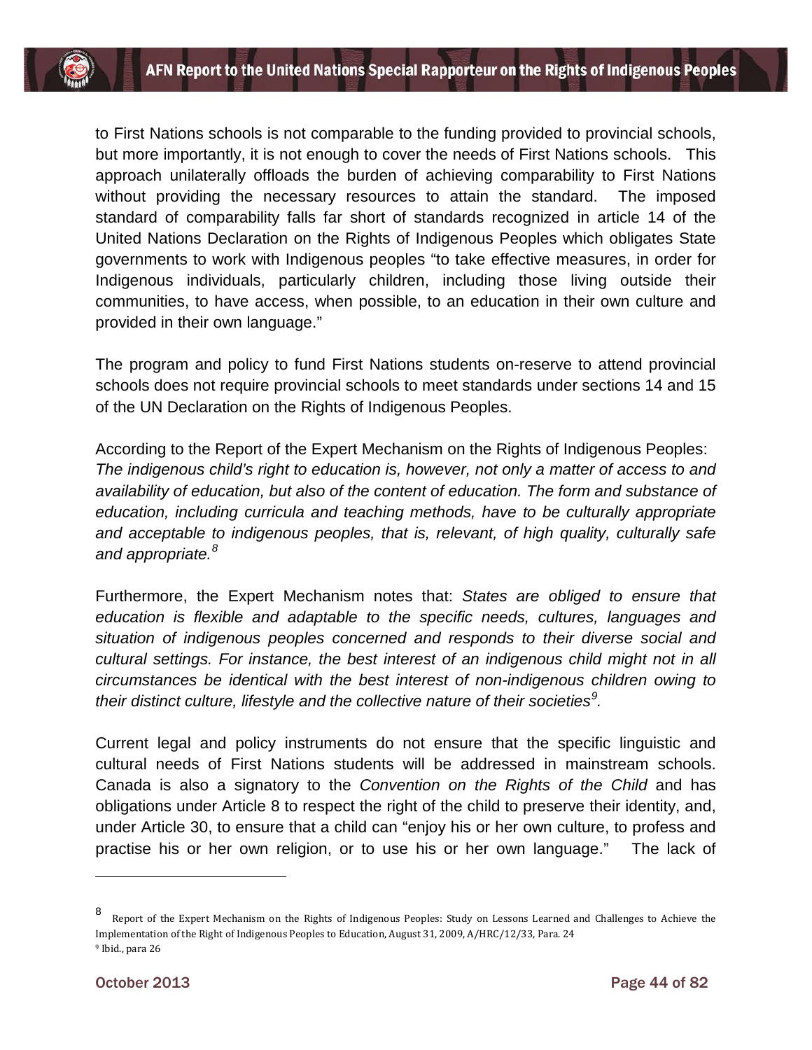to First Nations schools is not comparable to the funding provided to provincial schools, but more importantly, it is not enough to cover the needs of First Nations schools. This approach unilaterally offloads the burden of achieving comparability to First Nations without providing the necessary resources to attain the standard. The imposed standard of comparability falls far short of standards recognized in article 14 of the United Nations Declaration on the Rights of Indigenous Peoples which obligates State governments to work with Indigenous peoples "to take effective measures, in order for Indigenous individuals, particularly children, including those living outside their communities, to have access, when possible, to an education in their own culture and provided in their own language."

The program and policy to fund First Nations students on-reserve to attend provincial schools does not require provincial schools to meet standards under sections 14 and 15 of the UN Declaration on the Rights of Indigenous Peoples.

According to the Report of the Expert Mechanism on the Rights of Indigenous Peoples: *The indigenous child's right to education is, however, not only a matter of access to and availability of education, but also of the content of education. The form and substance of education, including curricula and teaching methods, have to be culturally appropriate and acceptable to indigenous peoples, that is, relevant, of high quality, culturally safe and appropriate.*[8]

Furthermore, the Expert Mechanism notes that: *States are obliged to ensure that education is flexible and adaptable to the specific needs, cultures, languages and situation of indigenous peoples concerned and responds to their diverse social and cultural settings. For instance, the best interest of an indigenous child might not in all circumstances be identical with the best interest of non-indigenous children owing to their distinct culture, lifestyle and the collective nature of their societies*[9]*.*

Current legal and policy instruments do not ensure that the specific linguistic and cultural needs of First Nations students will be addressed in mainstream schools. Canada is also a signatory to the *Convention on the Rights of the Child* and has obligations under Article 8 to respect the right of the child to preserve their identity, and, under Article 30, to ensure that a child can "enjoy his or her own culture, to profess and practise his or her own religion, or to use his or her own language." The lack of

---

[8] Report of the Expert Mechanism on the Rights of Indigenous Peoples: Study on Lessons Learned and Challenges to Achieve the Implementation of the Right of Indigenous Peoples to Education, August 31, 2009, A/HRC/12/33, Para. 24

[9] Ibid., para 26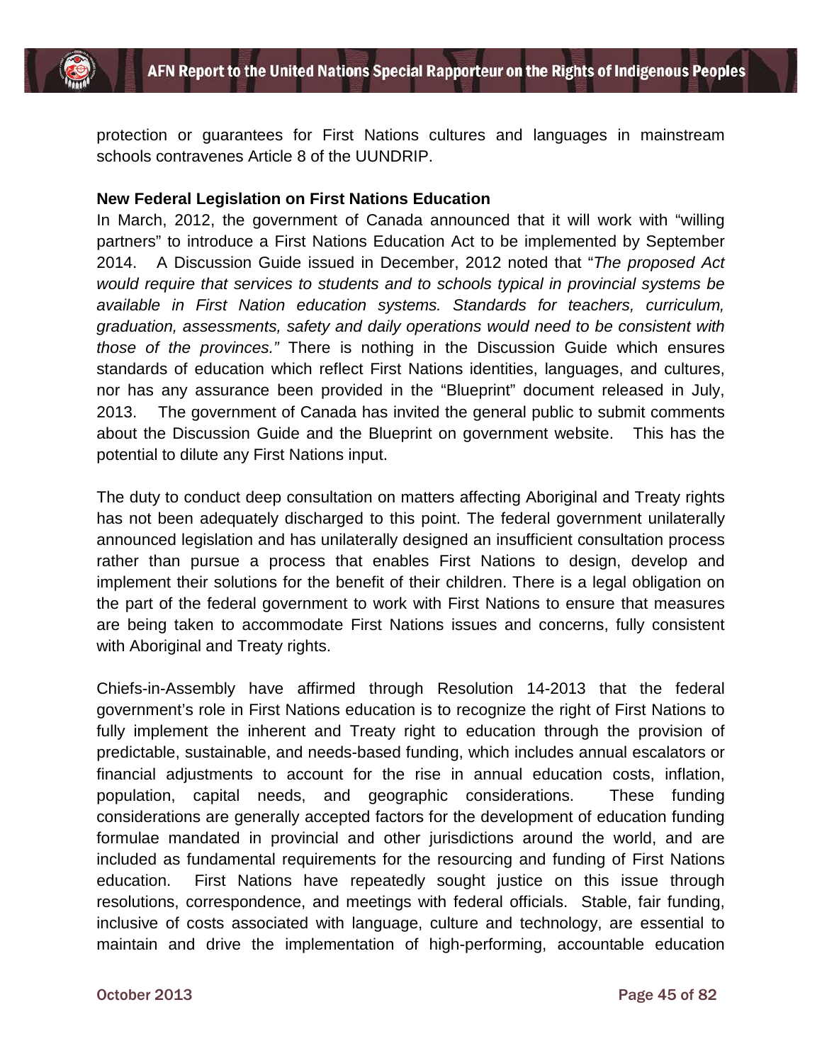protection or guarantees for First Nations cultures and languages in mainstream schools contravenes Article 8 of the UUNDRIP.

**New Federal Legislation on First Nations Education**

In March, 2012, the government of Canada announced that it will work with "willing partners" to introduce a First Nations Education Act to be implemented by September 2014. A Discussion Guide issued in December, 2012 noted that "*The proposed Act would require that services to students and to schools typical in provincial systems be available in First Nation education systems. Standards for teachers, curriculum, graduation, assessments, safety and daily operations would need to be consistent with those of the provinces."* There is nothing in the Discussion Guide which ensures standards of education which reflect First Nations identities, languages, and cultures, nor has any assurance been provided in the "Blueprint" document released in July, 2013. The government of Canada has invited the general public to submit comments about the Discussion Guide and the Blueprint on government website. This has the potential to dilute any First Nations input.

The duty to conduct deep consultation on matters affecting Aboriginal and Treaty rights has not been adequately discharged to this point. The federal government unilaterally announced legislation and has unilaterally designed an insufficient consultation process rather than pursue a process that enables First Nations to design, develop and implement their solutions for the benefit of their children. There is a legal obligation on the part of the federal government to work with First Nations to ensure that measures are being taken to accommodate First Nations issues and concerns, fully consistent with Aboriginal and Treaty rights.

Chiefs-in-Assembly have affirmed through Resolution 14-2013 that the federal government's role in First Nations education is to recognize the right of First Nations to fully implement the inherent and Treaty right to education through the provision of predictable, sustainable, and needs-based funding, which includes annual escalators or financial adjustments to account for the rise in annual education costs, inflation, population, capital needs, and geographic considerations. These funding considerations are generally accepted factors for the development of education funding formulae mandated in provincial and other jurisdictions around the world, and are included as fundamental requirements for the resourcing and funding of First Nations education. First Nations have repeatedly sought justice on this issue through resolutions, correspondence, and meetings with federal officials. Stable, fair funding, inclusive of costs associated with language, culture and technology, are essential to maintain and drive the implementation of high-performing, accountable education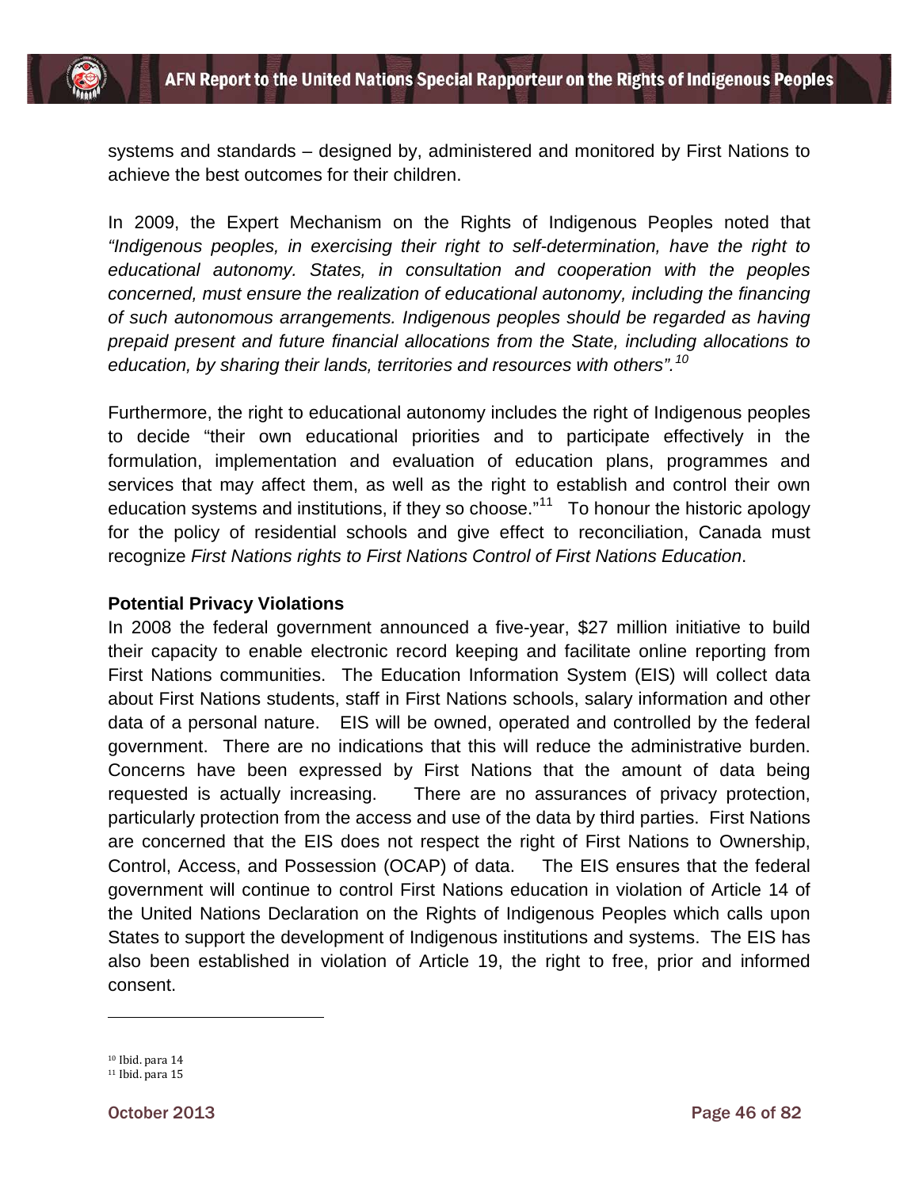systems and standards – designed by, administered and monitored by First Nations to achieve the best outcomes for their children.

In 2009, the Expert Mechanism on the Rights of Indigenous Peoples noted that *"Indigenous peoples, in exercising their right to self-determination, have the right to educational autonomy. States, in consultation and cooperation with the peoples concerned, must ensure the realization of educational autonomy, including the financing of such autonomous arrangements. Indigenous peoples should be regarded as having prepaid present and future financial allocations from the State, including allocations to education, by sharing their lands, territories and resources with others".*[10]

Furthermore, the right to educational autonomy includes the right of Indigenous peoples to decide "their own educational priorities and to participate effectively in the formulation, implementation and evaluation of education plans, programmes and services that may affect them, as well as the right to establish and control their own education systems and institutions, if they so choose."[11] To honour the historic apology for the policy of residential schools and give effect to reconciliation, Canada must recognize *First Nations rights to First Nations Control of First Nations Education*.

**Potential Privacy Violations**

In 2008 the federal government announced a five-year, $27 million initiative to build their capacity to enable electronic record keeping and facilitate online reporting from First Nations communities. The Education Information System (EIS) will collect data about First Nations students, staff in First Nations schools, salary information and other data of a personal nature. EIS will be owned, operated and controlled by the federal government. There are no indications that this will reduce the administrative burden. Concerns have been expressed by First Nations that the amount of data being requested is actually increasing. There are no assurances of privacy protection, particularly protection from the access and use of the data by third parties. First Nations are concerned that the EIS does not respect the right of First Nations to Ownership, Control, Access, and Possession (OCAP) of data. The EIS ensures that the federal government will continue to control First Nations education in violation of Article 14 of the United Nations Declaration on the Rights of Indigenous Peoples which calls upon States to support the development of Indigenous institutions and systems. The EIS has also been established in violation of Article 19, the right to free, prior and informed consent.

---

[10] Ibid. para 14
[11] Ibid. para 15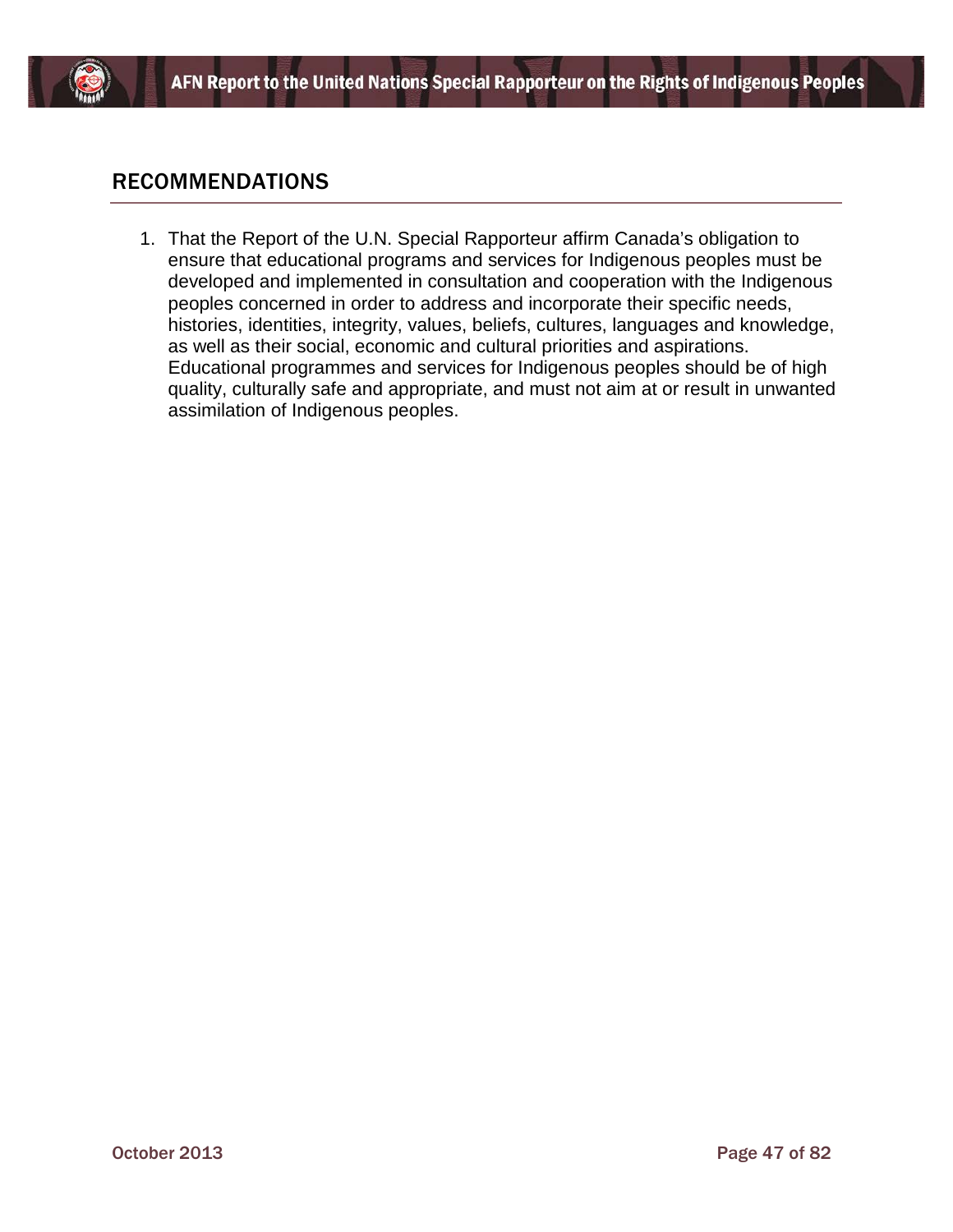## RECOMMENDATIONS

1. That the Report of the U.N. Special Rapporteur affirm Canada's obligation to ensure that educational programs and services for Indigenous peoples must be developed and implemented in consultation and cooperation with the Indigenous peoples concerned in order to address and incorporate their specific needs, histories, identities, integrity, values, beliefs, cultures, languages and knowledge, as well as their social, economic and cultural priorities and aspirations. Educational programmes and services for Indigenous peoples should be of high quality, culturally safe and appropriate, and must not aim at or result in unwanted assimilation of Indigenous peoples.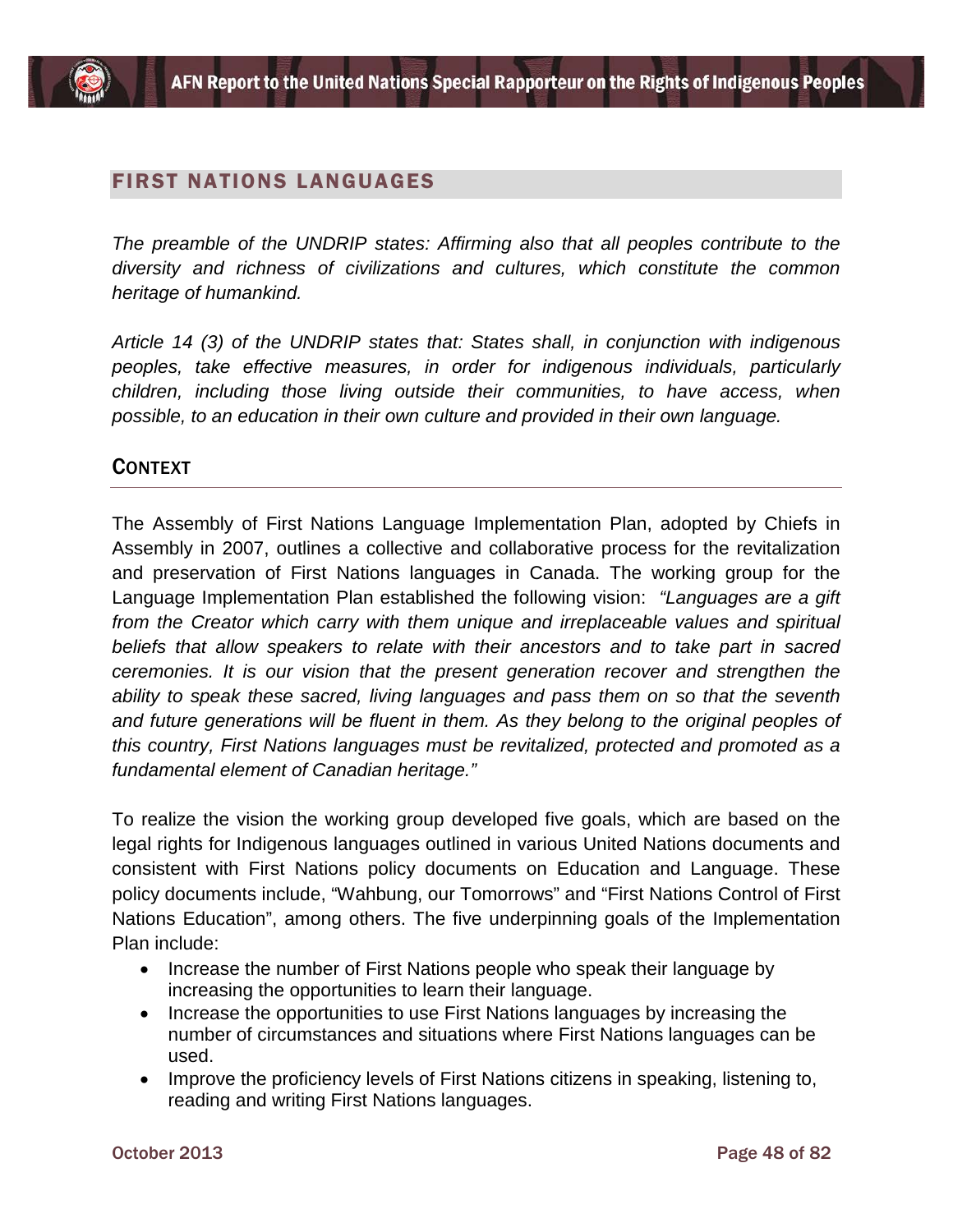## FIRST NATIONS LANGUAGES

*The preamble of the UNDRIP states: Affirming also that all peoples contribute to the diversity and richness of civilizations and cultures, which constitute the common heritage of humankind.*

*Article 14 (3) of the UNDRIP states that: States shall, in conjunction with indigenous peoples, take effective measures, in order for indigenous individuals, particularly children, including those living outside their communities, to have access, when possible, to an education in their own culture and provided in their own language.*

### CONTEXT

The Assembly of First Nations Language Implementation Plan, adopted by Chiefs in Assembly in 2007, outlines a collective and collaborative process for the revitalization and preservation of First Nations languages in Canada. The working group for the Language Implementation Plan established the following vision: *"Languages are a gift from the Creator which carry with them unique and irreplaceable values and spiritual beliefs that allow speakers to relate with their ancestors and to take part in sacred ceremonies. It is our vision that the present generation recover and strengthen the ability to speak these sacred, living languages and pass them on so that the seventh and future generations will be fluent in them. As they belong to the original peoples of this country, First Nations languages must be revitalized, protected and promoted as a fundamental element of Canadian heritage."*

To realize the vision the working group developed five goals, which are based on the legal rights for Indigenous languages outlined in various United Nations documents and consistent with First Nations policy documents on Education and Language. These policy documents include, "Wahbung, our Tomorrows" and "First Nations Control of First Nations Education", among others. The five underpinning goals of the Implementation Plan include:

- Increase the number of First Nations people who speak their language by increasing the opportunities to learn their language.
- Increase the opportunities to use First Nations languages by increasing the number of circumstances and situations where First Nations languages can be used.
- Improve the proficiency levels of First Nations citizens in speaking, listening to, reading and writing First Nations languages.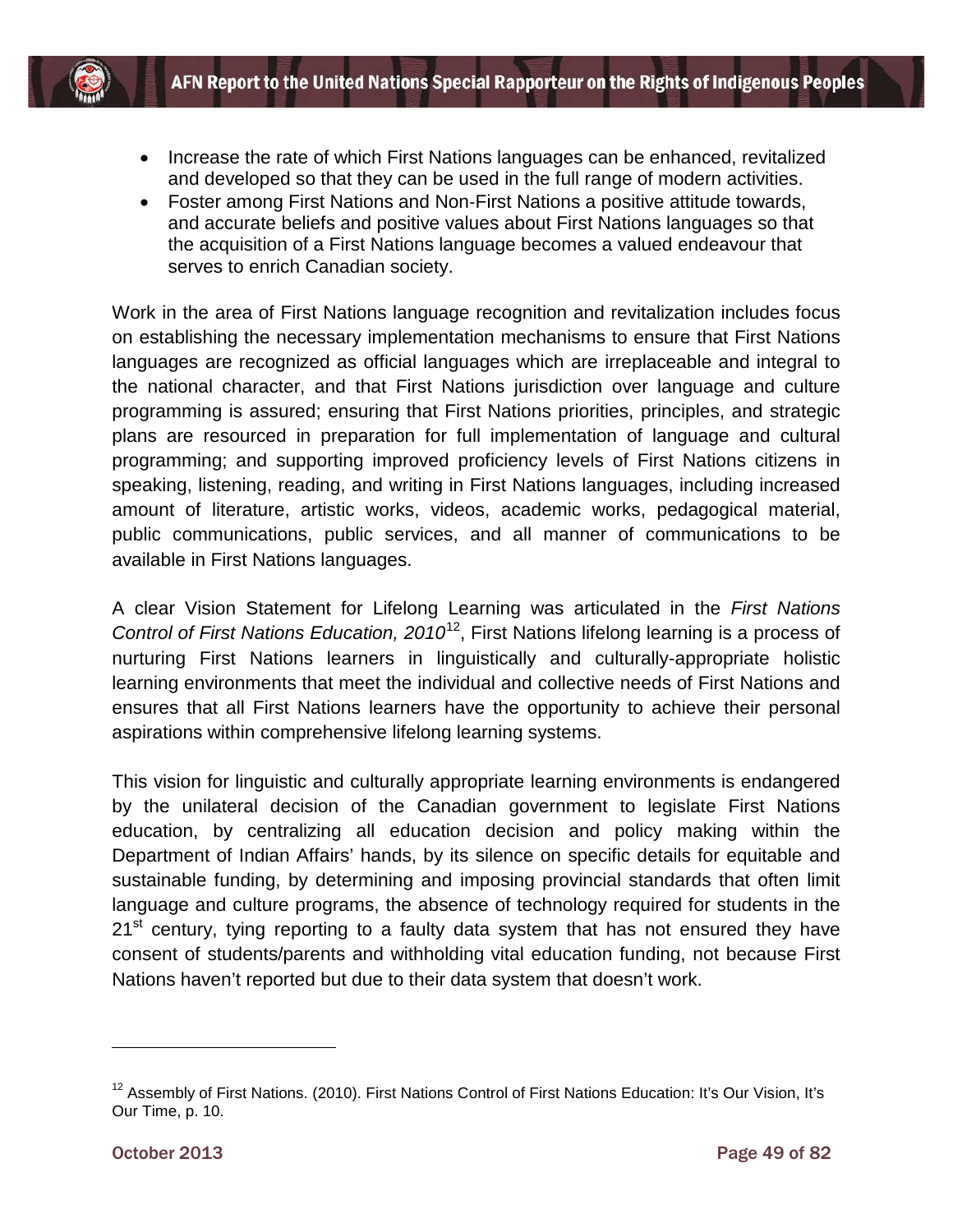- Increase the rate of which First Nations languages can be enhanced, revitalized and developed so that they can be used in the full range of modern activities.
- Foster among First Nations and Non-First Nations a positive attitude towards, and accurate beliefs and positive values about First Nations languages so that the acquisition of a First Nations language becomes a valued endeavour that serves to enrich Canadian society.

Work in the area of First Nations language recognition and revitalization includes focus on establishing the necessary implementation mechanisms to ensure that First Nations languages are recognized as official languages which are irreplaceable and integral to the national character, and that First Nations jurisdiction over language and culture programming is assured; ensuring that First Nations priorities, principles, and strategic plans are resourced in preparation for full implementation of language and cultural programming; and supporting improved proficiency levels of First Nations citizens in speaking, listening, reading, and writing in First Nations languages, including increased amount of literature, artistic works, videos, academic works, pedagogical material, public communications, public services, and all manner of communications to be available in First Nations languages.

A clear Vision Statement for Lifelong Learning was articulated in the *First Nations Control of First Nations Education, 2010*[12], First Nations lifelong learning is a process of nurturing First Nations learners in linguistically and culturally-appropriate holistic learning environments that meet the individual and collective needs of First Nations and ensures that all First Nations learners have the opportunity to achieve their personal aspirations within comprehensive lifelong learning systems.

This vision for linguistic and culturally appropriate learning environments is endangered by the unilateral decision of the Canadian government to legislate First Nations education, by centralizing all education decision and policy making within the Department of Indian Affairs' hands, by its silence on specific details for equitable and sustainable funding, by determining and imposing provincial standards that often limit language and culture programs, the absence of technology required for students in the 21st century, tying reporting to a faulty data system that has not ensured they have consent of students/parents and withholding vital education funding, not because First Nations haven't reported but due to their data system that doesn't work.

---

[12] Assembly of First Nations. (2010). First Nations Control of First Nations Education: It's Our Vision, It's Our Time, p. 10.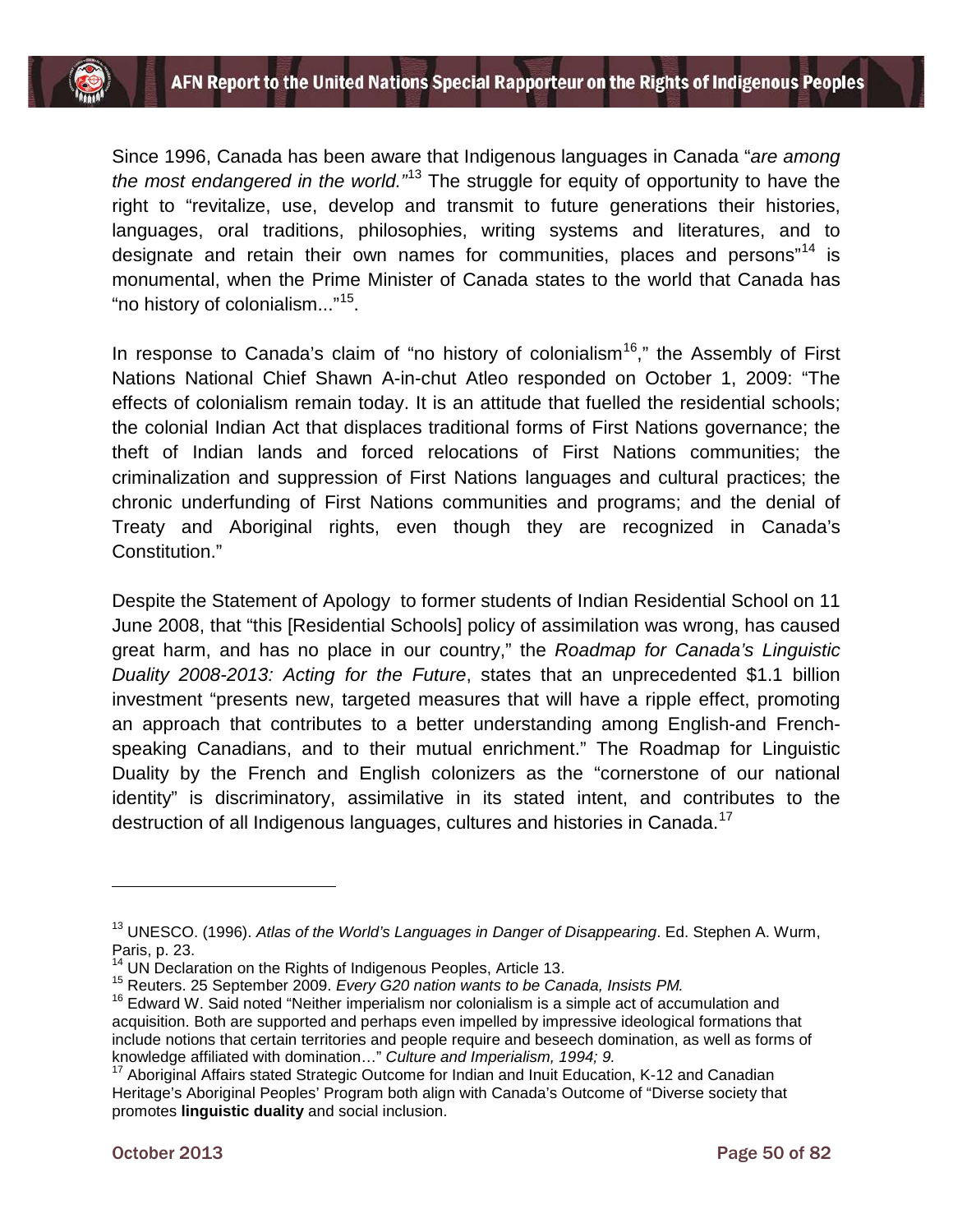Since 1996, Canada has been aware that Indigenous languages in Canada "*are among the most endangered in the world.*"[13] The struggle for equity of opportunity to have the right to "revitalize, use, develop and transmit to future generations their histories, languages, oral traditions, philosophies, writing systems and literatures, and to designate and retain their own names for communities, places and persons"[14] is monumental, when the Prime Minister of Canada states to the world that Canada has "no history of colonialism..."[15].

In response to Canada's claim of "no history of colonialism[16]," the Assembly of First Nations National Chief Shawn A-in-chut Atleo responded on October 1, 2009: "The effects of colonialism remain today. It is an attitude that fuelled the residential schools; the colonial Indian Act that displaces traditional forms of First Nations governance; the theft of Indian lands and forced relocations of First Nations communities; the criminalization and suppression of First Nations languages and cultural practices; the chronic underfunding of First Nations communities and programs; and the denial of Treaty and Aboriginal rights, even though they are recognized in Canada's Constitution."

Despite the Statement of Apology to former students of Indian Residential School on 11 June 2008, that "this [Residential Schools] policy of assimilation was wrong, has caused great harm, and has no place in our country," the *Roadmap for Canada's Linguistic Duality 2008-2013: Acting for the Future*, states that an unprecedented $1.1 billion investment "presents new, targeted measures that will have a ripple effect, promoting an approach that contributes to a better understanding among English-and French-speaking Canadians, and to their mutual enrichment." The Roadmap for Linguistic Duality by the French and English colonizers as the "cornerstone of our national identity" is discriminatory, assimilative in its stated intent, and contributes to the destruction of all Indigenous languages, cultures and histories in Canada.[17]

---

[13] UNESCO. (1996). *Atlas of the World's Languages in Danger of Disappearing*. Ed. Stephen A. Wurm, Paris, p. 23.

[14] UN Declaration on the Rights of Indigenous Peoples, Article 13.

[15] Reuters. 25 September 2009. *Every G20 nation wants to be Canada, Insists PM.*

[16] Edward W. Said noted "Neither imperialism nor colonialism is a simple act of accumulation and acquisition. Both are supported and perhaps even impelled by impressive ideological formations that include notions that certain territories and people require and beseech domination, as well as forms of knowledge affiliated with domination…" *Culture and Imperialism, 1994; 9.*

[17] Aboriginal Affairs stated Strategic Outcome for Indian and Inuit Education, K-12 and Canadian Heritage's Aboriginal Peoples' Program both align with Canada's Outcome of "Diverse society that promotes **linguistic duality** and social inclusion.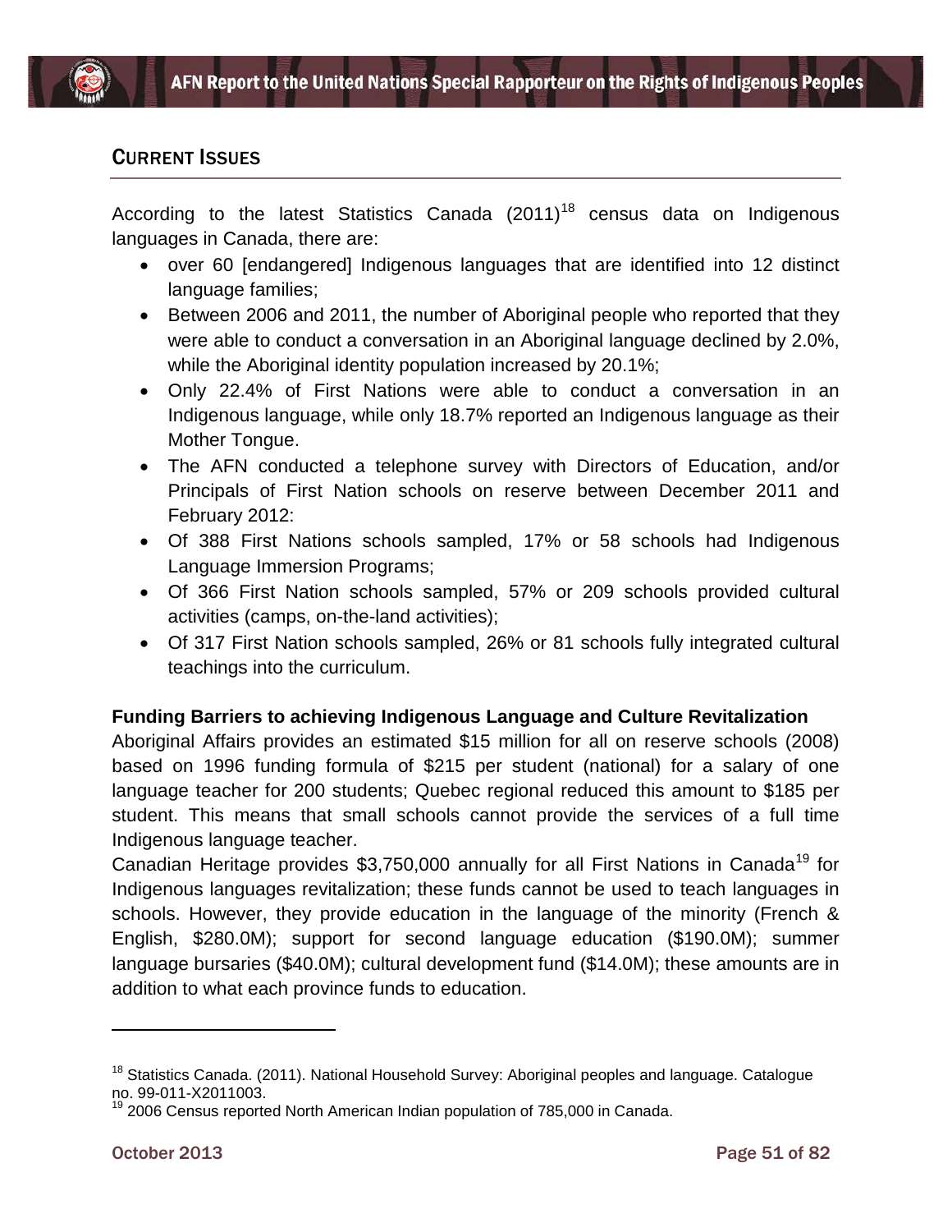## CURRENT ISSUES

According to the latest Statistics Canada (2011)[18] census data on Indigenous languages in Canada, there are:

- over 60 [endangered] Indigenous languages that are identified into 12 distinct language families;
- Between 2006 and 2011, the number of Aboriginal people who reported that they were able to conduct a conversation in an Aboriginal language declined by 2.0%, while the Aboriginal identity population increased by 20.1%;
- Only 22.4% of First Nations were able to conduct a conversation in an Indigenous language, while only 18.7% reported an Indigenous language as their Mother Tongue.
- The AFN conducted a telephone survey with Directors of Education, and/or Principals of First Nation schools on reserve between December 2011 and February 2012:
- Of 388 First Nations schools sampled, 17% or 58 schools had Indigenous Language Immersion Programs;
- Of 366 First Nation schools sampled, 57% or 209 schools provided cultural activities (camps, on-the-land activities);
- Of 317 First Nation schools sampled, 26% or 81 schools fully integrated cultural teachings into the curriculum.

**Funding Barriers to achieving Indigenous Language and Culture Revitalization**

Aboriginal Affairs provides an estimated $15 million for all on reserve schools (2008) based on 1996 funding formula of $215 per student (national) for a salary of one language teacher for 200 students; Quebec regional reduced this amount to $185 per student. This means that small schools cannot provide the services of a full time Indigenous language teacher.

Canadian Heritage provides $3,750,000 annually for all First Nations in Canada[19] for Indigenous languages revitalization; these funds cannot be used to teach languages in schools. However, they provide education in the language of the minority (French & English, $280.0M); support for second language education ($190.0M); summer language bursaries ($40.0M); cultural development fund ($14.0M); these amounts are in addition to what each province funds to education.

---

[18] Statistics Canada. (2011). National Household Survey: Aboriginal peoples and language. Catalogue no. 99-011-X2011003.

[19] 2006 Census reported North American Indian population of 785,000 in Canada.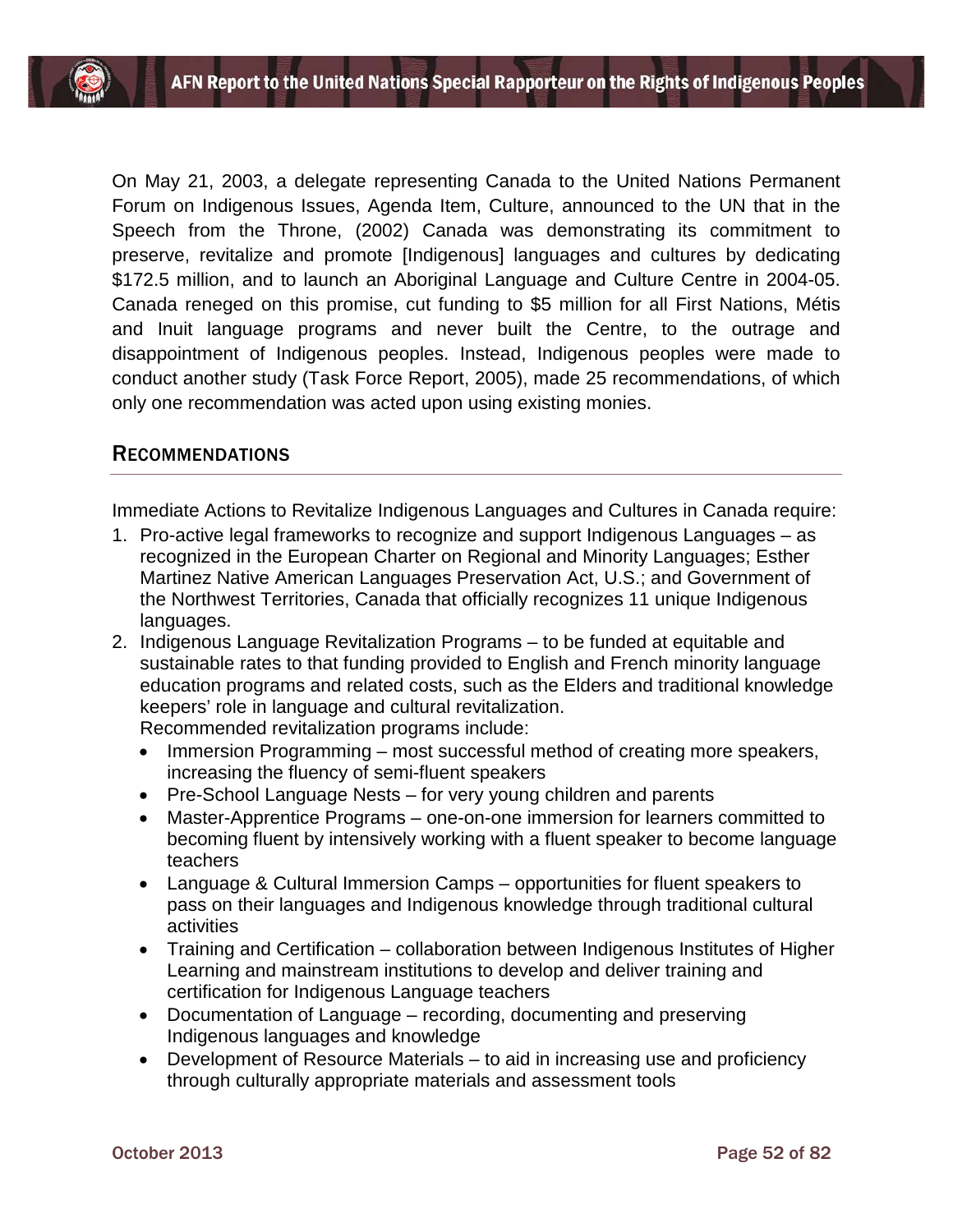On May 21, 2003, a delegate representing Canada to the United Nations Permanent Forum on Indigenous Issues, Agenda Item, Culture, announced to the UN that in the Speech from the Throne, (2002) Canada was demonstrating its commitment to preserve, revitalize and promote [Indigenous] languages and cultures by dedicating $172.5 million, and to launch an Aboriginal Language and Culture Centre in 2004-05. Canada reneged on this promise, cut funding to $5 million for all First Nations, Métis and Inuit language programs and never built the Centre, to the outrage and disappointment of Indigenous peoples. Instead, Indigenous peoples were made to conduct another study (Task Force Report, 2005), made 25 recommendations, of which only one recommendation was acted upon using existing monies.

## RECOMMENDATIONS

Immediate Actions to Revitalize Indigenous Languages and Cultures in Canada require:

1. Pro-active legal frameworks to recognize and support Indigenous Languages – as recognized in the European Charter on Regional and Minority Languages; Esther Martinez Native American Languages Preservation Act, U.S.; and Government of the Northwest Territories, Canada that officially recognizes 11 unique Indigenous languages.
2. Indigenous Language Revitalization Programs – to be funded at equitable and sustainable rates to that funding provided to English and French minority language education programs and related costs, such as the Elders and traditional knowledge keepers' role in language and cultural revitalization.
   Recommended revitalization programs include:
   - Immersion Programming – most successful method of creating more speakers, increasing the fluency of semi-fluent speakers
   - Pre-School Language Nests – for very young children and parents
   - Master-Apprentice Programs – one-on-one immersion for learners committed to becoming fluent by intensively working with a fluent speaker to become language teachers
   - Language & Cultural Immersion Camps – opportunities for fluent speakers to pass on their languages and Indigenous knowledge through traditional cultural activities
   - Training and Certification – collaboration between Indigenous Institutes of Higher Learning and mainstream institutions to develop and deliver training and certification for Indigenous Language teachers
   - Documentation of Language – recording, documenting and preserving Indigenous languages and knowledge
   - Development of Resource Materials – to aid in increasing use and proficiency through culturally appropriate materials and assessment tools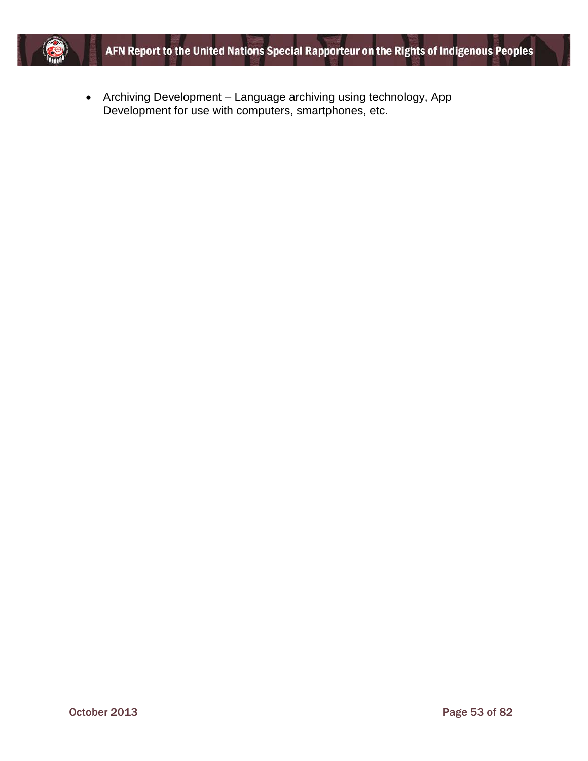- Archiving Development – Language archiving using technology, App Development for use with computers, smartphones, etc.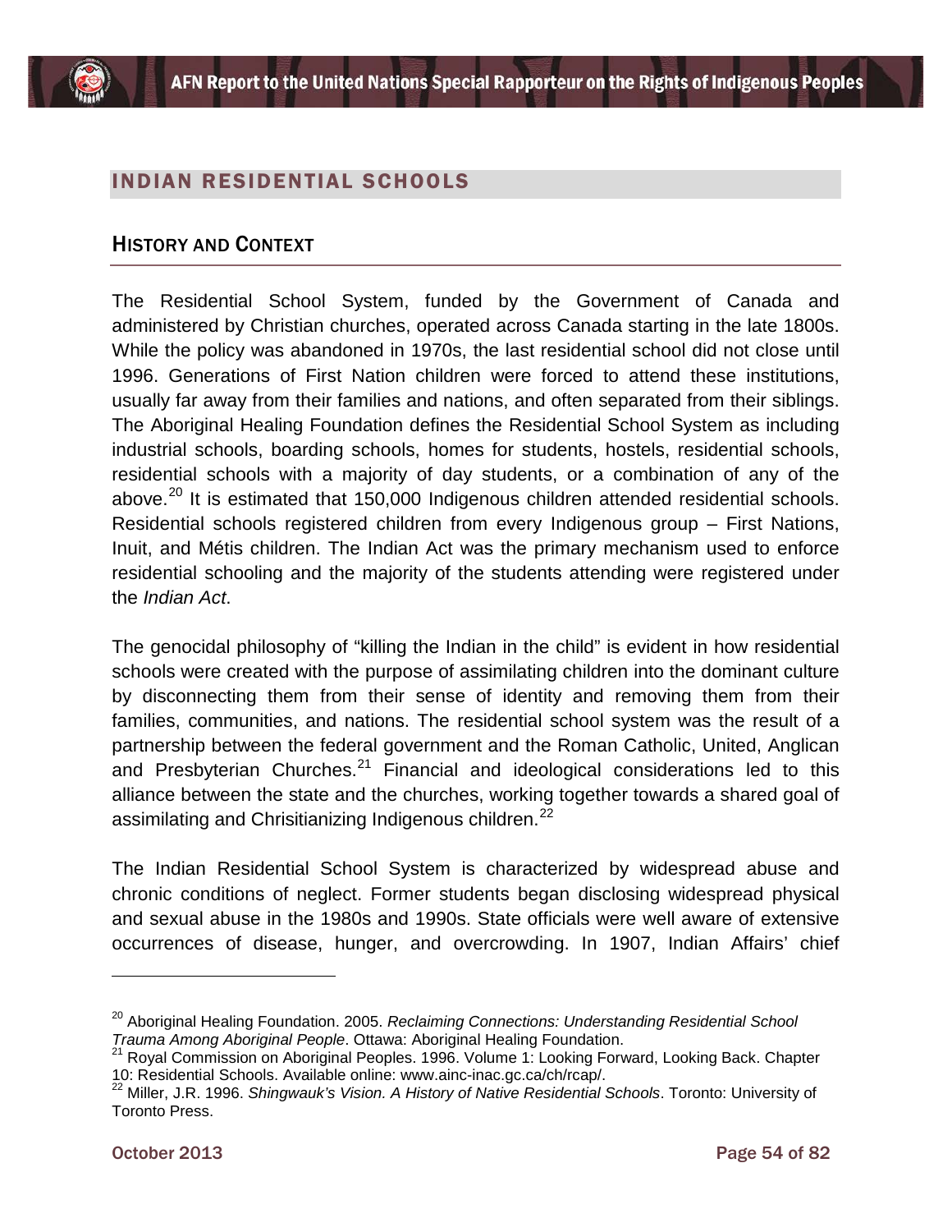# INDIAN RESIDENTIAL SCHOOLS

## HISTORY AND CONTEXT

The Residential School System, funded by the Government of Canada and administered by Christian churches, operated across Canada starting in the late 1800s. While the policy was abandoned in 1970s, the last residential school did not close until 1996. Generations of First Nation children were forced to attend these institutions, usually far away from their families and nations, and often separated from their siblings. The Aboriginal Healing Foundation defines the Residential School System as including industrial schools, boarding schools, homes for students, hostels, residential schools, residential schools with a majority of day students, or a combination of any of the above.[20] It is estimated that 150,000 Indigenous children attended residential schools. Residential schools registered children from every Indigenous group – First Nations, Inuit, and Métis children. The Indian Act was the primary mechanism used to enforce residential schooling and the majority of the students attending were registered under the *Indian Act*.

The genocidal philosophy of "killing the Indian in the child" is evident in how residential schools were created with the purpose of assimilating children into the dominant culture by disconnecting them from their sense of identity and removing them from their families, communities, and nations. The residential school system was the result of a partnership between the federal government and the Roman Catholic, United, Anglican and Presbyterian Churches.[21] Financial and ideological considerations led to this alliance between the state and the churches, working together towards a shared goal of assimilating and Chrisitianizing Indigenous children.[22]

The Indian Residential School System is characterized by widespread abuse and chronic conditions of neglect. Former students began disclosing widespread physical and sexual abuse in the 1980s and 1990s. State officials were well aware of extensive occurrences of disease, hunger, and overcrowding. In 1907, Indian Affairs' chief

---

[20] Aboriginal Healing Foundation. 2005. *Reclaiming Connections: Understanding Residential School Trauma Among Aboriginal People*. Ottawa: Aboriginal Healing Foundation.

[21] Royal Commission on Aboriginal Peoples. 1996. Volume 1: Looking Forward, Looking Back. Chapter 10: Residential Schools. Available online: www.ainc-inac.gc.ca/ch/rcap/.

[22] Miller, J.R. 1996. *Shingwauk's Vision. A History of Native Residential Schools*. Toronto: University of Toronto Press.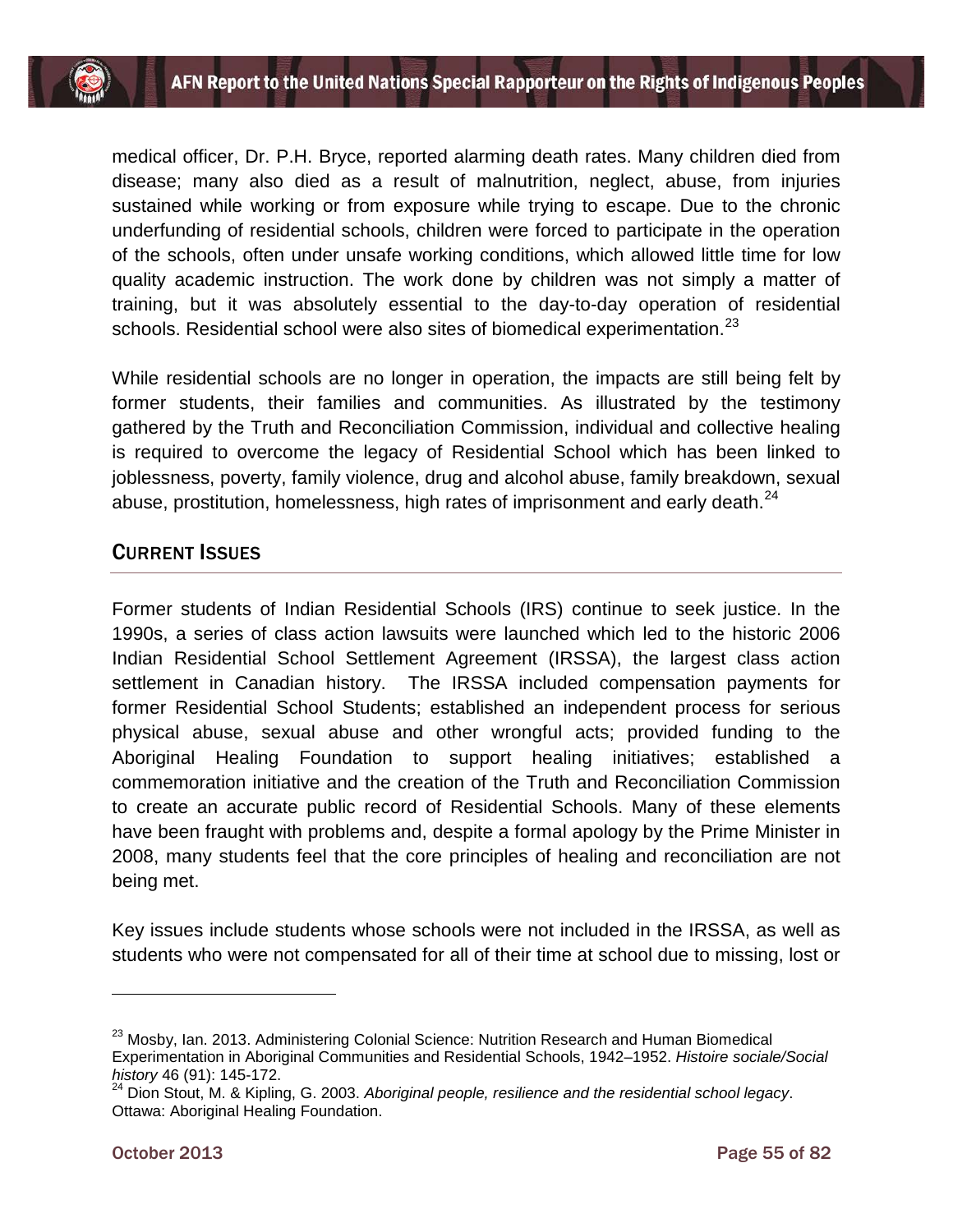medical officer, Dr. P.H. Bryce, reported alarming death rates. Many children died from disease; many also died as a result of malnutrition, neglect, abuse, from injuries sustained while working or from exposure while trying to escape. Due to the chronic underfunding of residential schools, children were forced to participate in the operation of the schools, often under unsafe working conditions, which allowed little time for low quality academic instruction. The work done by children was not simply a matter of training, but it was absolutely essential to the day-to-day operation of residential schools. Residential school were also sites of biomedical experimentation.[23]

While residential schools are no longer in operation, the impacts are still being felt by former students, their families and communities. As illustrated by the testimony gathered by the Truth and Reconciliation Commission, individual and collective healing is required to overcome the legacy of Residential School which has been linked to joblessness, poverty, family violence, drug and alcohol abuse, family breakdown, sexual abuse, prostitution, homelessness, high rates of imprisonment and early death.[24]

## Current Issues

Former students of Indian Residential Schools (IRS) continue to seek justice. In the 1990s, a series of class action lawsuits were launched which led to the historic 2006 Indian Residential School Settlement Agreement (IRSSA), the largest class action settlement in Canadian history. The IRSSA included compensation payments for former Residential School Students; established an independent process for serious physical abuse, sexual abuse and other wrongful acts; provided funding to the Aboriginal Healing Foundation to support healing initiatives; established a commemoration initiative and the creation of the Truth and Reconciliation Commission to create an accurate public record of Residential Schools. Many of these elements have been fraught with problems and, despite a formal apology by the Prime Minister in 2008, many students feel that the core principles of healing and reconciliation are not being met.

Key issues include students whose schools were not included in the IRSSA, as well as students who were not compensated for all of their time at school due to missing, lost or

---

[23] Mosby, Ian. 2013. Administering Colonial Science: Nutrition Research and Human Biomedical Experimentation in Aboriginal Communities and Residential Schools, 1942–1952. *Histoire sociale/Social history* 46 (91): 145-172.

[24] Dion Stout, M. & Kipling, G. 2003. *Aboriginal people, resilience and the residential school legacy*. Ottawa: Aboriginal Healing Foundation.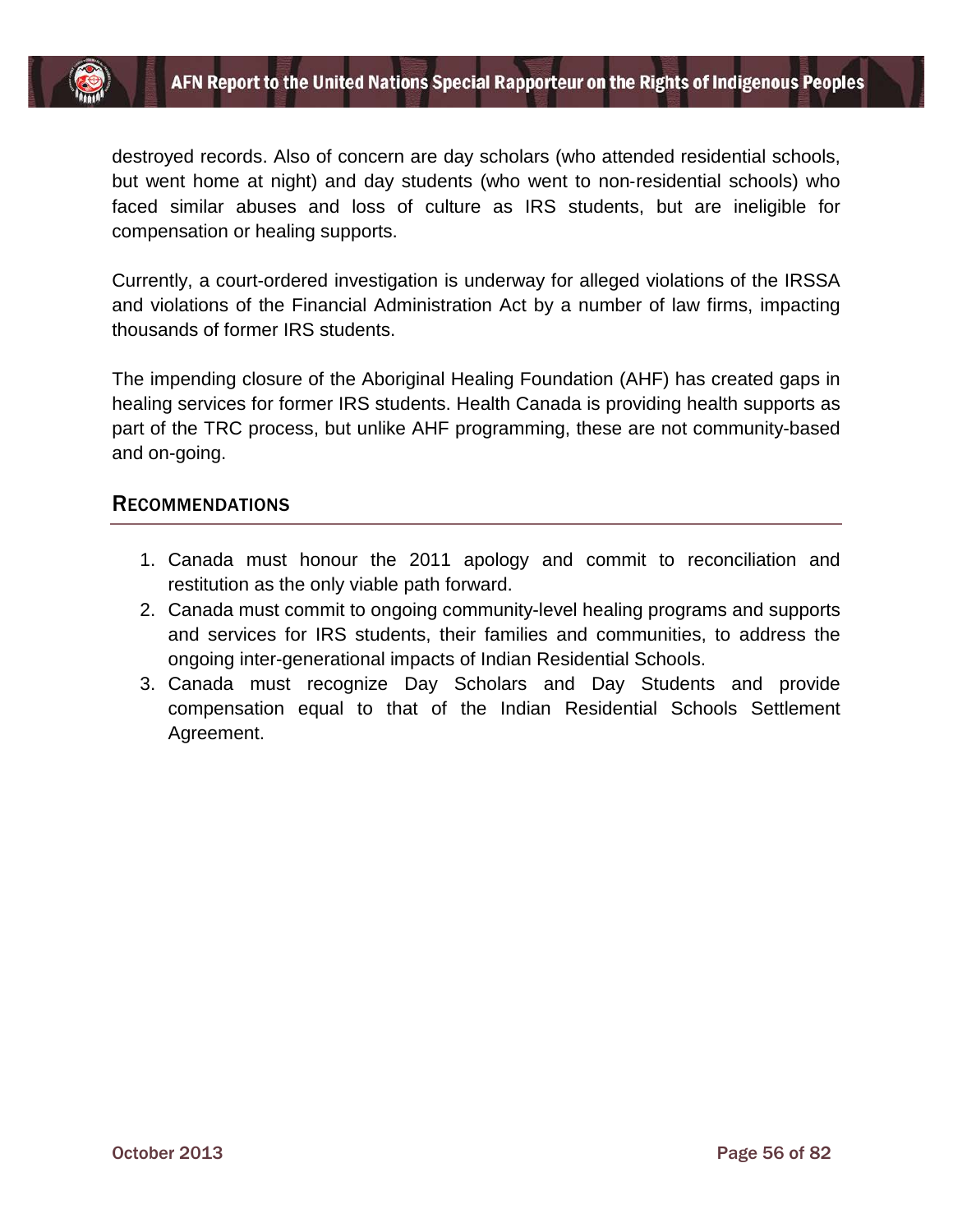destroyed records. Also of concern are day scholars (who attended residential schools, but went home at night) and day students (who went to non-residential schools) who faced similar abuses and loss of culture as IRS students, but are ineligible for compensation or healing supports.

Currently, a court-ordered investigation is underway for alleged violations of the IRSSA and violations of the Financial Administration Act by a number of law firms, impacting thousands of former IRS students.

The impending closure of the Aboriginal Healing Foundation (AHF) has created gaps in healing services for former IRS students. Health Canada is providing health supports as part of the TRC process, but unlike AHF programming, these are not community-based and on-going.

## Recommendations

1. Canada must honour the 2011 apology and commit to reconciliation and restitution as the only viable path forward.
2. Canada must commit to ongoing community-level healing programs and supports and services for IRS students, their families and communities, to address the ongoing inter-generational impacts of Indian Residential Schools.
3. Canada must recognize Day Scholars and Day Students and provide compensation equal to that of the Indian Residential Schools Settlement Agreement.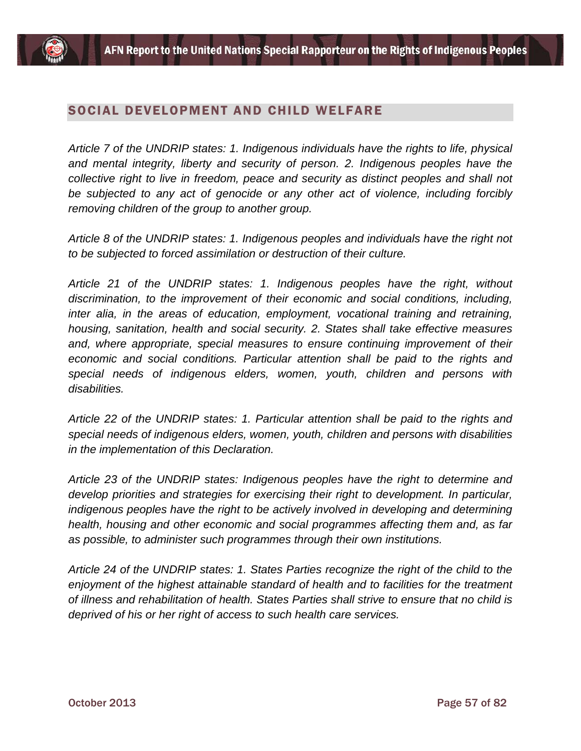## SOCIAL DEVELOPMENT AND CHILD WELFARE

*Article 7 of the UNDRIP states: 1. Indigenous individuals have the rights to life, physical and mental integrity, liberty and security of person. 2. Indigenous peoples have the collective right to live in freedom, peace and security as distinct peoples and shall not be subjected to any act of genocide or any other act of violence, including forcibly removing children of the group to another group.*

*Article 8 of the UNDRIP states: 1. Indigenous peoples and individuals have the right not to be subjected to forced assimilation or destruction of their culture.*

*Article 21 of the UNDRIP states: 1. Indigenous peoples have the right, without discrimination, to the improvement of their economic and social conditions, including, inter alia, in the areas of education, employment, vocational training and retraining, housing, sanitation, health and social security. 2. States shall take effective measures and, where appropriate, special measures to ensure continuing improvement of their economic and social conditions. Particular attention shall be paid to the rights and special needs of indigenous elders, women, youth, children and persons with disabilities.*

*Article 22 of the UNDRIP states: 1. Particular attention shall be paid to the rights and special needs of indigenous elders, women, youth, children and persons with disabilities in the implementation of this Declaration.*

*Article 23 of the UNDRIP states: Indigenous peoples have the right to determine and develop priorities and strategies for exercising their right to development. In particular, indigenous peoples have the right to be actively involved in developing and determining health, housing and other economic and social programmes affecting them and, as far as possible, to administer such programmes through their own institutions.*

*Article 24 of the UNDRIP states: 1. States Parties recognize the right of the child to the enjoyment of the highest attainable standard of health and to facilities for the treatment of illness and rehabilitation of health. States Parties shall strive to ensure that no child is deprived of his or her right of access to such health care services.*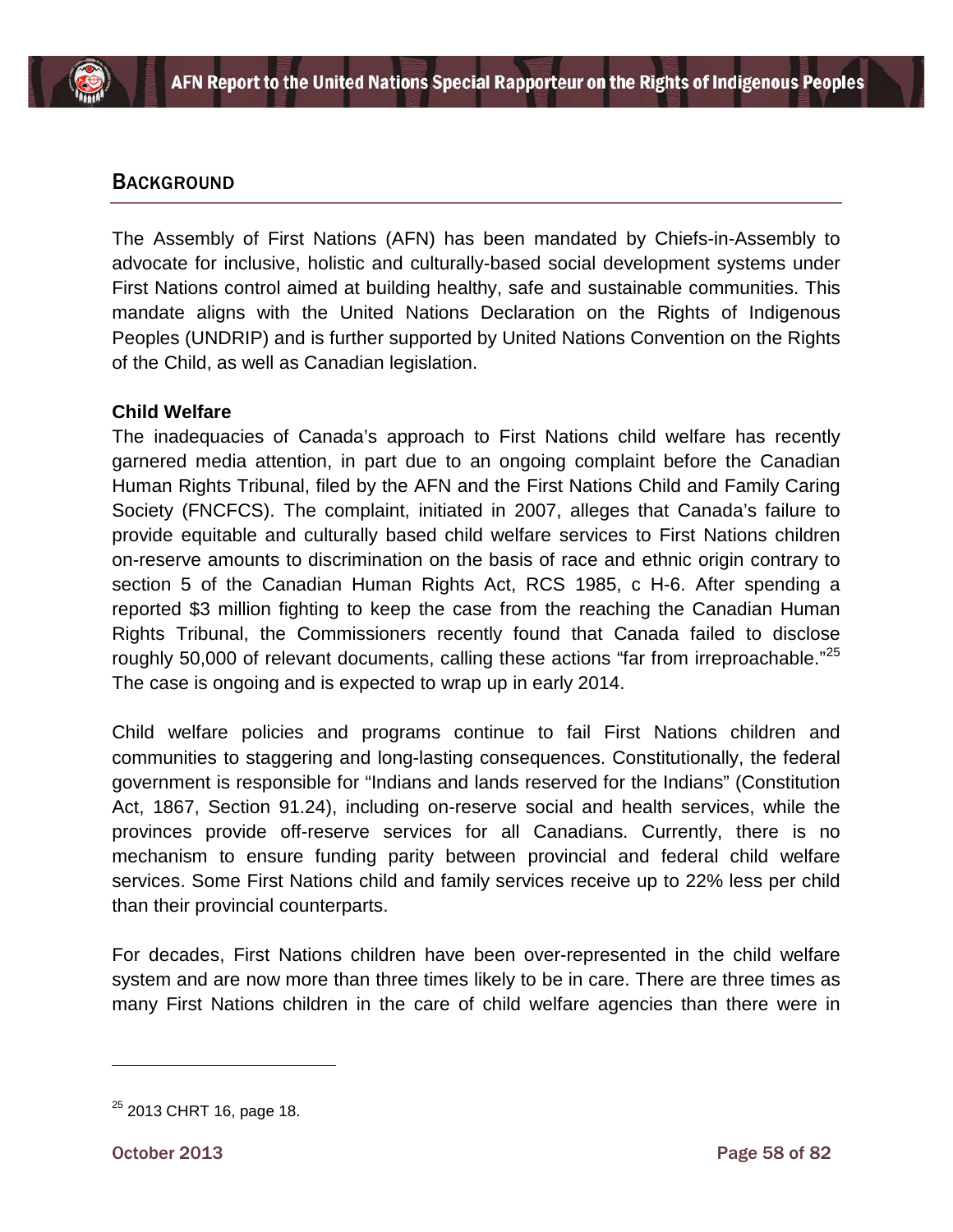## BACKGROUND

The Assembly of First Nations (AFN) has been mandated by Chiefs-in-Assembly to advocate for inclusive, holistic and culturally-based social development systems under First Nations control aimed at building healthy, safe and sustainable communities. This mandate aligns with the United Nations Declaration on the Rights of Indigenous Peoples (UNDRIP) and is further supported by United Nations Convention on the Rights of the Child, as well as Canadian legislation.

**Child Welfare**

The inadequacies of Canada's approach to First Nations child welfare has recently garnered media attention, in part due to an ongoing complaint before the Canadian Human Rights Tribunal, filed by the AFN and the First Nations Child and Family Caring Society (FNCFCS). The complaint, initiated in 2007, alleges that Canada's failure to provide equitable and culturally based child welfare services to First Nations children on-reserve amounts to discrimination on the basis of race and ethnic origin contrary to section 5 of the Canadian Human Rights Act, RCS 1985, c H-6. After spending a reported $3 million fighting to keep the case from the reaching the Canadian Human Rights Tribunal, the Commissioners recently found that Canada failed to disclose roughly 50,000 of relevant documents, calling these actions "far from irreproachable."[25] The case is ongoing and is expected to wrap up in early 2014.

Child welfare policies and programs continue to fail First Nations children and communities to staggering and long-lasting consequences. Constitutionally, the federal government is responsible for "Indians and lands reserved for the Indians" (Constitution Act, 1867, Section 91.24), including on-reserve social and health services, while the provinces provide off-reserve services for all Canadians. Currently, there is no mechanism to ensure funding parity between provincial and federal child welfare services. Some First Nations child and family services receive up to 22% less per child than their provincial counterparts.

For decades, First Nations children have been over-represented in the child welfare system and are now more than three times likely to be in care. There are three times as many First Nations children in the care of child welfare agencies than there were in

---

[25] 2013 CHRT 16, page 18.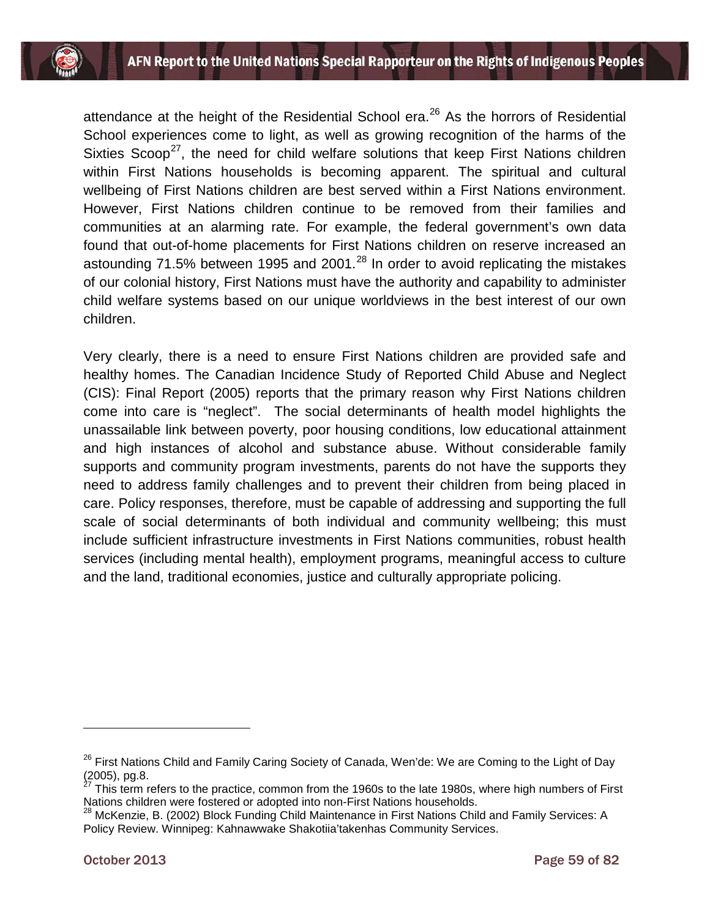attendance at the height of the Residential School era.[26] As the horrors of Residential School experiences come to light, as well as growing recognition of the harms of the Sixties Scoop[27], the need for child welfare solutions that keep First Nations children within First Nations households is becoming apparent. The spiritual and cultural wellbeing of First Nations children are best served within a First Nations environment. However, First Nations children continue to be removed from their families and communities at an alarming rate. For example, the federal government's own data found that out-of-home placements for First Nations children on reserve increased an astounding 71.5% between 1995 and 2001.[28] In order to avoid replicating the mistakes of our colonial history, First Nations must have the authority and capability to administer child welfare systems based on our unique worldviews in the best interest of our own children.

Very clearly, there is a need to ensure First Nations children are provided safe and healthy homes. The Canadian Incidence Study of Reported Child Abuse and Neglect (CIS): Final Report (2005) reports that the primary reason why First Nations children come into care is "neglect". The social determinants of health model highlights the unassailable link between poverty, poor housing conditions, low educational attainment and high instances of alcohol and substance abuse. Without considerable family supports and community program investments, parents do not have the supports they need to address family challenges and to prevent their children from being placed in care. Policy responses, therefore, must be capable of addressing and supporting the full scale of social determinants of both individual and community wellbeing; this must include sufficient infrastructure investments in First Nations communities, robust health services (including mental health), employment programs, meaningful access to culture and the land, traditional economies, justice and culturally appropriate policing.

---

[26] First Nations Child and Family Caring Society of Canada, Wen'de: We are Coming to the Light of Day (2005), pg.8.

[27] This term refers to the practice, common from the 1960s to the late 1980s, where high numbers of First Nations children were fostered or adopted into non-First Nations households.

[28] McKenzie, B. (2002) Block Funding Child Maintenance in First Nations Child and Family Services: A Policy Review. Winnipeg: Kahnawwake Shakotiia'takenhas Community Services.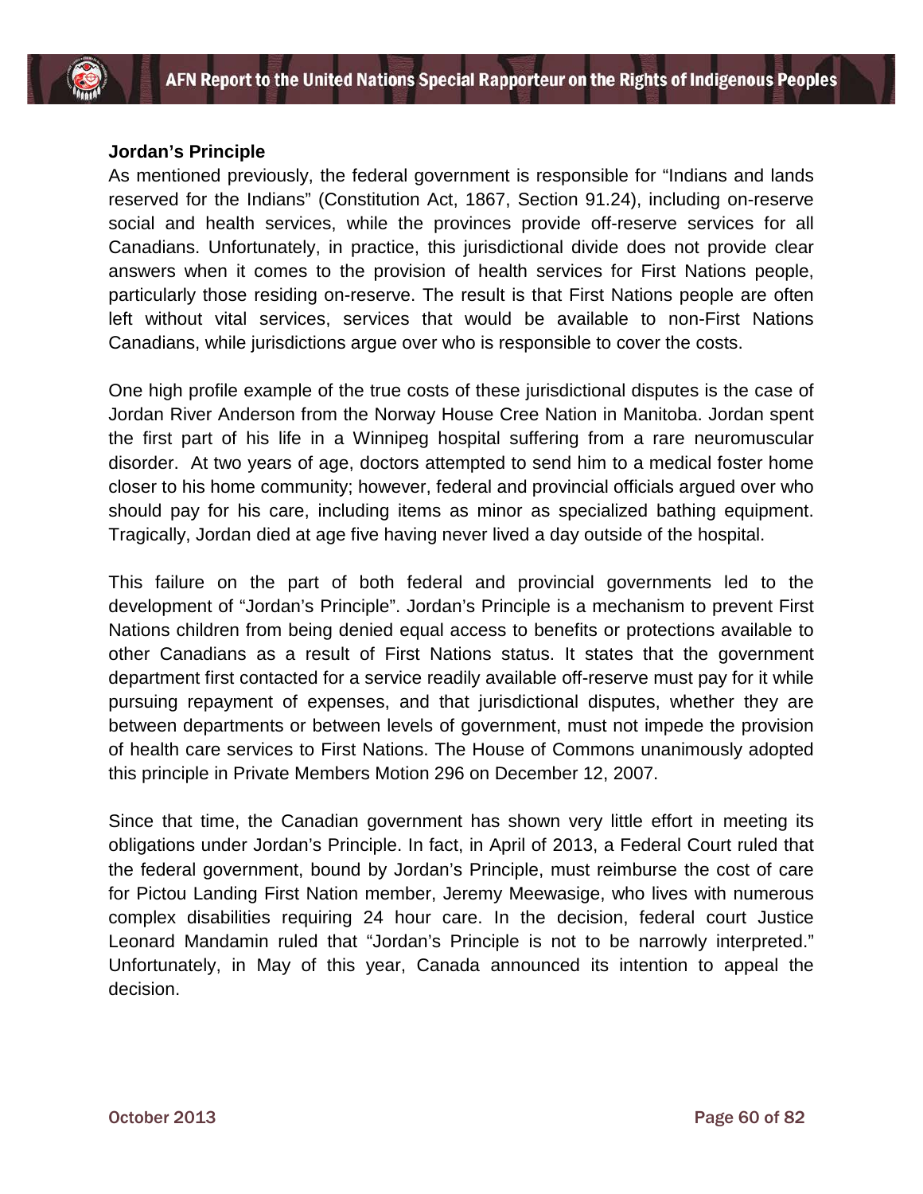### Jordan's Principle

As mentioned previously, the federal government is responsible for "Indians and lands reserved for the Indians" (Constitution Act, 1867, Section 91.24), including on-reserve social and health services, while the provinces provide off-reserve services for all Canadians. Unfortunately, in practice, this jurisdictional divide does not provide clear answers when it comes to the provision of health services for First Nations people, particularly those residing on-reserve. The result is that First Nations people are often left without vital services, services that would be available to non-First Nations Canadians, while jurisdictions argue over who is responsible to cover the costs.

One high profile example of the true costs of these jurisdictional disputes is the case of Jordan River Anderson from the Norway House Cree Nation in Manitoba. Jordan spent the first part of his life in a Winnipeg hospital suffering from a rare neuromuscular disorder. At two years of age, doctors attempted to send him to a medical foster home closer to his home community; however, federal and provincial officials argued over who should pay for his care, including items as minor as specialized bathing equipment. Tragically, Jordan died at age five having never lived a day outside of the hospital.

This failure on the part of both federal and provincial governments led to the development of "Jordan's Principle". Jordan's Principle is a mechanism to prevent First Nations children from being denied equal access to benefits or protections available to other Canadians as a result of First Nations status. It states that the government department first contacted for a service readily available off-reserve must pay for it while pursuing repayment of expenses, and that jurisdictional disputes, whether they are between departments or between levels of government, must not impede the provision of health care services to First Nations. The House of Commons unanimously adopted this principle in Private Members Motion 296 on December 12, 2007.

Since that time, the Canadian government has shown very little effort in meeting its obligations under Jordan's Principle. In fact, in April of 2013, a Federal Court ruled that the federal government, bound by Jordan's Principle, must reimburse the cost of care for Pictou Landing First Nation member, Jeremy Meewasige, who lives with numerous complex disabilities requiring 24 hour care. In the decision, federal court Justice Leonard Mandamin ruled that "Jordan's Principle is not to be narrowly interpreted." Unfortunately, in May of this year, Canada announced its intention to appeal the decision.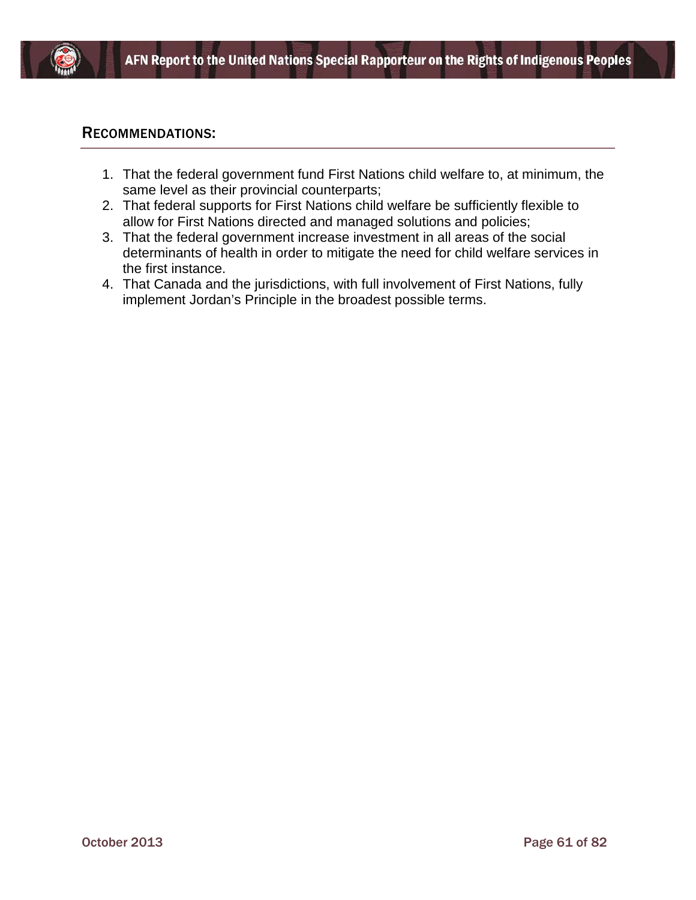## Recommendations:

1. That the federal government fund First Nations child welfare to, at minimum, the same level as their provincial counterparts;
2. That federal supports for First Nations child welfare be sufficiently flexible to allow for First Nations directed and managed solutions and policies;
3. That the federal government increase investment in all areas of the social determinants of health in order to mitigate the need for child welfare services in the first instance.
4. That Canada and the jurisdictions, with full involvement of First Nations, fully implement Jordan's Principle in the broadest possible terms.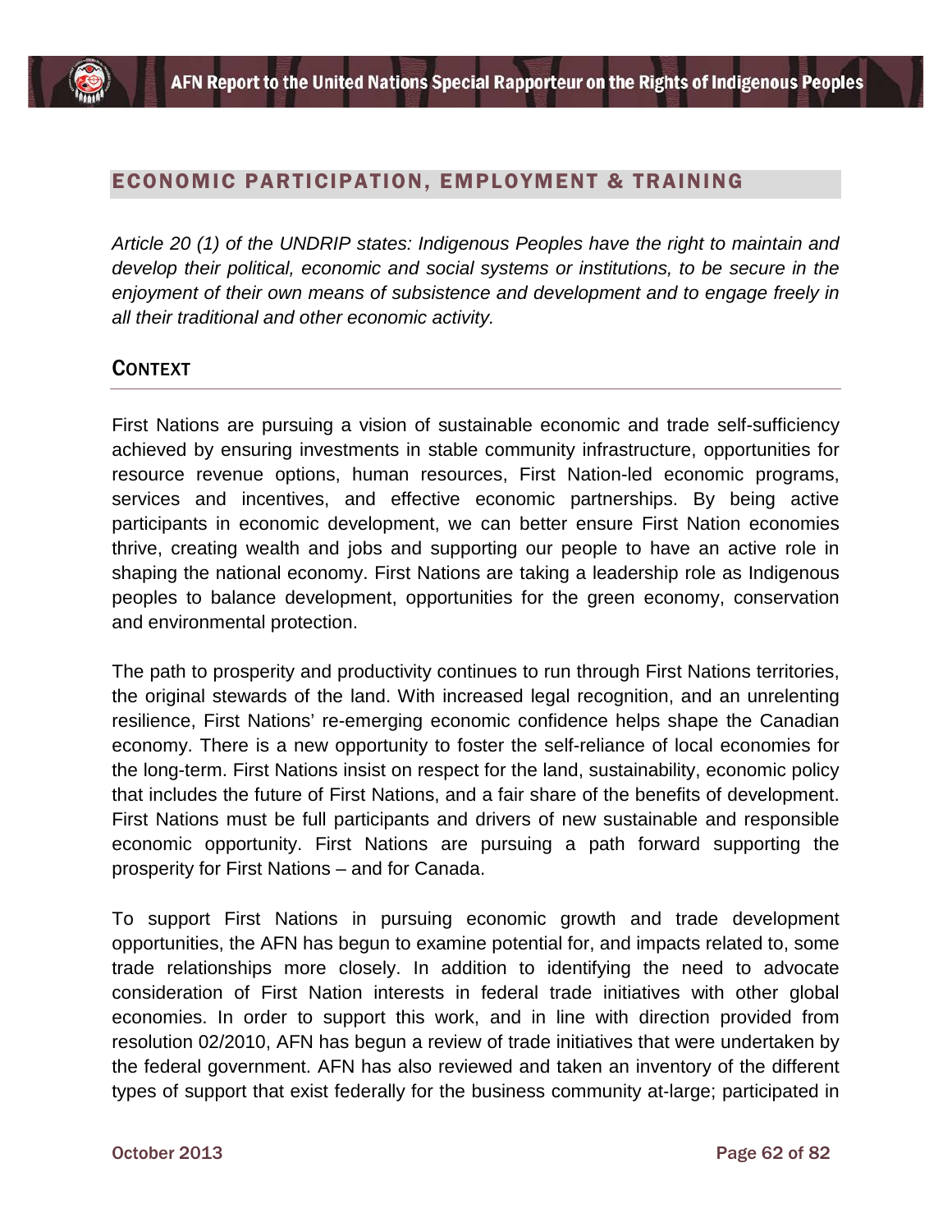## ECONOMIC PARTICIPATION, EMPLOYMENT & TRAINING

*Article 20 (1) of the UNDRIP states: Indigenous Peoples have the right to maintain and develop their political, economic and social systems or institutions, to be secure in the enjoyment of their own means of subsistence and development and to engage freely in all their traditional and other economic activity.*

### CONTEXT

First Nations are pursuing a vision of sustainable economic and trade self-sufficiency achieved by ensuring investments in stable community infrastructure, opportunities for resource revenue options, human resources, First Nation-led economic programs, services and incentives, and effective economic partnerships. By being active participants in economic development, we can better ensure First Nation economies thrive, creating wealth and jobs and supporting our people to have an active role in shaping the national economy. First Nations are taking a leadership role as Indigenous peoples to balance development, opportunities for the green economy, conservation and environmental protection.

The path to prosperity and productivity continues to run through First Nations territories, the original stewards of the land. With increased legal recognition, and an unrelenting resilience, First Nations' re-emerging economic confidence helps shape the Canadian economy. There is a new opportunity to foster the self-reliance of local economies for the long-term. First Nations insist on respect for the land, sustainability, economic policy that includes the future of First Nations, and a fair share of the benefits of development. First Nations must be full participants and drivers of new sustainable and responsible economic opportunity. First Nations are pursuing a path forward supporting the prosperity for First Nations – and for Canada.

To support First Nations in pursuing economic growth and trade development opportunities, the AFN has begun to examine potential for, and impacts related to, some trade relationships more closely. In addition to identifying the need to advocate consideration of First Nation interests in federal trade initiatives with other global economies. In order to support this work, and in line with direction provided from resolution 02/2010, AFN has begun a review of trade initiatives that were undertaken by the federal government. AFN has also reviewed and taken an inventory of the different types of support that exist federally for the business community at-large; participated in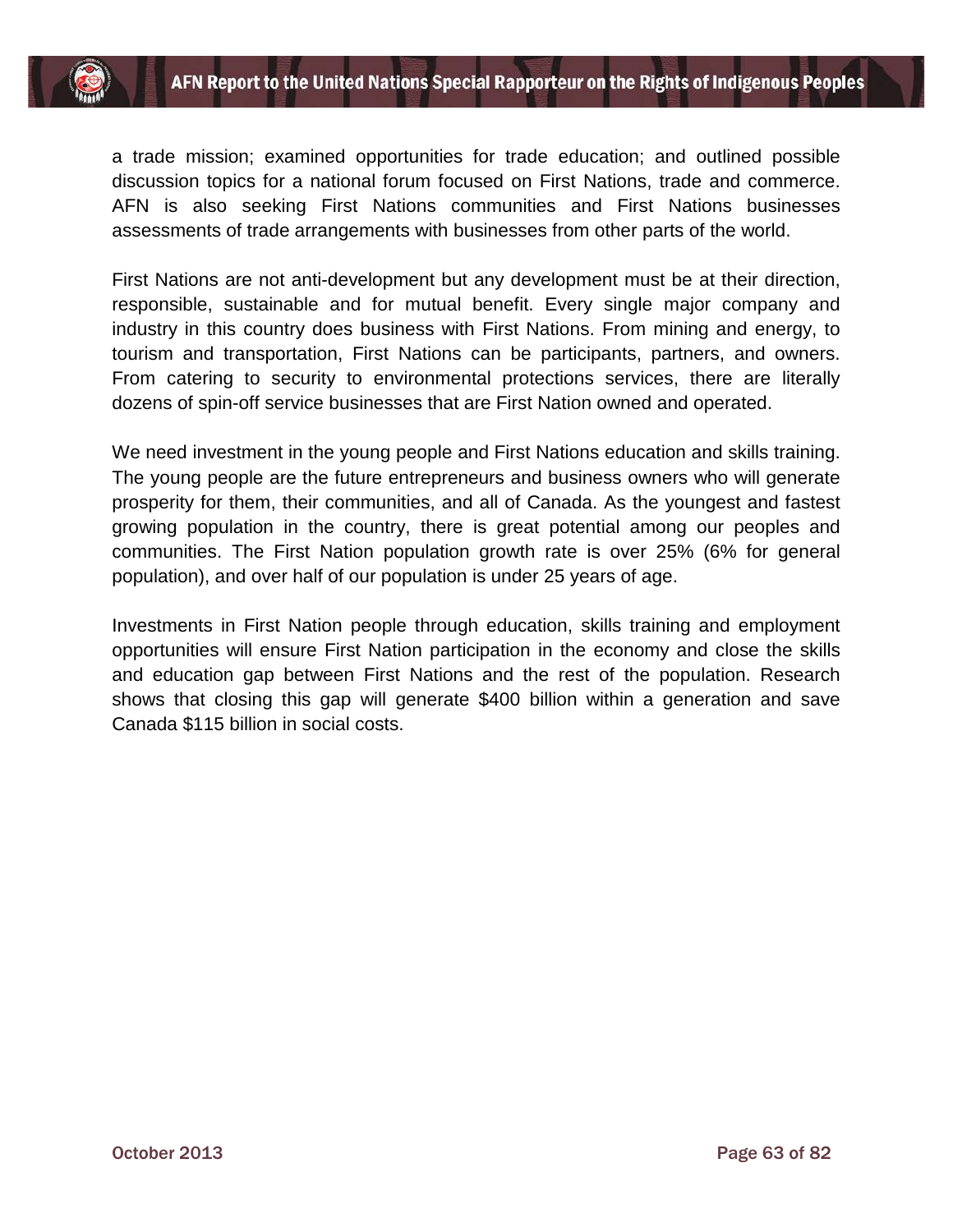a trade mission; examined opportunities for trade education; and outlined possible discussion topics for a national forum focused on First Nations, trade and commerce. AFN is also seeking First Nations communities and First Nations businesses assessments of trade arrangements with businesses from other parts of the world.

First Nations are not anti-development but any development must be at their direction, responsible, sustainable and for mutual benefit. Every single major company and industry in this country does business with First Nations. From mining and energy, to tourism and transportation, First Nations can be participants, partners, and owners. From catering to security to environmental protections services, there are literally dozens of spin-off service businesses that are First Nation owned and operated.

We need investment in the young people and First Nations education and skills training. The young people are the future entrepreneurs and business owners who will generate prosperity for them, their communities, and all of Canada. As the youngest and fastest growing population in the country, there is great potential among our peoples and communities. The First Nation population growth rate is over 25% (6% for general population), and over half of our population is under 25 years of age.

Investments in First Nation people through education, skills training and employment opportunities will ensure First Nation participation in the economy and close the skills and education gap between First Nations and the rest of the population. Research shows that closing this gap will generate $400 billion within a generation and save Canada $115 billion in social costs.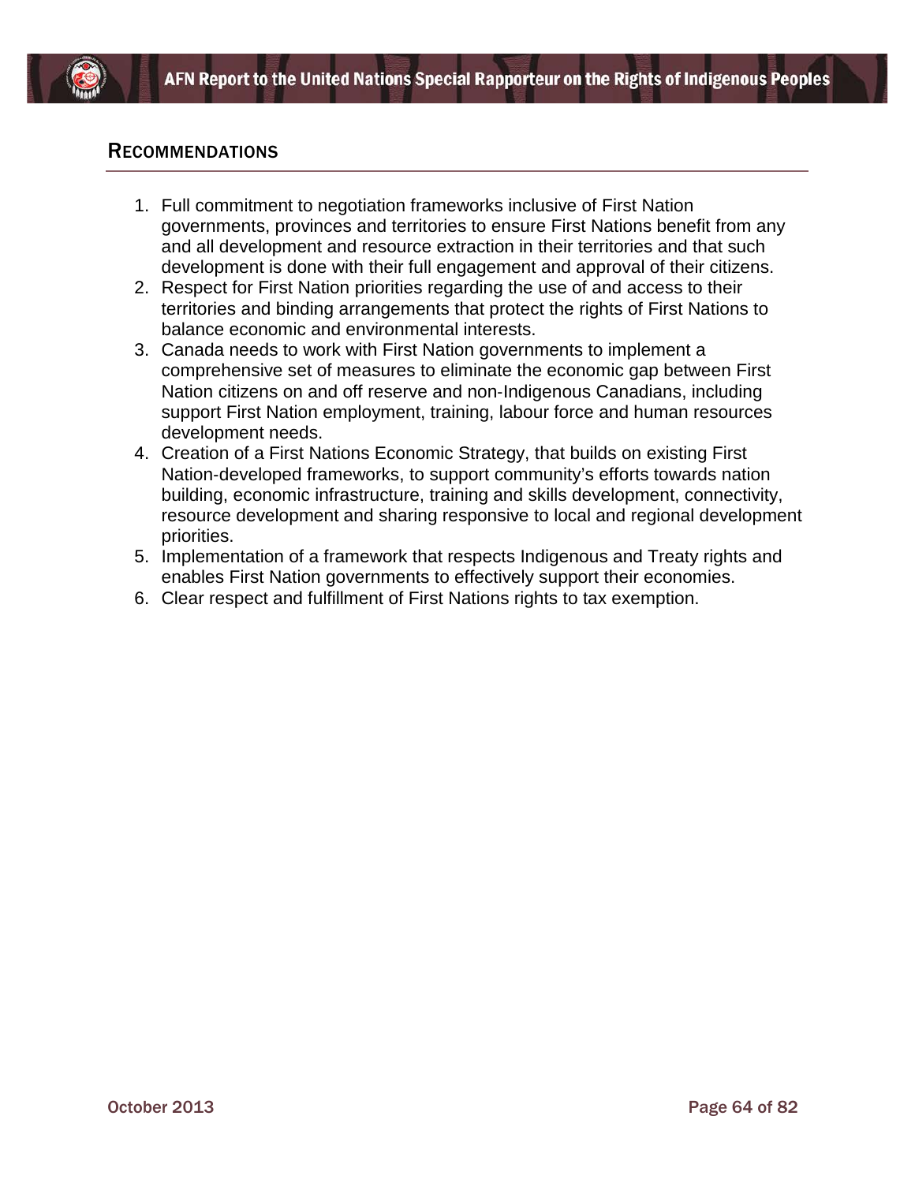## Recommendations

1. Full commitment to negotiation frameworks inclusive of First Nation governments, provinces and territories to ensure First Nations benefit from any and all development and resource extraction in their territories and that such development is done with their full engagement and approval of their citizens.
2. Respect for First Nation priorities regarding the use of and access to their territories and binding arrangements that protect the rights of First Nations to balance economic and environmental interests.
3. Canada needs to work with First Nation governments to implement a comprehensive set of measures to eliminate the economic gap between First Nation citizens on and off reserve and non-Indigenous Canadians, including support First Nation employment, training, labour force and human resources development needs.
4. Creation of a First Nations Economic Strategy, that builds on existing First Nation-developed frameworks, to support community's efforts towards nation building, economic infrastructure, training and skills development, connectivity, resource development and sharing responsive to local and regional development priorities.
5. Implementation of a framework that respects Indigenous and Treaty rights and enables First Nation governments to effectively support their economies.
6. Clear respect and fulfillment of First Nations rights to tax exemption.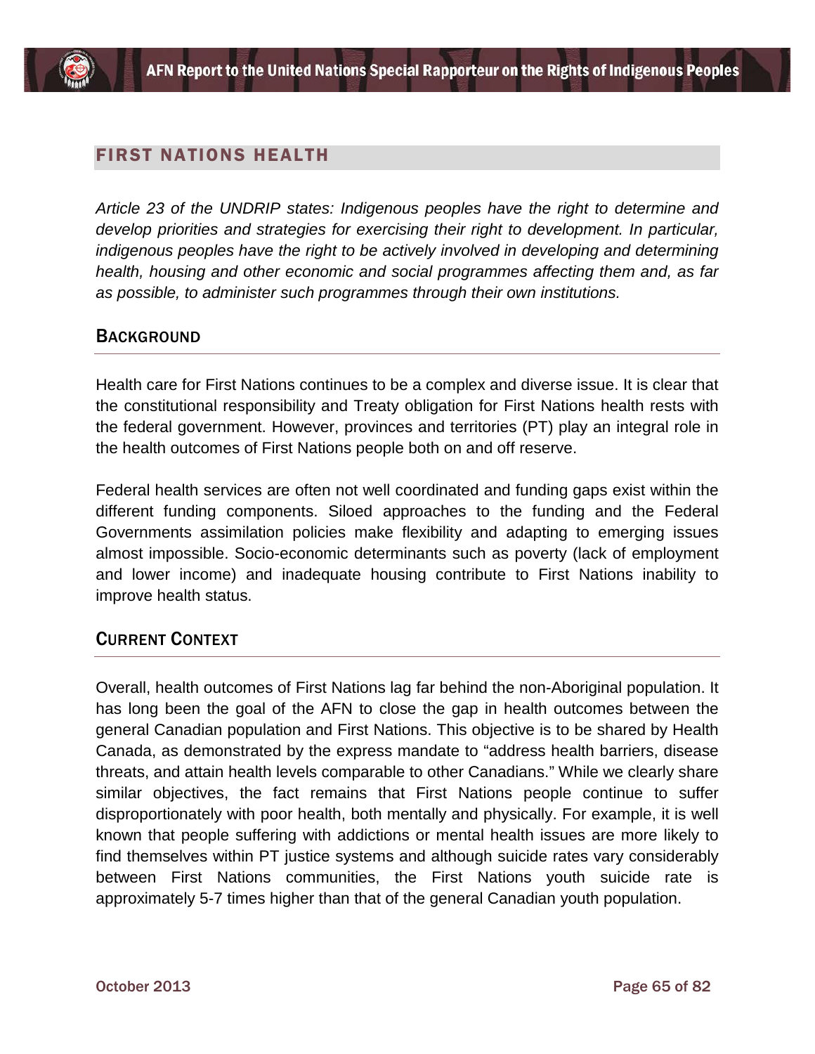## FIRST NATIONS HEALTH

*Article 23 of the UNDRIP states: Indigenous peoples have the right to determine and develop priorities and strategies for exercising their right to development. In particular, indigenous peoples have the right to be actively involved in developing and determining health, housing and other economic and social programmes affecting them and, as far as possible, to administer such programmes through their own institutions.*

### BACKGROUND

Health care for First Nations continues to be a complex and diverse issue. It is clear that the constitutional responsibility and Treaty obligation for First Nations health rests with the federal government. However, provinces and territories (PT) play an integral role in the health outcomes of First Nations people both on and off reserve.

Federal health services are often not well coordinated and funding gaps exist within the different funding components. Siloed approaches to the funding and the Federal Governments assimilation policies make flexibility and adapting to emerging issues almost impossible. Socio-economic determinants such as poverty (lack of employment and lower income) and inadequate housing contribute to First Nations inability to improve health status.

### CURRENT CONTEXT

Overall, health outcomes of First Nations lag far behind the non-Aboriginal population. It has long been the goal of the AFN to close the gap in health outcomes between the general Canadian population and First Nations. This objective is to be shared by Health Canada, as demonstrated by the express mandate to "address health barriers, disease threats, and attain health levels comparable to other Canadians." While we clearly share similar objectives, the fact remains that First Nations people continue to suffer disproportionately with poor health, both mentally and physically. For example, it is well known that people suffering with addictions or mental health issues are more likely to find themselves within PT justice systems and although suicide rates vary considerably between First Nations communities, the First Nations youth suicide rate is approximately 5-7 times higher than that of the general Canadian youth population.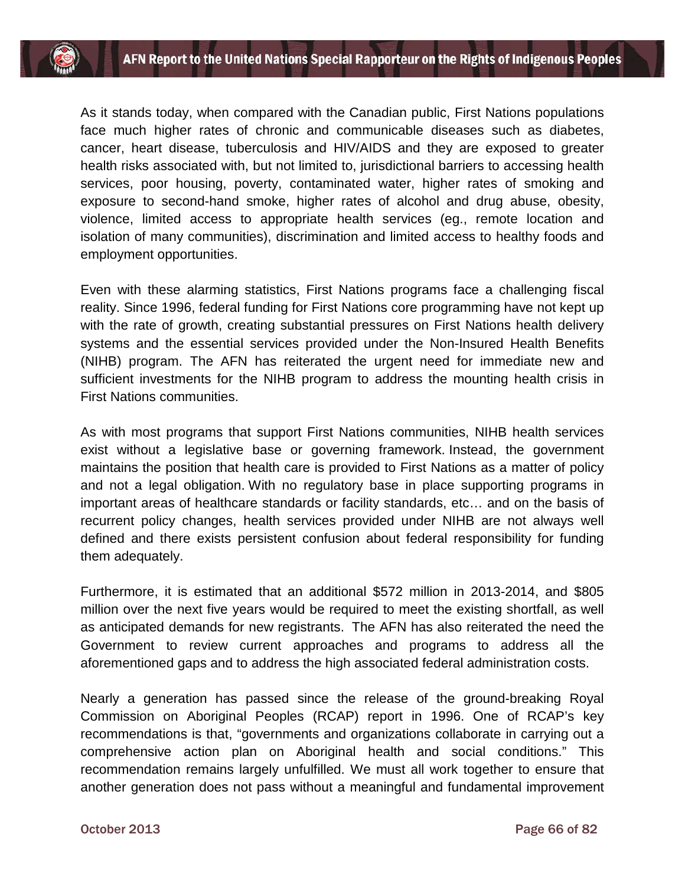As it stands today, when compared with the Canadian public, First Nations populations face much higher rates of chronic and communicable diseases such as diabetes, cancer, heart disease, tuberculosis and HIV/AIDS and they are exposed to greater health risks associated with, but not limited to, jurisdictional barriers to accessing health services, poor housing, poverty, contaminated water, higher rates of smoking and exposure to second-hand smoke, higher rates of alcohol and drug abuse, obesity, violence, limited access to appropriate health services (eg., remote location and isolation of many communities), discrimination and limited access to healthy foods and employment opportunities.

Even with these alarming statistics, First Nations programs face a challenging fiscal reality. Since 1996, federal funding for First Nations core programming have not kept up with the rate of growth, creating substantial pressures on First Nations health delivery systems and the essential services provided under the Non-Insured Health Benefits (NIHB) program. The AFN has reiterated the urgent need for immediate new and sufficient investments for the NIHB program to address the mounting health crisis in First Nations communities.

As with most programs that support First Nations communities, NIHB health services exist without a legislative base or governing framework. Instead, the government maintains the position that health care is provided to First Nations as a matter of policy and not a legal obligation. With no regulatory base in place supporting programs in important areas of healthcare standards or facility standards, etc… and on the basis of recurrent policy changes, health services provided under NIHB are not always well defined and there exists persistent confusion about federal responsibility for funding them adequately.

Furthermore, it is estimated that an additional $572 million in 2013-2014, and $805 million over the next five years would be required to meet the existing shortfall, as well as anticipated demands for new registrants. The AFN has also reiterated the need the Government to review current approaches and programs to address all the aforementioned gaps and to address the high associated federal administration costs.

Nearly a generation has passed since the release of the ground-breaking Royal Commission on Aboriginal Peoples (RCAP) report in 1996. One of RCAP's key recommendations is that, "governments and organizations collaborate in carrying out a comprehensive action plan on Aboriginal health and social conditions." This recommendation remains largely unfulfilled. We must all work together to ensure that another generation does not pass without a meaningful and fundamental improvement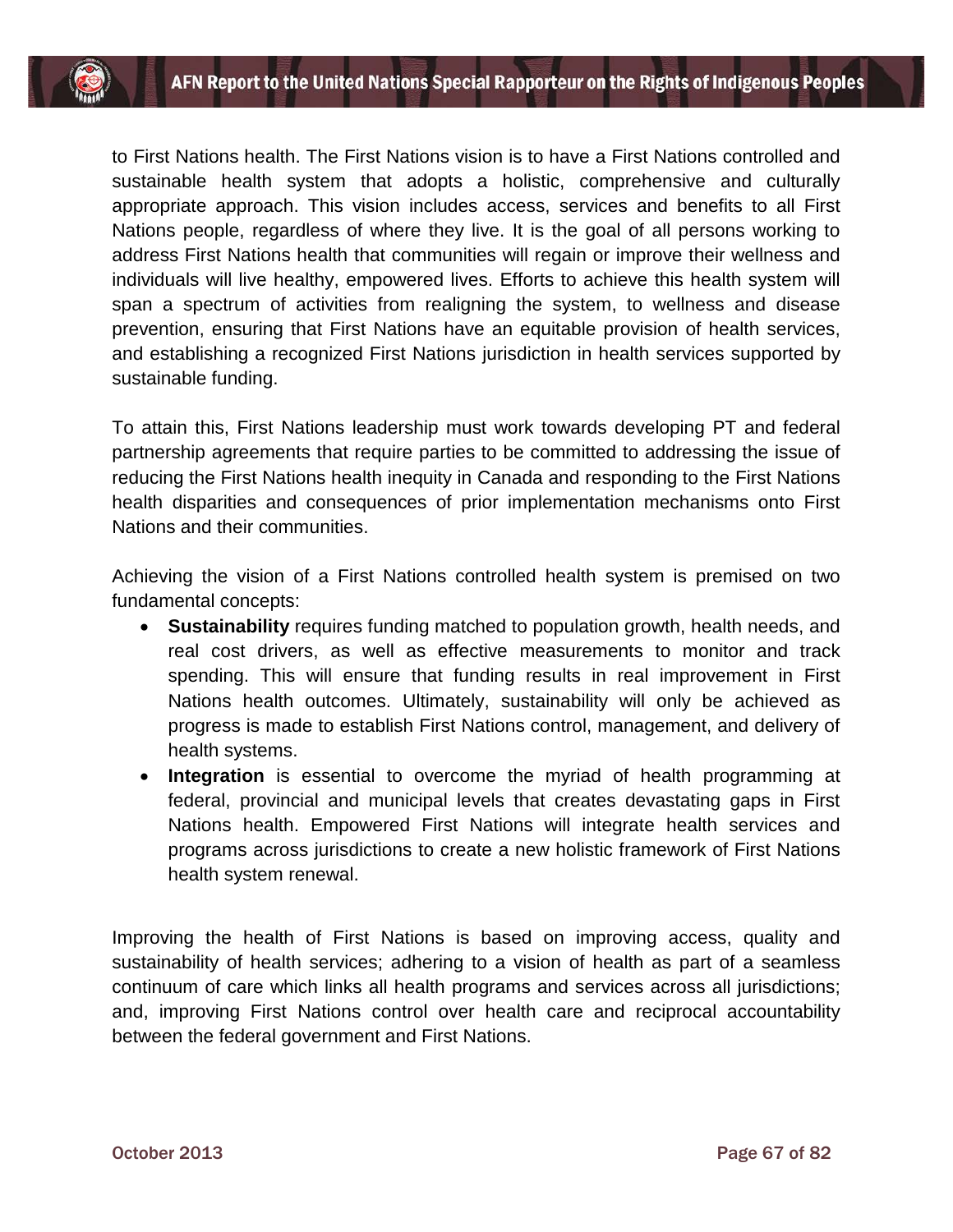to First Nations health. The First Nations vision is to have a First Nations controlled and sustainable health system that adopts a holistic, comprehensive and culturally appropriate approach. This vision includes access, services and benefits to all First Nations people, regardless of where they live. It is the goal of all persons working to address First Nations health that communities will regain or improve their wellness and individuals will live healthy, empowered lives. Efforts to achieve this health system will span a spectrum of activities from realigning the system, to wellness and disease prevention, ensuring that First Nations have an equitable provision of health services, and establishing a recognized First Nations jurisdiction in health services supported by sustainable funding.

To attain this, First Nations leadership must work towards developing PT and federal partnership agreements that require parties to be committed to addressing the issue of reducing the First Nations health inequity in Canada and responding to the First Nations health disparities and consequences of prior implementation mechanisms onto First Nations and their communities.

Achieving the vision of a First Nations controlled health system is premised on two fundamental concepts:

- **Sustainability** requires funding matched to population growth, health needs, and real cost drivers, as well as effective measurements to monitor and track spending. This will ensure that funding results in real improvement in First Nations health outcomes. Ultimately, sustainability will only be achieved as progress is made to establish First Nations control, management, and delivery of health systems.
- **Integration** is essential to overcome the myriad of health programming at federal, provincial and municipal levels that creates devastating gaps in First Nations health. Empowered First Nations will integrate health services and programs across jurisdictions to create a new holistic framework of First Nations health system renewal.

Improving the health of First Nations is based on improving access, quality and sustainability of health services; adhering to a vision of health as part of a seamless continuum of care which links all health programs and services across all jurisdictions; and, improving First Nations control over health care and reciprocal accountability between the federal government and First Nations.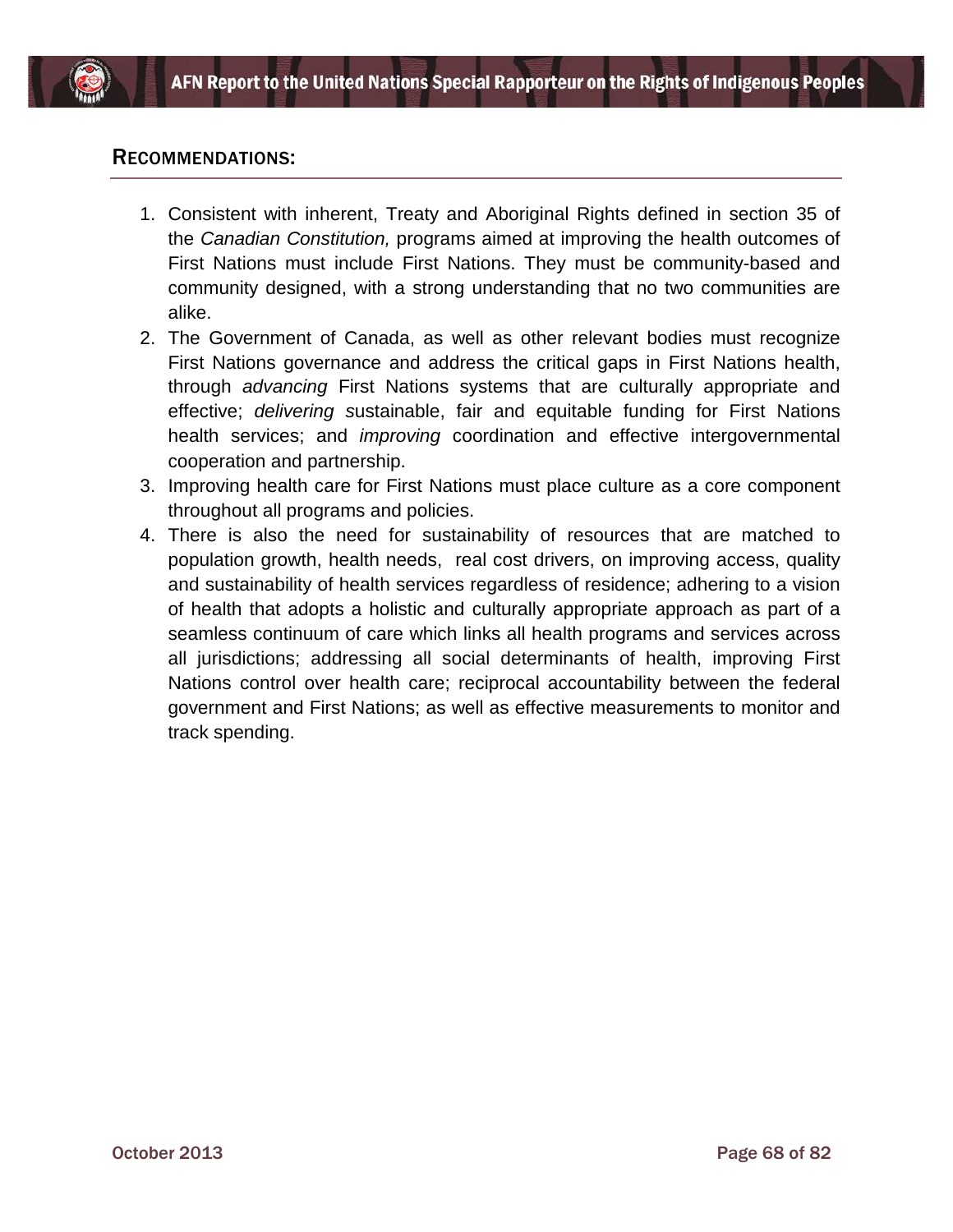## Recommendations:

1. Consistent with inherent, Treaty and Aboriginal Rights defined in section 35 of the *Canadian Constitution,* programs aimed at improving the health outcomes of First Nations must include First Nations. They must be community-based and community designed, with a strong understanding that no two communities are alike.
2. The Government of Canada, as well as other relevant bodies must recognize First Nations governance and address the critical gaps in First Nations health, through *advancing* First Nations systems that are culturally appropriate and effective; *delivering s*ustainable, fair and equitable funding for First Nations health services; and *improving* coordination and effective intergovernmental cooperation and partnership.
3. Improving health care for First Nations must place culture as a core component throughout all programs and policies.
4. There is also the need for sustainability of resources that are matched to population growth, health needs, real cost drivers, on improving access, quality and sustainability of health services regardless of residence; adhering to a vision of health that adopts a holistic and culturally appropriate approach as part of a seamless continuum of care which links all health programs and services across all jurisdictions; addressing all social determinants of health, improving First Nations control over health care; reciprocal accountability between the federal government and First Nations; as well as effective measurements to monitor and track spending.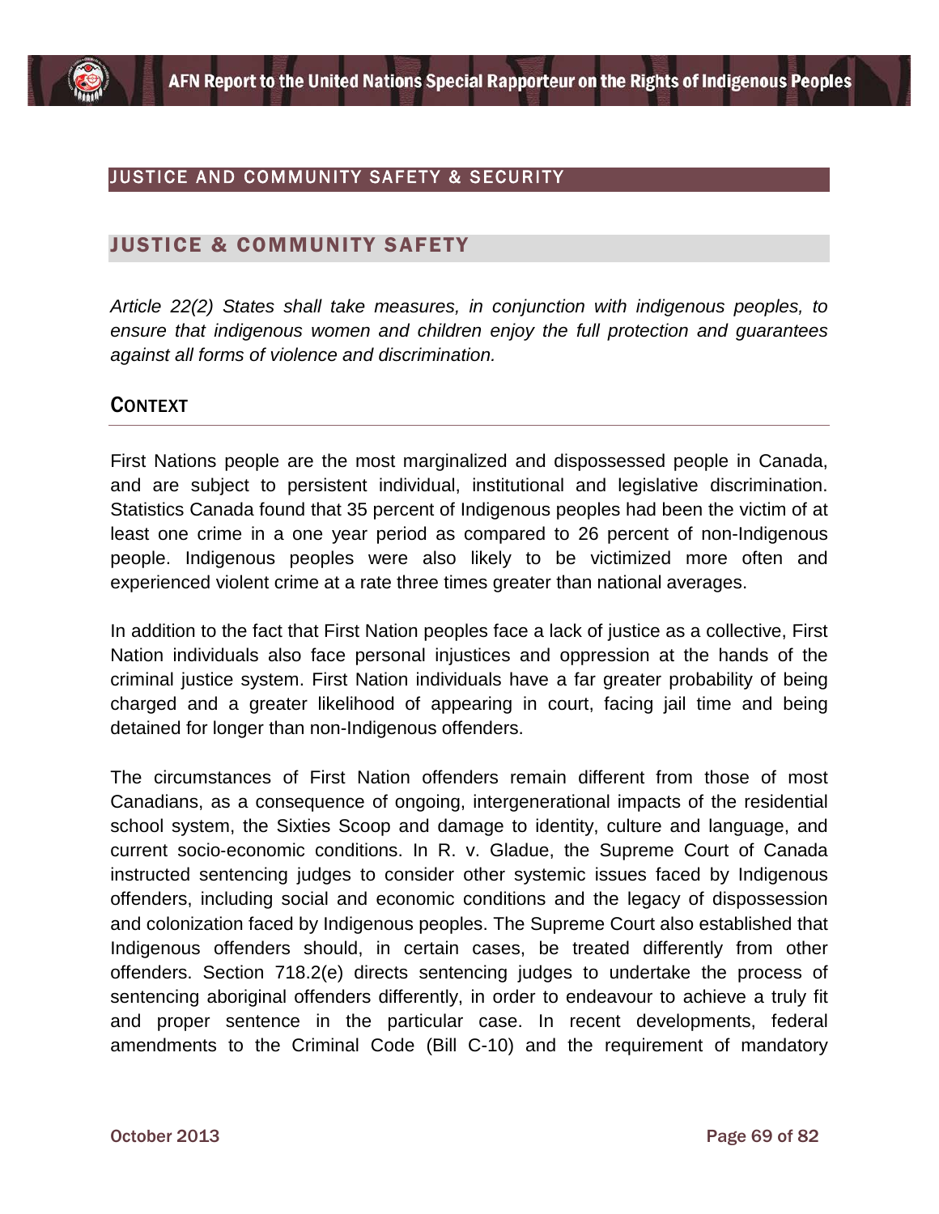# JUSTICE AND COMMUNITY SAFETY & SECURITY

## JUSTICE & COMMUNITY SAFETY

*Article 22(2) States shall take measures, in conjunction with indigenous peoples, to ensure that indigenous women and children enjoy the full protection and guarantees against all forms of violence and discrimination.*

### CONTEXT

First Nations people are the most marginalized and dispossessed people in Canada, and are subject to persistent individual, institutional and legislative discrimination. Statistics Canada found that 35 percent of Indigenous peoples had been the victim of at least one crime in a one year period as compared to 26 percent of non-Indigenous people. Indigenous peoples were also likely to be victimized more often and experienced violent crime at a rate three times greater than national averages.

In addition to the fact that First Nation peoples face a lack of justice as a collective, First Nation individuals also face personal injustices and oppression at the hands of the criminal justice system. First Nation individuals have a far greater probability of being charged and a greater likelihood of appearing in court, facing jail time and being detained for longer than non-Indigenous offenders.

The circumstances of First Nation offenders remain different from those of most Canadians, as a consequence of ongoing, intergenerational impacts of the residential school system, the Sixties Scoop and damage to identity, culture and language, and current socio-economic conditions. In R. v. Gladue, the Supreme Court of Canada instructed sentencing judges to consider other systemic issues faced by Indigenous offenders, including social and economic conditions and the legacy of dispossession and colonization faced by Indigenous peoples. The Supreme Court also established that Indigenous offenders should, in certain cases, be treated differently from other offenders. Section 718.2(e) directs sentencing judges to undertake the process of sentencing aboriginal offenders differently, in order to endeavour to achieve a truly fit and proper sentence in the particular case. In recent developments, federal amendments to the Criminal Code (Bill C-10) and the requirement of mandatory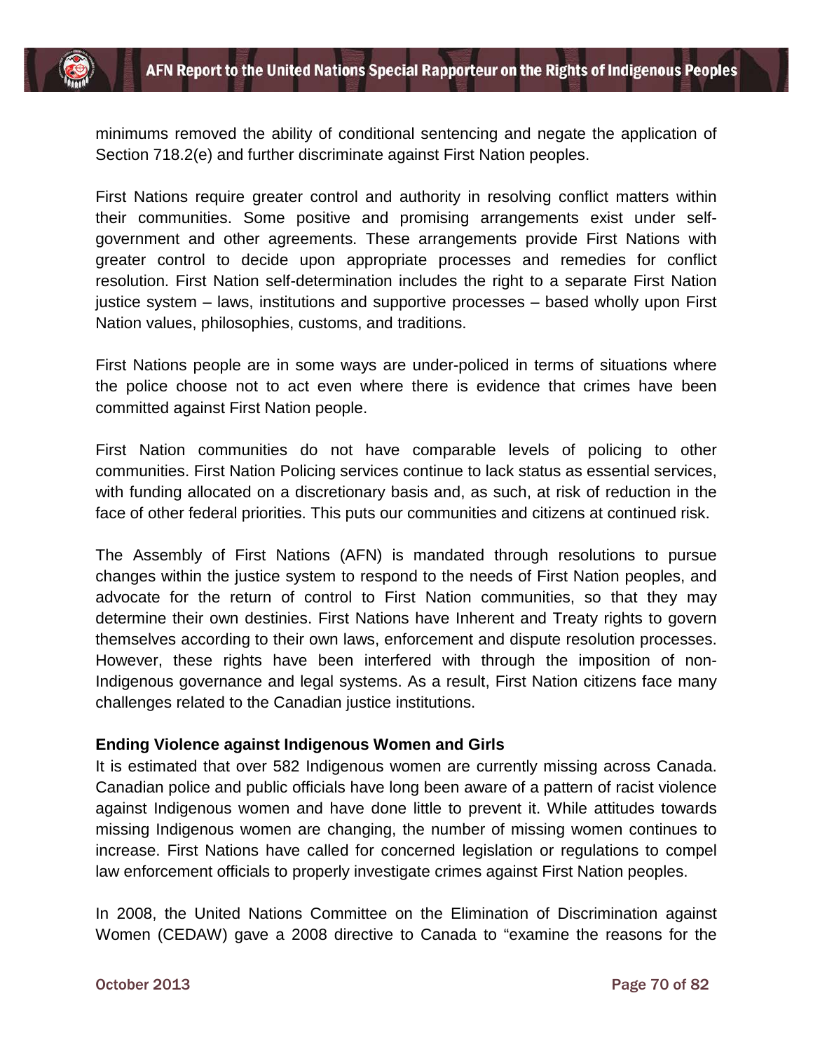minimums removed the ability of conditional sentencing and negate the application of Section 718.2(e) and further discriminate against First Nation peoples.

First Nations require greater control and authority in resolving conflict matters within their communities. Some positive and promising arrangements exist under self-government and other agreements. These arrangements provide First Nations with greater control to decide upon appropriate processes and remedies for conflict resolution. First Nation self-determination includes the right to a separate First Nation justice system – laws, institutions and supportive processes – based wholly upon First Nation values, philosophies, customs, and traditions.

First Nations people are in some ways are under-policed in terms of situations where the police choose not to act even where there is evidence that crimes have been committed against First Nation people.

First Nation communities do not have comparable levels of policing to other communities. First Nation Policing services continue to lack status as essential services, with funding allocated on a discretionary basis and, as such, at risk of reduction in the face of other federal priorities. This puts our communities and citizens at continued risk.

The Assembly of First Nations (AFN) is mandated through resolutions to pursue changes within the justice system to respond to the needs of First Nation peoples, and advocate for the return of control to First Nation communities, so that they may determine their own destinies. First Nations have Inherent and Treaty rights to govern themselves according to their own laws, enforcement and dispute resolution processes. However, these rights have been interfered with through the imposition of non-Indigenous governance and legal systems. As a result, First Nation citizens face many challenges related to the Canadian justice institutions.

**Ending Violence against Indigenous Women and Girls**

It is estimated that over 582 Indigenous women are currently missing across Canada. Canadian police and public officials have long been aware of a pattern of racist violence against Indigenous women and have done little to prevent it. While attitudes towards missing Indigenous women are changing, the number of missing women continues to increase. First Nations have called for concerned legislation or regulations to compel law enforcement officials to properly investigate crimes against First Nation peoples.

In 2008, the United Nations Committee on the Elimination of Discrimination against Women (CEDAW) gave a 2008 directive to Canada to "examine the reasons for the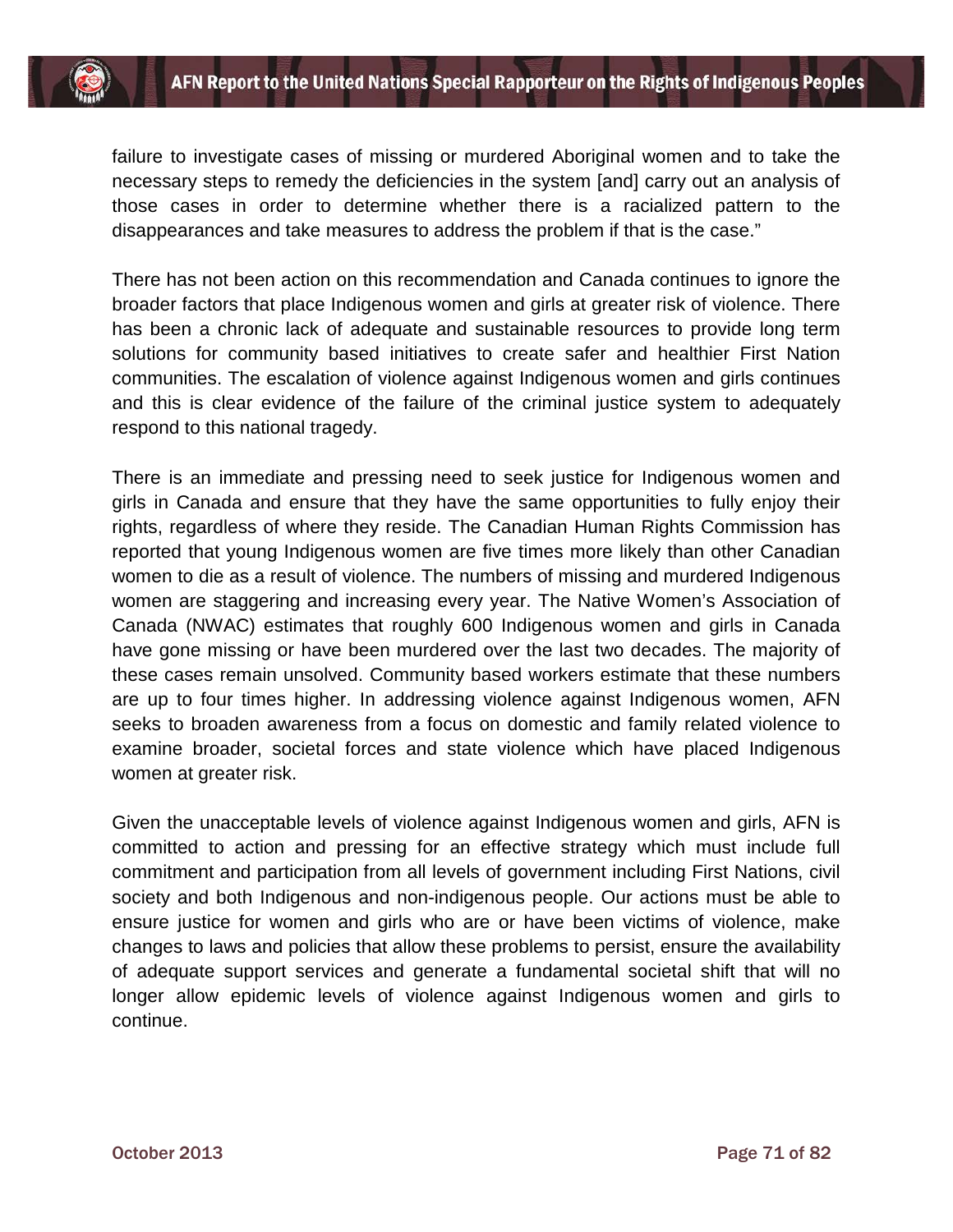failure to investigate cases of missing or murdered Aboriginal women and to take the necessary steps to remedy the deficiencies in the system [and] carry out an analysis of those cases in order to determine whether there is a racialized pattern to the disappearances and take measures to address the problem if that is the case."

There has not been action on this recommendation and Canada continues to ignore the broader factors that place Indigenous women and girls at greater risk of violence. There has been a chronic lack of adequate and sustainable resources to provide long term solutions for community based initiatives to create safer and healthier First Nation communities. The escalation of violence against Indigenous women and girls continues and this is clear evidence of the failure of the criminal justice system to adequately respond to this national tragedy.

There is an immediate and pressing need to seek justice for Indigenous women and girls in Canada and ensure that they have the same opportunities to fully enjoy their rights, regardless of where they reside. The Canadian Human Rights Commission has reported that young Indigenous women are five times more likely than other Canadian women to die as a result of violence. The numbers of missing and murdered Indigenous women are staggering and increasing every year. The Native Women's Association of Canada (NWAC) estimates that roughly 600 Indigenous women and girls in Canada have gone missing or have been murdered over the last two decades. The majority of these cases remain unsolved. Community based workers estimate that these numbers are up to four times higher. In addressing violence against Indigenous women, AFN seeks to broaden awareness from a focus on domestic and family related violence to examine broader, societal forces and state violence which have placed Indigenous women at greater risk.

Given the unacceptable levels of violence against Indigenous women and girls, AFN is committed to action and pressing for an effective strategy which must include full commitment and participation from all levels of government including First Nations, civil society and both Indigenous and non-indigenous people. Our actions must be able to ensure justice for women and girls who are or have been victims of violence, make changes to laws and policies that allow these problems to persist, ensure the availability of adequate support services and generate a fundamental societal shift that will no longer allow epidemic levels of violence against Indigenous women and girls to continue.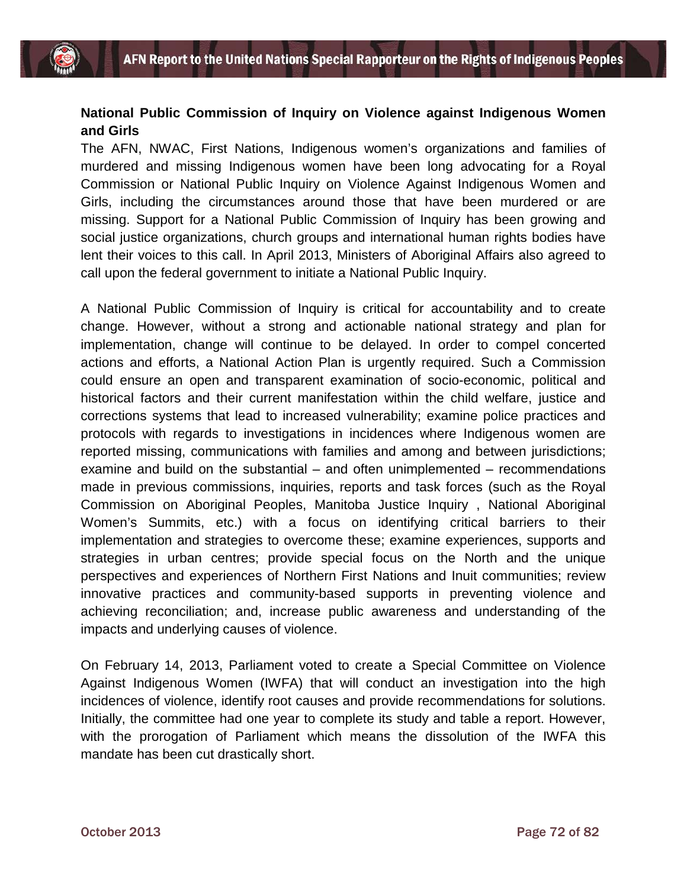**National Public Commission of Inquiry on Violence against Indigenous Women and Girls**

The AFN, NWAC, First Nations, Indigenous women's organizations and families of murdered and missing Indigenous women have been long advocating for a Royal Commission or National Public Inquiry on Violence Against Indigenous Women and Girls, including the circumstances around those that have been murdered or are missing. Support for a National Public Commission of Inquiry has been growing and social justice organizations, church groups and international human rights bodies have lent their voices to this call. In April 2013, Ministers of Aboriginal Affairs also agreed to call upon the federal government to initiate a National Public Inquiry.

A National Public Commission of Inquiry is critical for accountability and to create change. However, without a strong and actionable national strategy and plan for implementation, change will continue to be delayed. In order to compel concerted actions and efforts, a National Action Plan is urgently required. Such a Commission could ensure an open and transparent examination of socio-economic, political and historical factors and their current manifestation within the child welfare, justice and corrections systems that lead to increased vulnerability; examine police practices and protocols with regards to investigations in incidences where Indigenous women are reported missing, communications with families and among and between jurisdictions; examine and build on the substantial – and often unimplemented – recommendations made in previous commissions, inquiries, reports and task forces (such as the Royal Commission on Aboriginal Peoples, Manitoba Justice Inquiry , National Aboriginal Women's Summits, etc.) with a focus on identifying critical barriers to their implementation and strategies to overcome these; examine experiences, supports and strategies in urban centres; provide special focus on the North and the unique perspectives and experiences of Northern First Nations and Inuit communities; review innovative practices and community-based supports in preventing violence and achieving reconciliation; and, increase public awareness and understanding of the impacts and underlying causes of violence.

On February 14, 2013, Parliament voted to create a Special Committee on Violence Against Indigenous Women (IWFA) that will conduct an investigation into the high incidences of violence, identify root causes and provide recommendations for solutions. Initially, the committee had one year to complete its study and table a report. However, with the prorogation of Parliament which means the dissolution of the IWFA this mandate has been cut drastically short.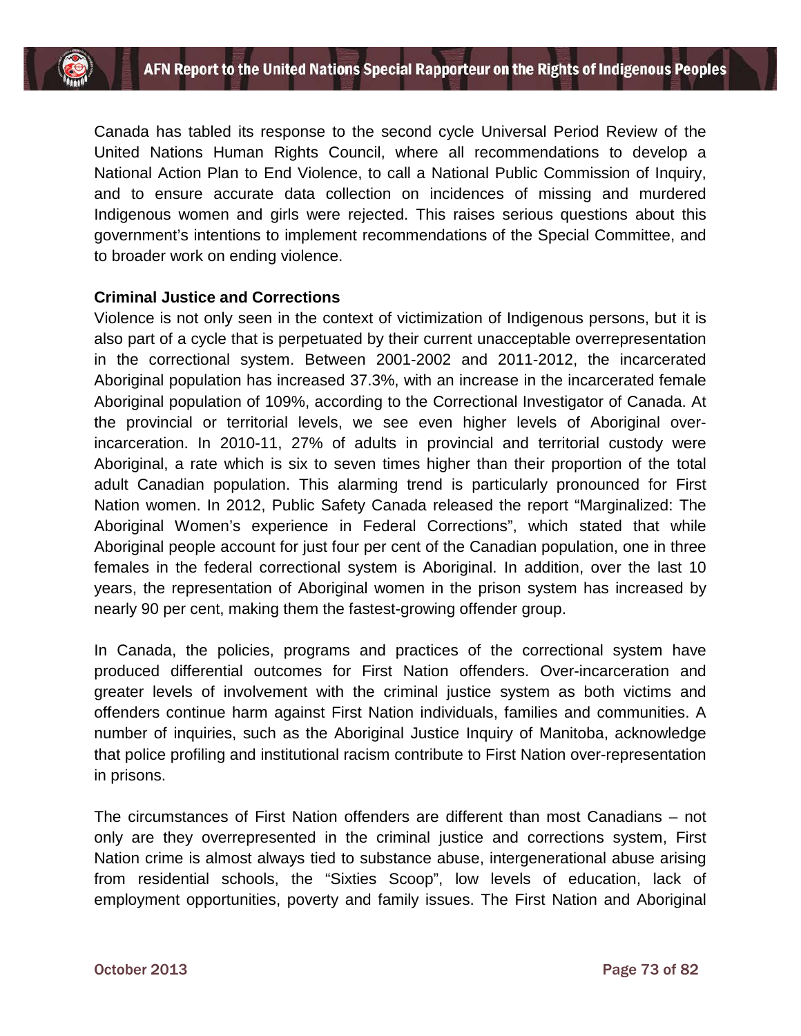Canada has tabled its response to the second cycle Universal Period Review of the United Nations Human Rights Council, where all recommendations to develop a National Action Plan to End Violence, to call a National Public Commission of Inquiry, and to ensure accurate data collection on incidences of missing and murdered Indigenous women and girls were rejected. This raises serious questions about this government's intentions to implement recommendations of the Special Committee, and to broader work on ending violence.

**Criminal Justice and Corrections**

Violence is not only seen in the context of victimization of Indigenous persons, but it is also part of a cycle that is perpetuated by their current unacceptable overrepresentation in the correctional system. Between 2001-2002 and 2011-2012, the incarcerated Aboriginal population has increased 37.3%, with an increase in the incarcerated female Aboriginal population of 109%, according to the Correctional Investigator of Canada. At the provincial or territorial levels, we see even higher levels of Aboriginal over-incarceration. In 2010-11, 27% of adults in provincial and territorial custody were Aboriginal, a rate which is six to seven times higher than their proportion of the total adult Canadian population. This alarming trend is particularly pronounced for First Nation women. In 2012, Public Safety Canada released the report "Marginalized: The Aboriginal Women's experience in Federal Corrections", which stated that while Aboriginal people account for just four per cent of the Canadian population, one in three females in the federal correctional system is Aboriginal. In addition, over the last 10 years, the representation of Aboriginal women in the prison system has increased by nearly 90 per cent, making them the fastest-growing offender group.

In Canada, the policies, programs and practices of the correctional system have produced differential outcomes for First Nation offenders. Over-incarceration and greater levels of involvement with the criminal justice system as both victims and offenders continue harm against First Nation individuals, families and communities. A number of inquiries, such as the Aboriginal Justice Inquiry of Manitoba, acknowledge that police profiling and institutional racism contribute to First Nation over-representation in prisons.

The circumstances of First Nation offenders are different than most Canadians – not only are they overrepresented in the criminal justice and corrections system, First Nation crime is almost always tied to substance abuse, intergenerational abuse arising from residential schools, the "Sixties Scoop", low levels of education, lack of employment opportunities, poverty and family issues. The First Nation and Aboriginal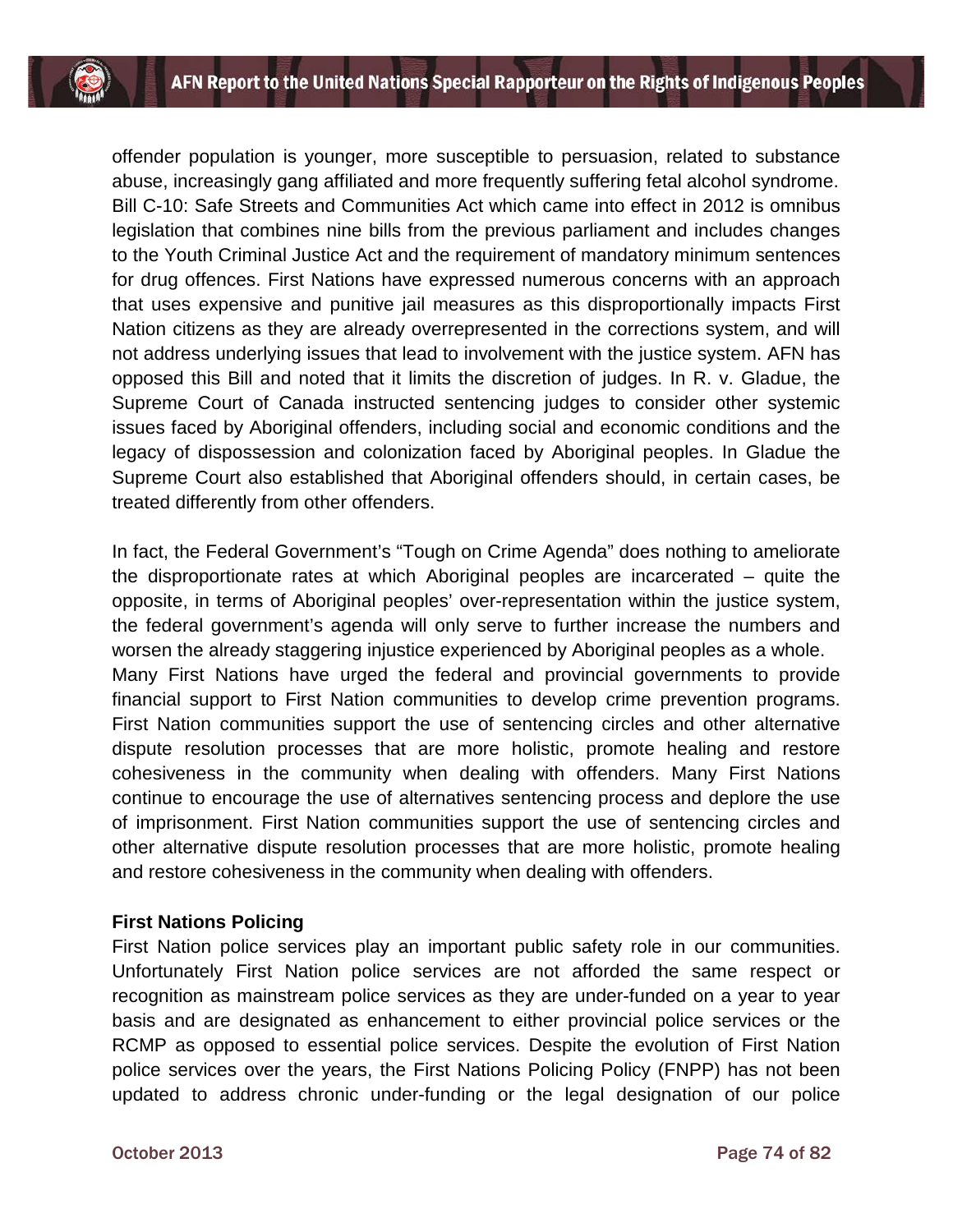offender population is younger, more susceptible to persuasion, related to substance abuse, increasingly gang affiliated and more frequently suffering fetal alcohol syndrome. Bill C-10: Safe Streets and Communities Act which came into effect in 2012 is omnibus legislation that combines nine bills from the previous parliament and includes changes to the Youth Criminal Justice Act and the requirement of mandatory minimum sentences for drug offences. First Nations have expressed numerous concerns with an approach that uses expensive and punitive jail measures as this disproportionally impacts First Nation citizens as they are already overrepresented in the corrections system, and will not address underlying issues that lead to involvement with the justice system. AFN has opposed this Bill and noted that it limits the discretion of judges. In R. v. Gladue, the Supreme Court of Canada instructed sentencing judges to consider other systemic issues faced by Aboriginal offenders, including social and economic conditions and the legacy of dispossession and colonization faced by Aboriginal peoples. In Gladue the Supreme Court also established that Aboriginal offenders should, in certain cases, be treated differently from other offenders.

In fact, the Federal Government's "Tough on Crime Agenda" does nothing to ameliorate the disproportionate rates at which Aboriginal peoples are incarcerated – quite the opposite, in terms of Aboriginal peoples' over-representation within the justice system, the federal government's agenda will only serve to further increase the numbers and worsen the already staggering injustice experienced by Aboriginal peoples as a whole.
Many First Nations have urged the federal and provincial governments to provide financial support to First Nation communities to develop crime prevention programs. First Nation communities support the use of sentencing circles and other alternative dispute resolution processes that are more holistic, promote healing and restore cohesiveness in the community when dealing with offenders. Many First Nations continue to encourage the use of alternatives sentencing process and deplore the use of imprisonment. First Nation communities support the use of sentencing circles and other alternative dispute resolution processes that are more holistic, promote healing and restore cohesiveness in the community when dealing with offenders.

**First Nations Policing**

First Nation police services play an important public safety role in our communities. Unfortunately First Nation police services are not afforded the same respect or recognition as mainstream police services as they are under-funded on a year to year basis and are designated as enhancement to either provincial police services or the RCMP as opposed to essential police services. Despite the evolution of First Nation police services over the years, the First Nations Policing Policy (FNPP) has not been updated to address chronic under-funding or the legal designation of our police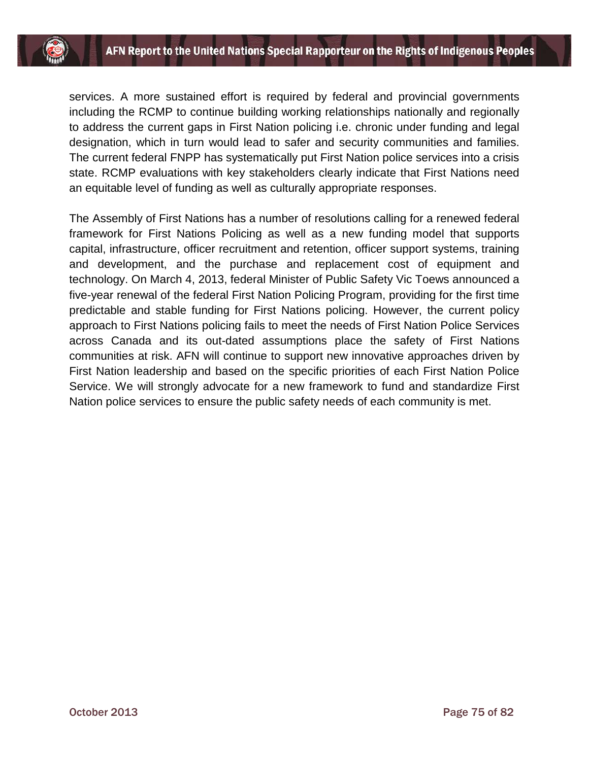services. A more sustained effort is required by federal and provincial governments including the RCMP to continue building working relationships nationally and regionally to address the current gaps in First Nation policing i.e. chronic under funding and legal designation, which in turn would lead to safer and security communities and families. The current federal FNPP has systematically put First Nation police services into a crisis state. RCMP evaluations with key stakeholders clearly indicate that First Nations need an equitable level of funding as well as culturally appropriate responses.

The Assembly of First Nations has a number of resolutions calling for a renewed federal framework for First Nations Policing as well as a new funding model that supports capital, infrastructure, officer recruitment and retention, officer support systems, training and development, and the purchase and replacement cost of equipment and technology. On March 4, 2013, federal Minister of Public Safety Vic Toews announced a five-year renewal of the federal First Nation Policing Program, providing for the first time predictable and stable funding for First Nations policing. However, the current policy approach to First Nations policing fails to meet the needs of First Nation Police Services across Canada and its out-dated assumptions place the safety of First Nations communities at risk. AFN will continue to support new innovative approaches driven by First Nation leadership and based on the specific priorities of each First Nation Police Service. We will strongly advocate for a new framework to fund and standardize First Nation police services to ensure the public safety needs of each community is met.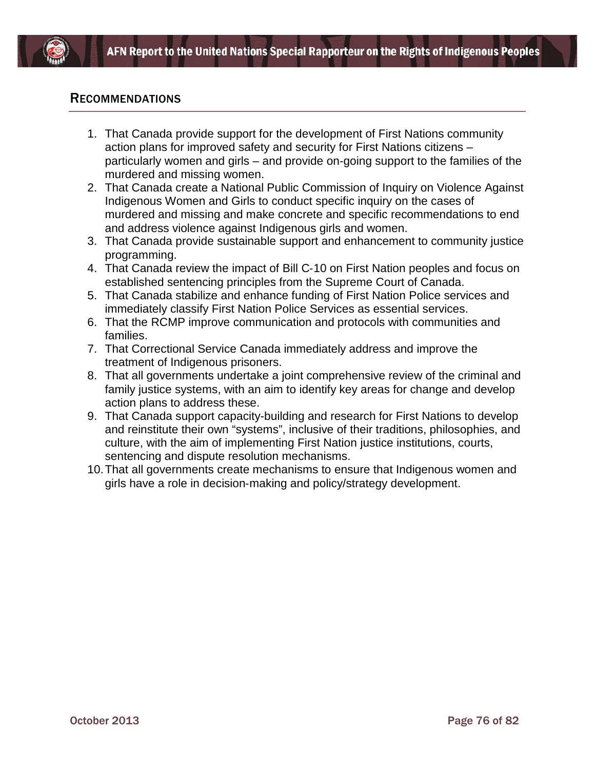## Recommendations

1. That Canada provide support for the development of First Nations community action plans for improved safety and security for First Nations citizens – particularly women and girls – and provide on-going support to the families of the murdered and missing women.
2. That Canada create a National Public Commission of Inquiry on Violence Against Indigenous Women and Girls to conduct specific inquiry on the cases of murdered and missing and make concrete and specific recommendations to end and address violence against Indigenous girls and women.
3. That Canada provide sustainable support and enhancement to community justice programming.
4. That Canada review the impact of Bill C-10 on First Nation peoples and focus on established sentencing principles from the Supreme Court of Canada.
5. That Canada stabilize and enhance funding of First Nation Police services and immediately classify First Nation Police Services as essential services.
6. That the RCMP improve communication and protocols with communities and families.
7. That Correctional Service Canada immediately address and improve the treatment of Indigenous prisoners.
8. That all governments undertake a joint comprehensive review of the criminal and family justice systems, with an aim to identify key areas for change and develop action plans to address these.
9. That Canada support capacity-building and research for First Nations to develop and reinstitute their own "systems", inclusive of their traditions, philosophies, and culture, with the aim of implementing First Nation justice institutions, courts, sentencing and dispute resolution mechanisms.
10. That all governments create mechanisms to ensure that Indigenous women and girls have a role in decision-making and policy/strategy development.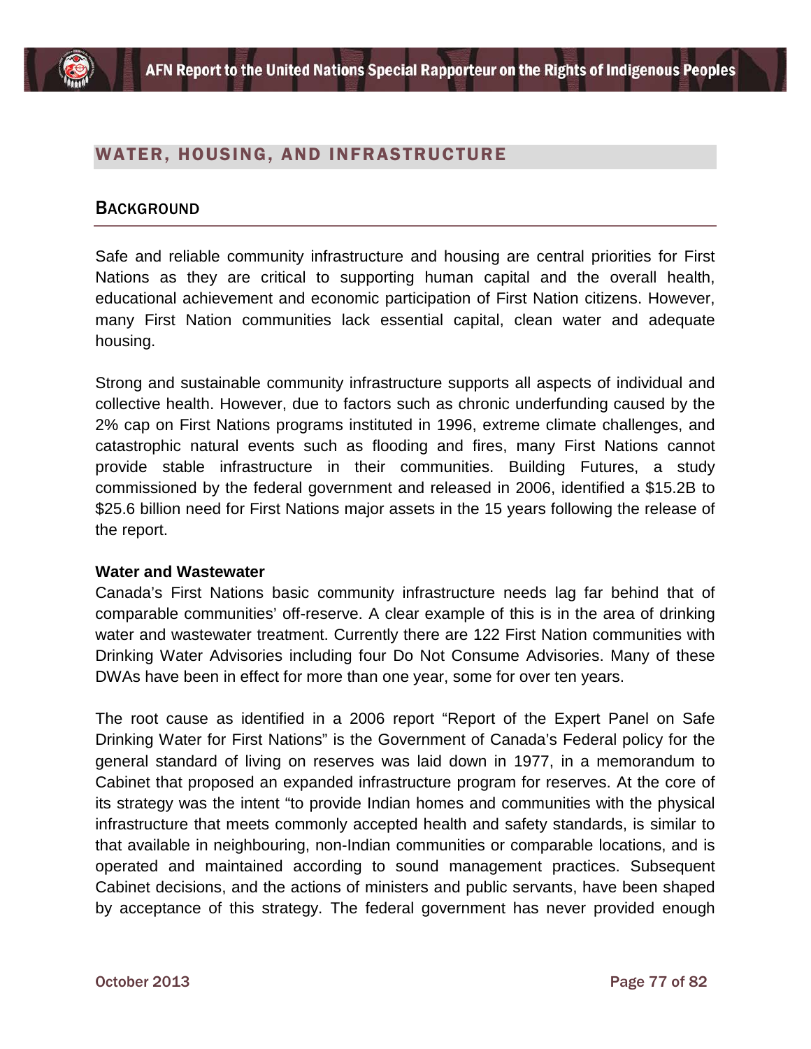## WATER, HOUSING, AND INFRASTRUCTURE

### BACKGROUND

Safe and reliable community infrastructure and housing are central priorities for First Nations as they are critical to supporting human capital and the overall health, educational achievement and economic participation of First Nation citizens. However, many First Nation communities lack essential capital, clean water and adequate housing.

Strong and sustainable community infrastructure supports all aspects of individual and collective health. However, due to factors such as chronic underfunding caused by the 2% cap on First Nations programs instituted in 1996, extreme climate challenges, and catastrophic natural events such as flooding and fires, many First Nations cannot provide stable infrastructure in their communities. Building Futures, a study commissioned by the federal government and released in 2006, identified a $15.2B to $25.6 billion need for First Nations major assets in the 15 years following the release of the report.

**Water and Wastewater**

Canada's First Nations basic community infrastructure needs lag far behind that of comparable communities' off-reserve. A clear example of this is in the area of drinking water and wastewater treatment. Currently there are 122 First Nation communities with Drinking Water Advisories including four Do Not Consume Advisories. Many of these DWAs have been in effect for more than one year, some for over ten years.

The root cause as identified in a 2006 report "Report of the Expert Panel on Safe Drinking Water for First Nations" is the Government of Canada's Federal policy for the general standard of living on reserves was laid down in 1977, in a memorandum to Cabinet that proposed an expanded infrastructure program for reserves. At the core of its strategy was the intent "to provide Indian homes and communities with the physical infrastructure that meets commonly accepted health and safety standards, is similar to that available in neighbouring, non-Indian communities or comparable locations, and is operated and maintained according to sound management practices. Subsequent Cabinet decisions, and the actions of ministers and public servants, have been shaped by acceptance of this strategy. The federal government has never provided enough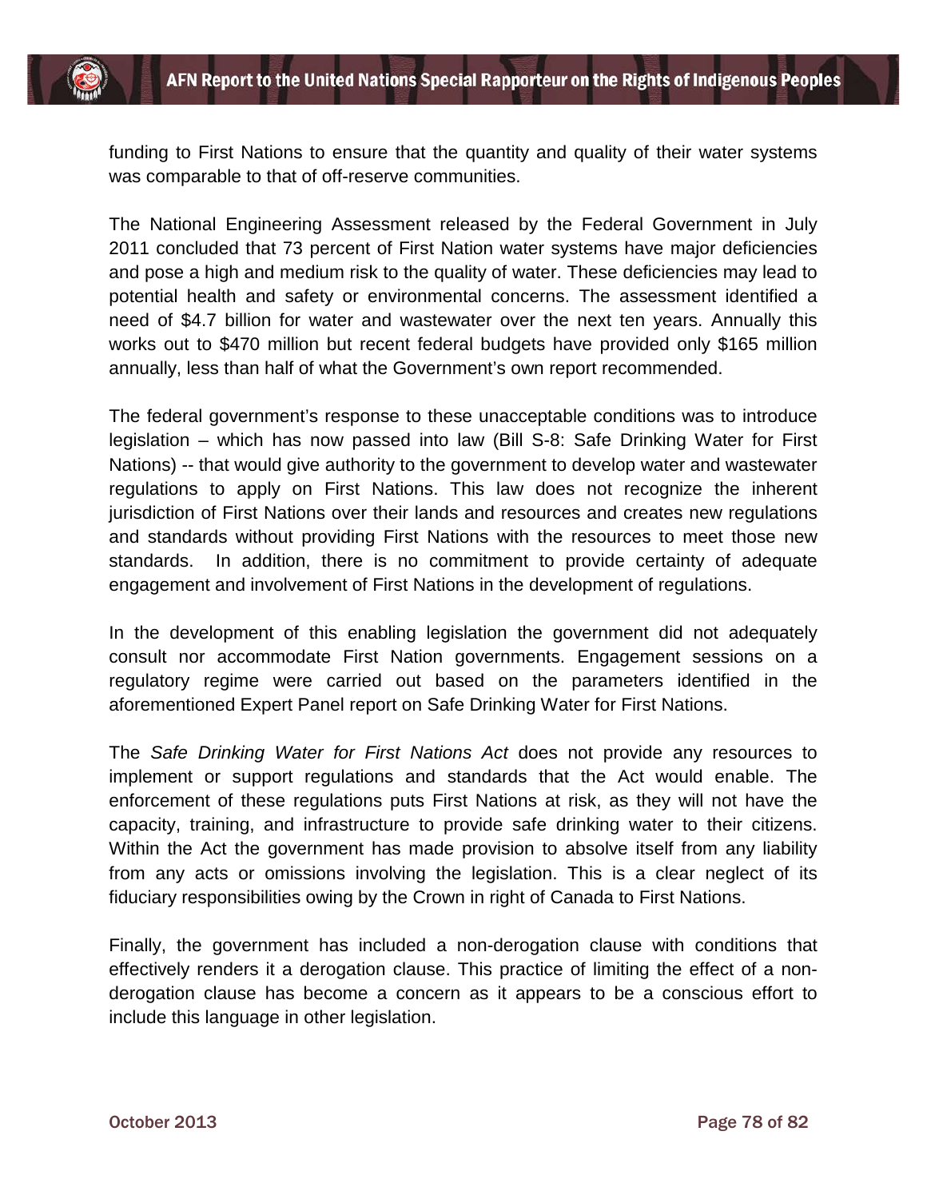funding to First Nations to ensure that the quantity and quality of their water systems was comparable to that of off-reserve communities.

The National Engineering Assessment released by the Federal Government in July 2011 concluded that 73 percent of First Nation water systems have major deficiencies and pose a high and medium risk to the quality of water. These deficiencies may lead to potential health and safety or environmental concerns. The assessment identified a need of $4.7 billion for water and wastewater over the next ten years. Annually this works out to $470 million but recent federal budgets have provided only $165 million annually, less than half of what the Government's own report recommended.

The federal government's response to these unacceptable conditions was to introduce legislation – which has now passed into law (Bill S-8: Safe Drinking Water for First Nations) -- that would give authority to the government to develop water and wastewater regulations to apply on First Nations. This law does not recognize the inherent jurisdiction of First Nations over their lands and resources and creates new regulations and standards without providing First Nations with the resources to meet those new standards. In addition, there is no commitment to provide certainty of adequate engagement and involvement of First Nations in the development of regulations.

In the development of this enabling legislation the government did not adequately consult nor accommodate First Nation governments. Engagement sessions on a regulatory regime were carried out based on the parameters identified in the aforementioned Expert Panel report on Safe Drinking Water for First Nations.

The *Safe Drinking Water for First Nations Act* does not provide any resources to implement or support regulations and standards that the Act would enable. The enforcement of these regulations puts First Nations at risk, as they will not have the capacity, training, and infrastructure to provide safe drinking water to their citizens. Within the Act the government has made provision to absolve itself from any liability from any acts or omissions involving the legislation. This is a clear neglect of its fiduciary responsibilities owing by the Crown in right of Canada to First Nations.

Finally, the government has included a non-derogation clause with conditions that effectively renders it a derogation clause. This practice of limiting the effect of a non-derogation clause has become a concern as it appears to be a conscious effort to include this language in other legislation.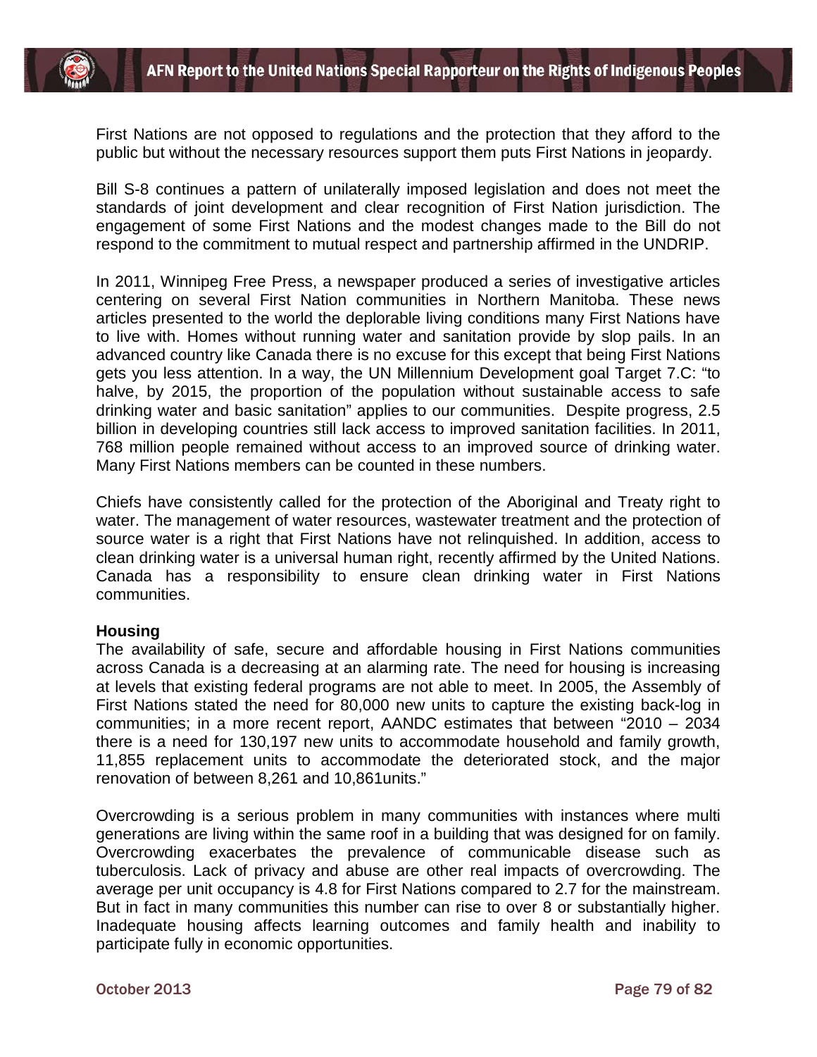First Nations are not opposed to regulations and the protection that they afford to the public but without the necessary resources support them puts First Nations in jeopardy.

Bill S-8 continues a pattern of unilaterally imposed legislation and does not meet the standards of joint development and clear recognition of First Nation jurisdiction. The engagement of some First Nations and the modest changes made to the Bill do not respond to the commitment to mutual respect and partnership affirmed in the UNDRIP.

In 2011, Winnipeg Free Press, a newspaper produced a series of investigative articles centering on several First Nation communities in Northern Manitoba. These news articles presented to the world the deplorable living conditions many First Nations have to live with. Homes without running water and sanitation provide by slop pails. In an advanced country like Canada there is no excuse for this except that being First Nations gets you less attention. In a way, the UN Millennium Development goal Target 7.C: "to halve, by 2015, the proportion of the population without sustainable access to safe drinking water and basic sanitation" applies to our communities. Despite progress, 2.5 billion in developing countries still lack access to improved sanitation facilities. In 2011, 768 million people remained without access to an improved source of drinking water. Many First Nations members can be counted in these numbers.

Chiefs have consistently called for the protection of the Aboriginal and Treaty right to water. The management of water resources, wastewater treatment and the protection of source water is a right that First Nations have not relinquished. In addition, access to clean drinking water is a universal human right, recently affirmed by the United Nations. Canada has a responsibility to ensure clean drinking water in First Nations communities.

**Housing**

The availability of safe, secure and affordable housing in First Nations communities across Canada is a decreasing at an alarming rate. The need for housing is increasing at levels that existing federal programs are not able to meet. In 2005, the Assembly of First Nations stated the need for 80,000 new units to capture the existing back-log in communities; in a more recent report, AANDC estimates that between "2010 – 2034 there is a need for 130,197 new units to accommodate household and family growth, 11,855 replacement units to accommodate the deteriorated stock, and the major renovation of between 8,261 and 10,861units."

Overcrowding is a serious problem in many communities with instances where multi generations are living within the same roof in a building that was designed for on family. Overcrowding exacerbates the prevalence of communicable disease such as tuberculosis. Lack of privacy and abuse are other real impacts of overcrowding. The average per unit occupancy is 4.8 for First Nations compared to 2.7 for the mainstream. But in fact in many communities this number can rise to over 8 or substantially higher. Inadequate housing affects learning outcomes and family health and inability to participate fully in economic opportunities.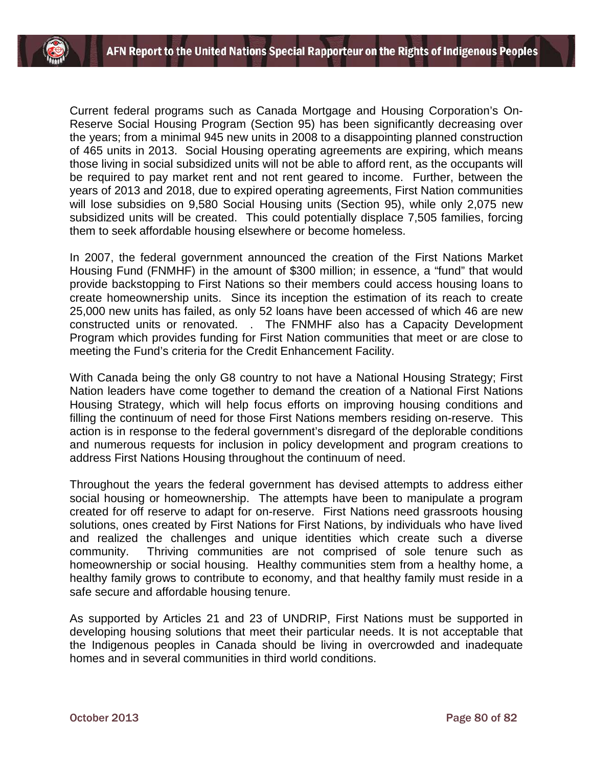Current federal programs such as Canada Mortgage and Housing Corporation's On-Reserve Social Housing Program (Section 95) has been significantly decreasing over the years; from a minimal 945 new units in 2008 to a disappointing planned construction of 465 units in 2013. Social Housing operating agreements are expiring, which means those living in social subsidized units will not be able to afford rent, as the occupants will be required to pay market rent and not rent geared to income. Further, between the years of 2013 and 2018, due to expired operating agreements, First Nation communities will lose subsidies on 9,580 Social Housing units (Section 95), while only 2,075 new subsidized units will be created. This could potentially displace 7,505 families, forcing them to seek affordable housing elsewhere or become homeless.

In 2007, the federal government announced the creation of the First Nations Market Housing Fund (FNMHF) in the amount of $300 million; in essence, a "fund" that would provide backstopping to First Nations so their members could access housing loans to create homeownership units. Since its inception the estimation of its reach to create 25,000 new units has failed, as only 52 loans have been accessed of which 46 are new constructed units or renovated. . The FNMHF also has a Capacity Development Program which provides funding for First Nation communities that meet or are close to meeting the Fund's criteria for the Credit Enhancement Facility.

With Canada being the only G8 country to not have a National Housing Strategy; First Nation leaders have come together to demand the creation of a National First Nations Housing Strategy, which will help focus efforts on improving housing conditions and filling the continuum of need for those First Nations members residing on-reserve. This action is in response to the federal government's disregard of the deplorable conditions and numerous requests for inclusion in policy development and program creations to address First Nations Housing throughout the continuum of need.

Throughout the years the federal government has devised attempts to address either social housing or homeownership. The attempts have been to manipulate a program created for off reserve to adapt for on-reserve. First Nations need grassroots housing solutions, ones created by First Nations for First Nations, by individuals who have lived and realized the challenges and unique identities which create such a diverse community. Thriving communities are not comprised of sole tenure such as homeownership or social housing. Healthy communities stem from a healthy home, a healthy family grows to contribute to economy, and that healthy family must reside in a safe secure and affordable housing tenure.

As supported by Articles 21 and 23 of UNDRIP, First Nations must be supported in developing housing solutions that meet their particular needs. It is not acceptable that the Indigenous peoples in Canada should be living in overcrowded and inadequate homes and in several communities in third world conditions.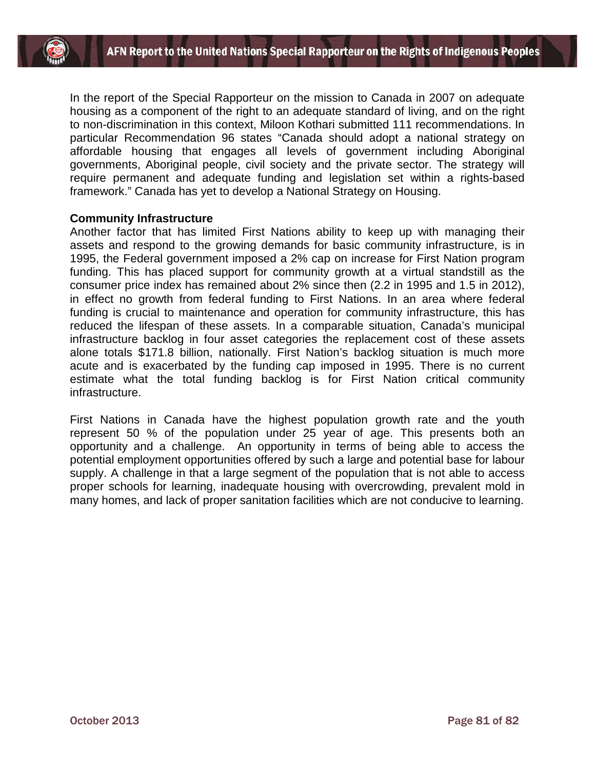In the report of the Special Rapporteur on the mission to Canada in 2007 on adequate housing as a component of the right to an adequate standard of living, and on the right to non-discrimination in this context, Miloon Kothari submitted 111 recommendations. In particular Recommendation 96 states "Canada should adopt a national strategy on affordable housing that engages all levels of government including Aboriginal governments, Aboriginal people, civil society and the private sector. The strategy will require permanent and adequate funding and legislation set within a rights-based framework." Canada has yet to develop a National Strategy on Housing.

**Community Infrastructure**

Another factor that has limited First Nations ability to keep up with managing their assets and respond to the growing demands for basic community infrastructure, is in 1995, the Federal government imposed a 2% cap on increase for First Nation program funding. This has placed support for community growth at a virtual standstill as the consumer price index has remained about 2% since then (2.2 in 1995 and 1.5 in 2012), in effect no growth from federal funding to First Nations. In an area where federal funding is crucial to maintenance and operation for community infrastructure, this has reduced the lifespan of these assets. In a comparable situation, Canada's municipal infrastructure backlog in four asset categories the replacement cost of these assets alone totals $171.8 billion, nationally. First Nation's backlog situation is much more acute and is exacerbated by the funding cap imposed in 1995. There is no current estimate what the total funding backlog is for First Nation critical community infrastructure.

First Nations in Canada have the highest population growth rate and the youth represent 50 % of the population under 25 year of age. This presents both an opportunity and a challenge. An opportunity in terms of being able to access the potential employment opportunities offered by such a large and potential base for labour supply. A challenge in that a large segment of the population that is not able to access proper schools for learning, inadequate housing with overcrowding, prevalent mold in many homes, and lack of proper sanitation facilities which are not conducive to learning.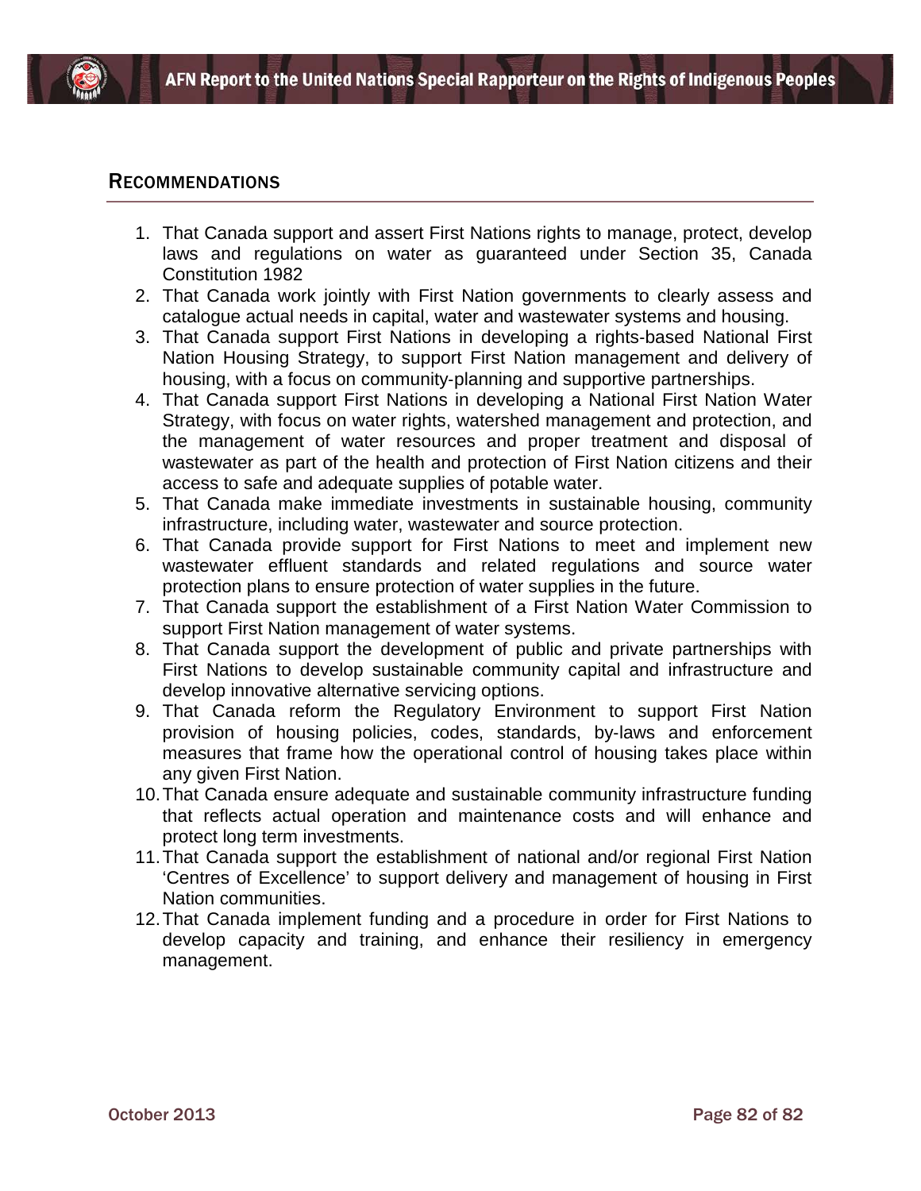## Recommendations

1. That Canada support and assert First Nations rights to manage, protect, develop laws and regulations on water as guaranteed under Section 35, Canada Constitution 1982
2. That Canada work jointly with First Nation governments to clearly assess and catalogue actual needs in capital, water and wastewater systems and housing.
3. That Canada support First Nations in developing a rights-based National First Nation Housing Strategy, to support First Nation management and delivery of housing, with a focus on community-planning and supportive partnerships.
4. That Canada support First Nations in developing a National First Nation Water Strategy, with focus on water rights, watershed management and protection, and the management of water resources and proper treatment and disposal of wastewater as part of the health and protection of First Nation citizens and their access to safe and adequate supplies of potable water.
5. That Canada make immediate investments in sustainable housing, community infrastructure, including water, wastewater and source protection.
6. That Canada provide support for First Nations to meet and implement new wastewater effluent standards and related regulations and source water protection plans to ensure protection of water supplies in the future.
7. That Canada support the establishment of a First Nation Water Commission to support First Nation management of water systems.
8. That Canada support the development of public and private partnerships with First Nations to develop sustainable community capital and infrastructure and develop innovative alternative servicing options.
9. That Canada reform the Regulatory Environment to support First Nation provision of housing policies, codes, standards, by-laws and enforcement measures that frame how the operational control of housing takes place within any given First Nation.
10. That Canada ensure adequate and sustainable community infrastructure funding that reflects actual operation and maintenance costs and will enhance and protect long term investments.
11. That Canada support the establishment of national and/or regional First Nation 'Centres of Excellence' to support delivery and management of housing in First Nation communities.
12. That Canada implement funding and a procedure in order for First Nations to develop capacity and training, and enhance their resiliency in emergency management.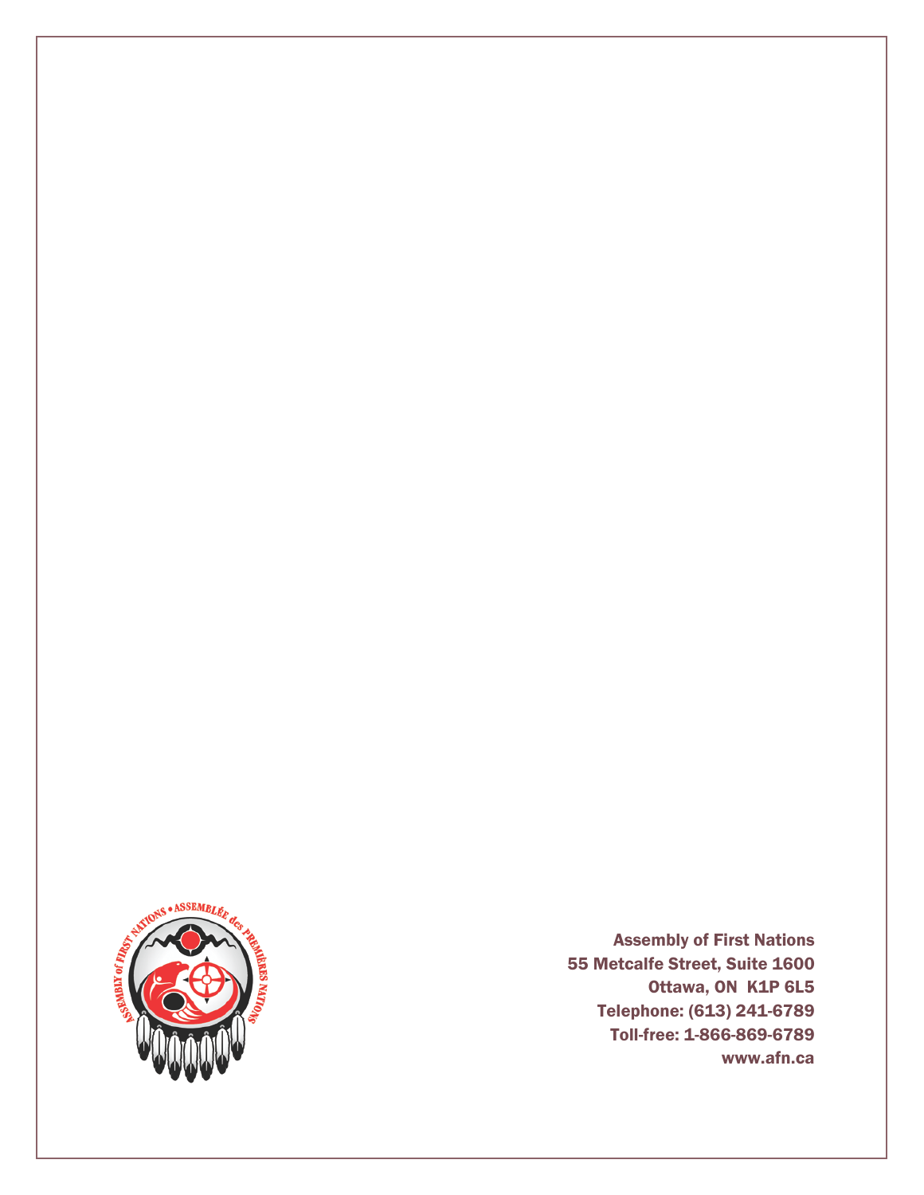Assembly of First Nations
55 Metcalfe Street, Suite 1600
Ottawa, ON  K1P 6L5
Telephone: (613) 241-6789
Toll-free: 1-866-869-6789
www.afn.ca